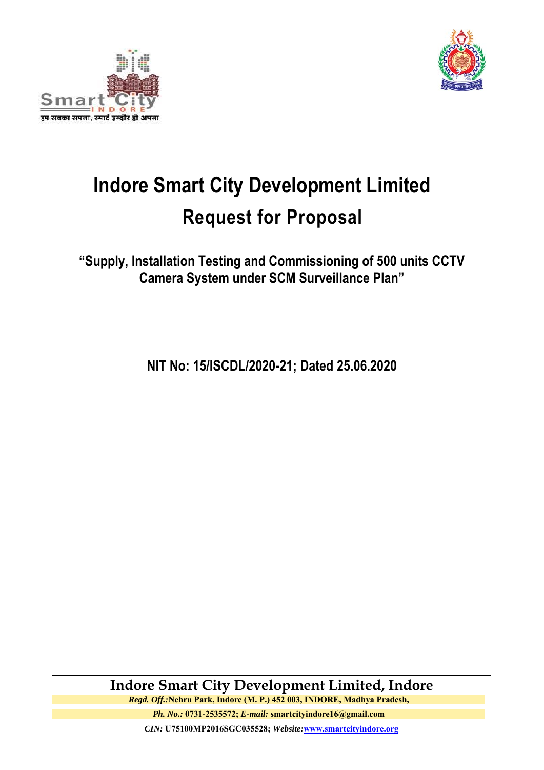# Indore Smart City Development Limited

## Request for Proposal

**"Supply, Installation Testing and Commissioning of 500 units CCTV Camera System under SCM Surveillance Plan"**

**NIT No: 15/ISCDL/2020-21; Dated 25.06.2020**

**Indore Smart City Development Limited, Indore**

***Regd. Off.:*** **Nehru Park, Indore (M. P.) 452 003, INDORE, Madhya Pradesh,**

***Ph. No.:*** **0731-2535572;** ***E-mail:*** **smartcityindore16@gmail.com**

***CIN:*** **U75100MP2016SGC035528;** ***Website:*** **www.smartcityindore.org**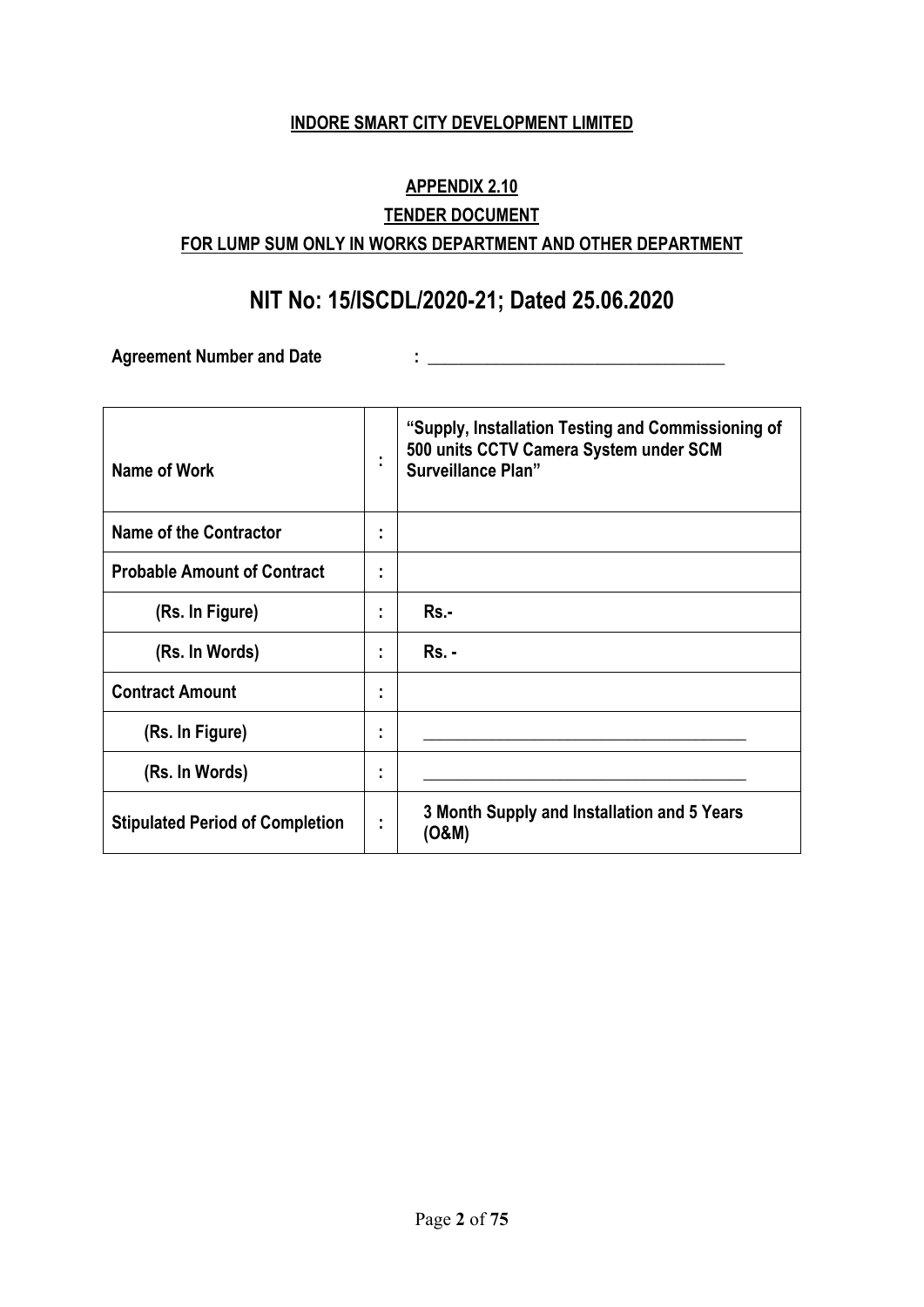**INDORE SMART CITY DEVELOPMENT LIMITED**

**APPENDIX 2.10**

**TENDER DOCUMENT**

**FOR LUMP SUM ONLY IN WORKS DEPARTMENT AND OTHER DEPARTMENT**

# NIT No: 15/ISCDL/2020-21; Dated 25.06.2020

**Agreement Number and Date** : ___________________________________

| | | |
|---|---|---|
| **Name of Work** | **:** | **"Supply, Installation Testing and Commissioning of 500 units CCTV Camera System under SCM Surveillance Plan"** |
| **Name of the Contractor** | **:** | |
| **Probable Amount of Contract** | **:** | |
| **(Rs. In Figure)** | **:** | **Rs.-** |
| **(Rs. In Words)** | **:** | **Rs. -** |
| **Contract Amount** | **:** | |
| **(Rs. In Figure)** | **:** | ___________________________________ |
| **(Rs. In Words)** | **:** | ___________________________________ |
| **Stipulated Period of Completion** | **:** | **3 Month Supply and Installation and 5 Years (O&M)** |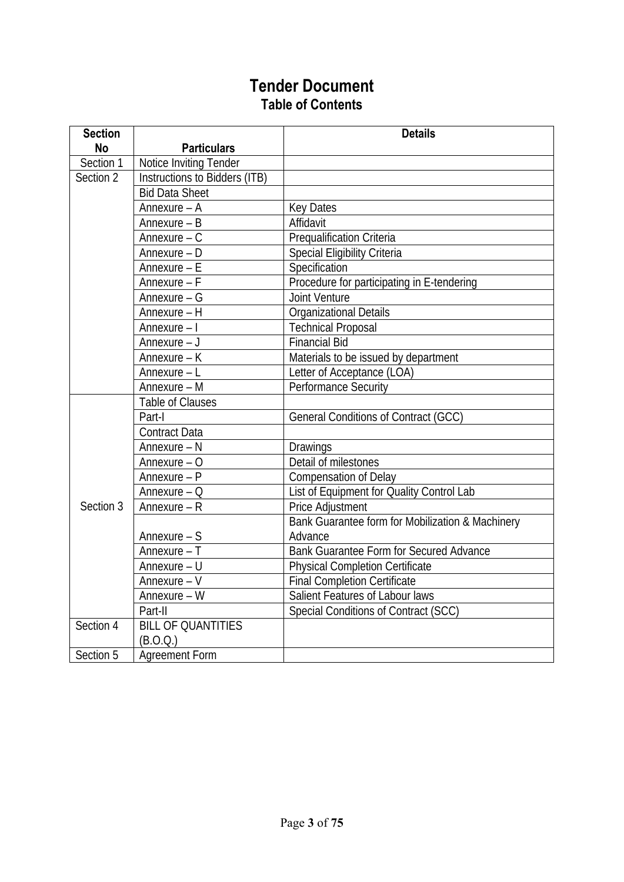# Tender Document

## Table of Contents

| Section No | Particulars | Details |
|---|---|---|
| Section 1 | Notice Inviting Tender | |
| Section 2 | Instructions to Bidders (ITB) | |
| | Bid Data Sheet | |
| | Annexure – A | Key Dates |
| | Annexure – B | Affidavit |
| | Annexure – C | Prequalification Criteria |
| | Annexure – D | Special Eligibility Criteria |
| | Annexure – E | Specification |
| | Annexure – F | Procedure for participating in E-tendering |
| | Annexure – G | Joint Venture |
| | Annexure – H | Organizational Details |
| | Annexure – I | Technical Proposal |
| | Annexure – J | Financial Bid |
| | Annexure – K | Materials to be issued by department |
| | Annexure – L | Letter of Acceptance (LOA) |
| | Annexure – M | Performance Security |
| Section 3 | Table of Clauses | |
| | Part-I | General Conditions of Contract (GCC) |
| | Contract Data | |
| | Annexure – N | Drawings |
| | Annexure – O | Detail of milestones |
| | Annexure – P | Compensation of Delay |
| | Annexure – Q | List of Equipment for Quality Control Lab |
| | Annexure – R | Price Adjustment |
| | Annexure – S | Bank Guarantee form for Mobilization & Machinery Advance |
| | Annexure – T | Bank Guarantee Form for Secured Advance |
| | Annexure – U | Physical Completion Certificate |
| | Annexure – V | Final Completion Certificate |
| | Annexure – W | Salient Features of Labour laws |
| | Part-II | Special Conditions of Contract (SCC) |
| Section 4 | BILL OF QUANTITIES (B.O.Q.) | |
| Section 5 | Agreement Form | |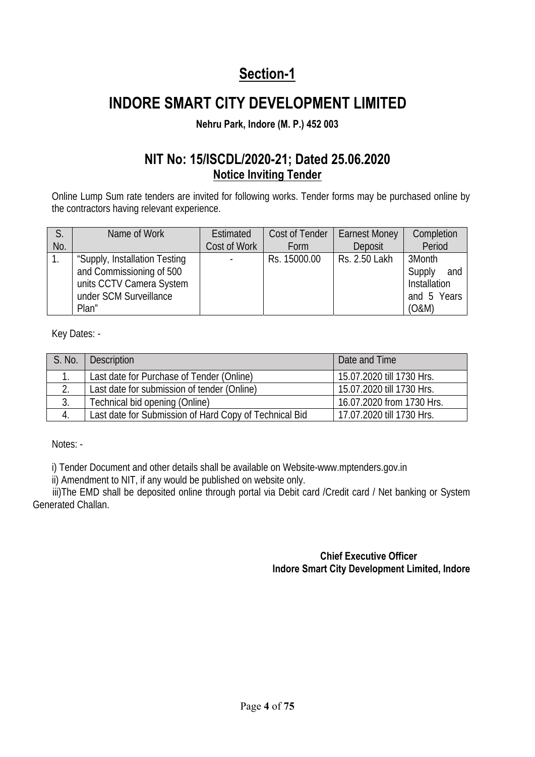## Section-1

# INDORE SMART CITY DEVELOPMENT LIMITED

**Nehru Park, Indore (M. P.) 452 003**

## NIT No: 15/ISCDL/2020-21; Dated 25.06.2020

**Notice Inviting Tender**

Online Lump Sum rate tenders are invited for following works. Tender forms may be purchased online by the contractors having relevant experience.

| S. No. | Name of Work | Estimated Cost of Work | Cost of Tender Form | Earnest Money Deposit | Completion Period |
|---|---|---|---|---|---|
| 1. | "Supply, Installation Testing and Commissioning of 500 units CCTV Camera System under SCM Surveillance Plan" | - | Rs. 15000.00 | Rs. 2.50 Lakh | 3Month Supply and Installation and 5 Years (O&M) |

Key Dates: -

| S. No. | Description | Date and Time |
|---|---|---|
| 1. | Last date for Purchase of Tender (Online) | 15.07.2020 till 1730 Hrs. |
| 2. | Last date for submission of tender (Online) | 15.07.2020 till 1730 Hrs. |
| 3. | Technical bid opening (Online) | 16.07.2020 from 1730 Hrs. |
| 4. | Last date for Submission of Hard Copy of Technical Bid | 17.07.2020 till 1730 Hrs. |

Notes: -

i) Tender Document and other details shall be available on Website-www.mptenders.gov.in

ii) Amendment to NIT, if any would be published on website only.

iii)The EMD shall be deposited online through portal via Debit card /Credit card / Net banking or System Generated Challan.

**Chief Executive Officer**
**Indore Smart City Development Limited, Indore**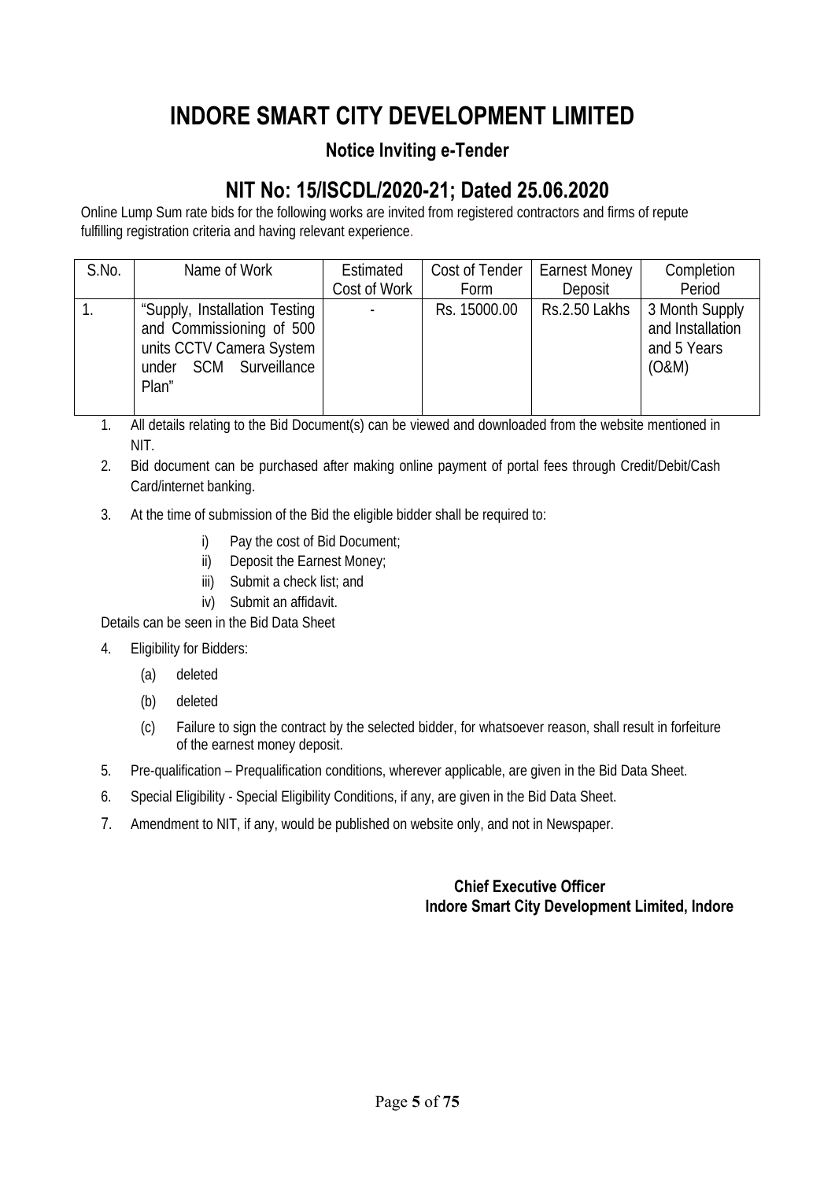# INDORE SMART CITY DEVELOPMENT LIMITED

### Notice Inviting e-Tender

## NIT No: 15/ISCDL/2020-21; Dated 25.06.2020

Online Lump Sum rate bids for the following works are invited from registered contractors and firms of repute fulfilling registration criteria and having relevant experience.

| S.No. | Name of Work | Estimated Cost of Work | Cost of Tender Form | Earnest Money Deposit | Completion Period |
|---|---|---|---|---|---|
| 1. | "Supply, Installation Testing and Commissioning of 500 units CCTV Camera System under SCM Surveillance Plan" | - | Rs. 15000.00 | Rs.2.50 Lakhs | 3 Month Supply and Installation and 5 Years (O&M) |

1. All details relating to the Bid Document(s) can be viewed and downloaded from the website mentioned in NIT.
2. Bid document can be purchased after making online payment of portal fees through Credit/Debit/Cash Card/internet banking.
3. At the time of submission of the Bid the eligible bidder shall be required to:
    i) Pay the cost of Bid Document;
    ii) Deposit the Earnest Money;
    iii) Submit a check list; and
    iv) Submit an affidavit.

Details can be seen in the Bid Data Sheet

4. Eligibility for Bidders:
    (a) deleted
    (b) deleted
    (c) Failure to sign the contract by the selected bidder, for whatsoever reason, shall result in forfeiture of the earnest money deposit.
5. Pre-qualification – Prequalification conditions, wherever applicable, are given in the Bid Data Sheet.
6. Special Eligibility - Special Eligibility Conditions, if any, are given in the Bid Data Sheet.
7. Amendment to NIT, if any, would be published on website only, and not in Newspaper.

**Chief Executive Officer**
**Indore Smart City Development Limited, Indore**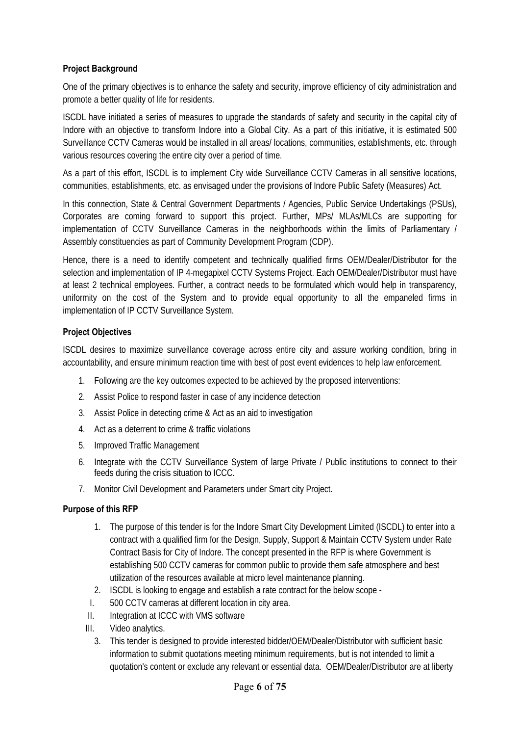**Project Background**

One of the primary objectives is to enhance the safety and security, improve efficiency of city administration and promote a better quality of life for residents.

ISCDL have initiated a series of measures to upgrade the standards of safety and security in the capital city of Indore with an objective to transform Indore into a Global City. As a part of this initiative, it is estimated 500 Surveillance CCTV Cameras would be installed in all areas/ locations, communities, establishments, etc. through various resources covering the entire city over a period of time.

As a part of this effort, ISCDL is to implement City wide Surveillance CCTV Cameras in all sensitive locations, communities, establishments, etc. as envisaged under the provisions of Indore Public Safety (Measures) Act.

In this connection, State & Central Government Departments / Agencies, Public Service Undertakings (PSUs), Corporates are coming forward to support this project. Further, MPs/ MLAs/MLCs are supporting for implementation of CCTV Surveillance Cameras in the neighborhoods within the limits of Parliamentary / Assembly constituencies as part of Community Development Program (CDP).

Hence, there is a need to identify competent and technically qualified firms OEM/Dealer/Distributor for the selection and implementation of IP 4-megapixel CCTV Systems Project. Each OEM/Dealer/Distributor must have at least 2 technical employees. Further, a contract needs to be formulated which would help in transparency, uniformity on the cost of the System and to provide equal opportunity to all the empaneled firms in implementation of IP CCTV Surveillance System.

**Project Objectives**

ISCDL desires to maximize surveillance coverage across entire city and assure working condition, bring in accountability, and ensure minimum reaction time with best of post event evidences to help law enforcement.

1. Following are the key outcomes expected to be achieved by the proposed interventions:
2. Assist Police to respond faster in case of any incidence detection
3. Assist Police in detecting crime & Act as an aid to investigation
4. Act as a deterrent to crime & traffic violations
5. Improved Traffic Management
6. Integrate with the CCTV Surveillance System of large Private / Public institutions to connect to their feeds during the crisis situation to ICCC.
7. Monitor Civil Development and Parameters under Smart city Project.

**Purpose of this RFP**

1. The purpose of this tender is for the Indore Smart City Development Limited (ISCDL) to enter into a contract with a qualified firm for the Design, Supply, Support & Maintain CCTV System under Rate Contract Basis for City of Indore. The concept presented in the RFP is where Government is establishing 500 CCTV cameras for common public to provide them safe atmosphere and best utilization of the resources available at micro level maintenance planning.
2. ISCDL is looking to engage and establish a rate contract for the below scope -
   - I. 500 CCTV cameras at different location in city area.
   - II. Integration at ICCC with VMS software
   - III. Video analytics.
3. This tender is designed to provide interested bidder/OEM/Dealer/Distributor with sufficient basic information to submit quotations meeting minimum requirements, but is not intended to limit a quotation's content or exclude any relevant or essential data. OEM/Dealer/Distributor are at liberty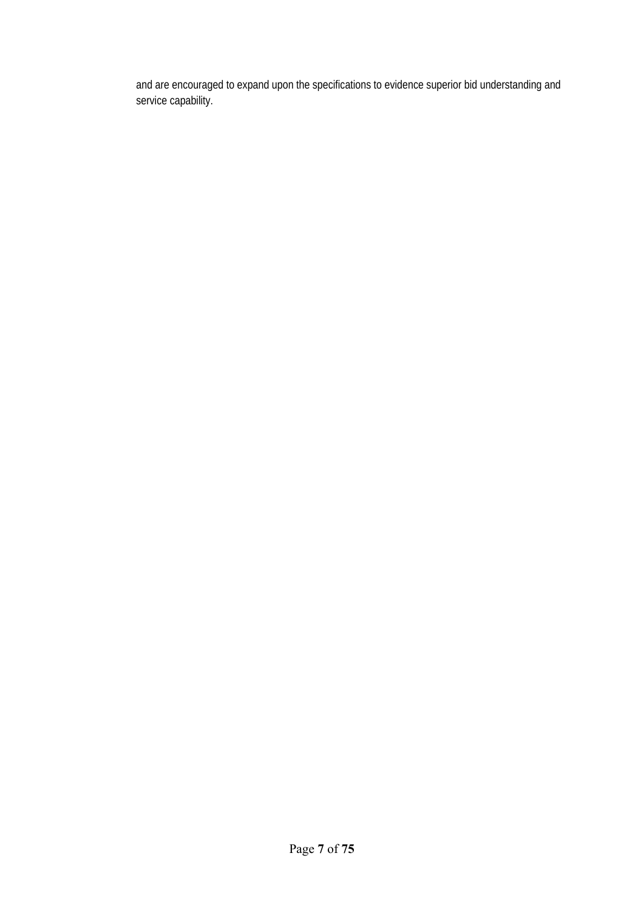and are encouraged to expand upon the specifications to evidence superior bid understanding and service capability.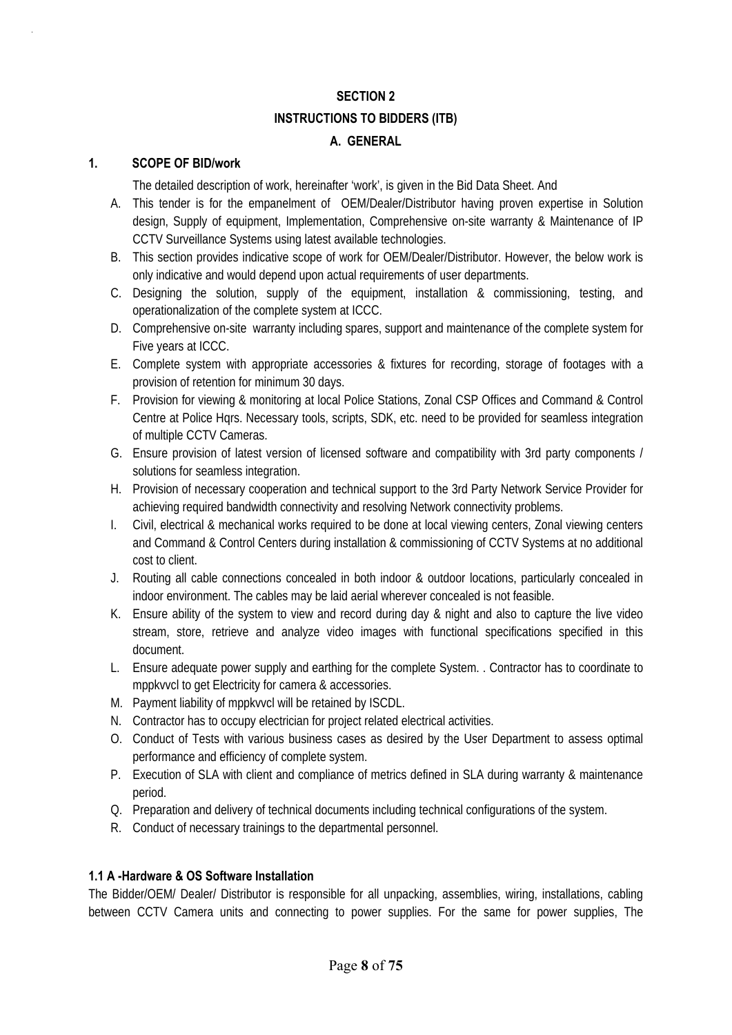## SECTION 2

## INSTRUCTIONS TO BIDDERS (ITB)

### A. GENERAL

**1. SCOPE OF BID/work**

The detailed description of work, hereinafter 'work', is given in the Bid Data Sheet. And

A. This tender is for the empanelment of OEM/Dealer/Distributor having proven expertise in Solution design, Supply of equipment, Implementation, Comprehensive on-site warranty & Maintenance of IP CCTV Surveillance Systems using latest available technologies.

B. This section provides indicative scope of work for OEM/Dealer/Distributor. However, the below work is only indicative and would depend upon actual requirements of user departments.

C. Designing the solution, supply of the equipment, installation & commissioning, testing, and operationalization of the complete system at ICCC.

D. Comprehensive on-site warranty including spares, support and maintenance of the complete system for Five years at ICCC.

E. Complete system with appropriate accessories & fixtures for recording, storage of footages with a provision of retention for minimum 30 days.

F. Provision for viewing & monitoring at local Police Stations, Zonal CSP Offices and Command & Control Centre at Police Hqrs. Necessary tools, scripts, SDK, etc. need to be provided for seamless integration of multiple CCTV Cameras.

G. Ensure provision of latest version of licensed software and compatibility with 3rd party components / solutions for seamless integration.

H. Provision of necessary cooperation and technical support to the 3rd Party Network Service Provider for achieving required bandwidth connectivity and resolving Network connectivity problems.

I. Civil, electrical & mechanical works required to be done at local viewing centers, Zonal viewing centers and Command & Control Centers during installation & commissioning of CCTV Systems at no additional cost to client.

J. Routing all cable connections concealed in both indoor & outdoor locations, particularly concealed in indoor environment. The cables may be laid aerial wherever concealed is not feasible.

K. Ensure ability of the system to view and record during day & night and also to capture the live video stream, store, retrieve and analyze video images with functional specifications specified in this document.

L. Ensure adequate power supply and earthing for the complete System. . Contractor has to coordinate to mppkvvcl to get Electricity for camera & accessories.

M. Payment liability of mppkvvcl will be retained by ISCDL.

N. Contractor has to occupy electrician for project related electrical activities.

O. Conduct of Tests with various business cases as desired by the User Department to assess optimal performance and efficiency of complete system.

P. Execution of SLA with client and compliance of metrics defined in SLA during warranty & maintenance period.

Q. Preparation and delivery of technical documents including technical configurations of the system.

R. Conduct of necessary trainings to the departmental personnel.

**1.1 A -Hardware & OS Software Installation**

The Bidder/OEM/ Dealer/ Distributor is responsible for all unpacking, assemblies, wiring, installations, cabling between CCTV Camera units and connecting to power supplies. For the same for power supplies, The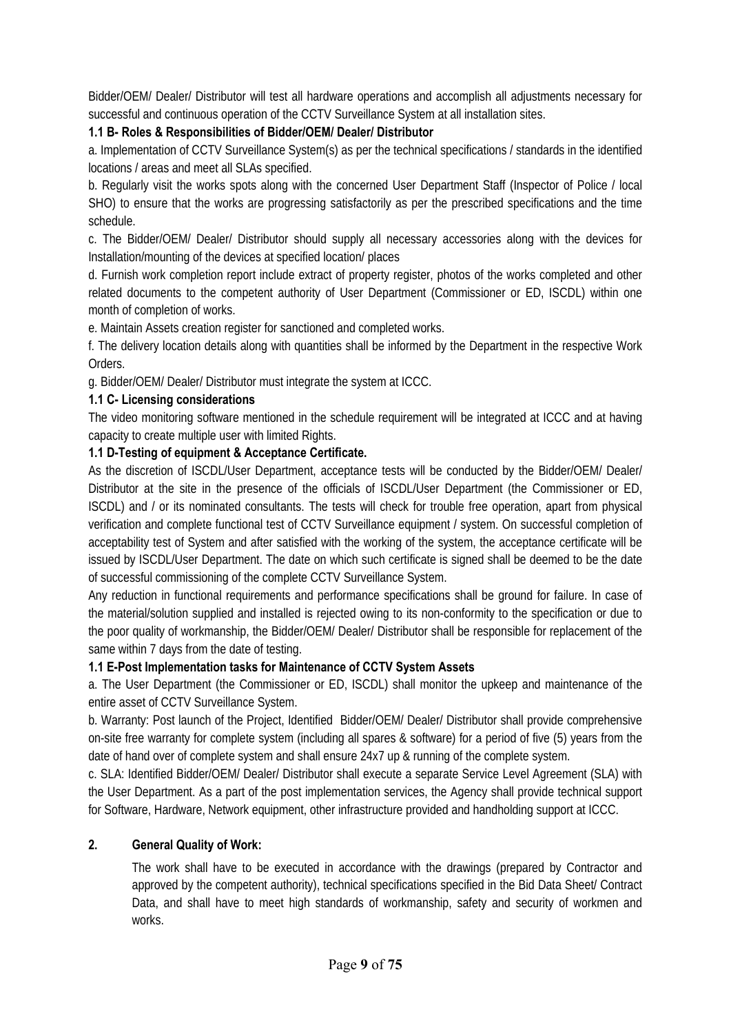Bidder/OEM/ Dealer/ Distributor will test all hardware operations and accomplish all adjustments necessary for successful and continuous operation of the CCTV Surveillance System at all installation sites.

**1.1 B- Roles & Responsibilities of Bidder/OEM/ Dealer/ Distributor**

a. Implementation of CCTV Surveillance System(s) as per the technical specifications / standards in the identified locations / areas and meet all SLAs specified.

b. Regularly visit the works spots along with the concerned User Department Staff (Inspector of Police / local SHO) to ensure that the works are progressing satisfactorily as per the prescribed specifications and the time schedule.

c. The Bidder/OEM/ Dealer/ Distributor should supply all necessary accessories along with the devices for Installation/mounting of the devices at specified location/ places

d. Furnish work completion report include extract of property register, photos of the works completed and other related documents to the competent authority of User Department (Commissioner or ED, ISCDL) within one month of completion of works.

e. Maintain Assets creation register for sanctioned and completed works.

f. The delivery location details along with quantities shall be informed by the Department in the respective Work Orders.

g. Bidder/OEM/ Dealer/ Distributor must integrate the system at ICCC.

**1.1 C- Licensing considerations**

The video monitoring software mentioned in the schedule requirement will be integrated at ICCC and at having capacity to create multiple user with limited Rights.

**1.1 D-Testing of equipment & Acceptance Certificate.**

As the discretion of ISCDL/User Department, acceptance tests will be conducted by the Bidder/OEM/ Dealer/ Distributor at the site in the presence of the officials of ISCDL/User Department (the Commissioner or ED, ISCDL) and / or its nominated consultants. The tests will check for trouble free operation, apart from physical verification and complete functional test of CCTV Surveillance equipment / system. On successful completion of acceptability test of System and after satisfied with the working of the system, the acceptance certificate will be issued by ISCDL/User Department. The date on which such certificate is signed shall be deemed to be the date of successful commissioning of the complete CCTV Surveillance System.

Any reduction in functional requirements and performance specifications shall be ground for failure. In case of the material/solution supplied and installed is rejected owing to its non-conformity to the specification or due to the poor quality of workmanship, the Bidder/OEM/ Dealer/ Distributor shall be responsible for replacement of the same within 7 days from the date of testing.

**1.1 E-Post Implementation tasks for Maintenance of CCTV System Assets**

a. The User Department (the Commissioner or ED, ISCDL) shall monitor the upkeep and maintenance of the entire asset of CCTV Surveillance System.

b. Warranty: Post launch of the Project, Identified Bidder/OEM/ Dealer/ Distributor shall provide comprehensive on-site free warranty for complete system (including all spares & software) for a period of five (5) years from the date of hand over of complete system and shall ensure 24x7 up & running of the complete system.

c. SLA: Identified Bidder/OEM/ Dealer/ Distributor shall execute a separate Service Level Agreement (SLA) with the User Department. As a part of the post implementation services, the Agency shall provide technical support for Software, Hardware, Network equipment, other infrastructure provided and handholding support at ICCC.

**2. General Quality of Work:**

The work shall have to be executed in accordance with the drawings (prepared by Contractor and approved by the competent authority), technical specifications specified in the Bid Data Sheet/ Contract Data, and shall have to meet high standards of workmanship, safety and security of workmen and works.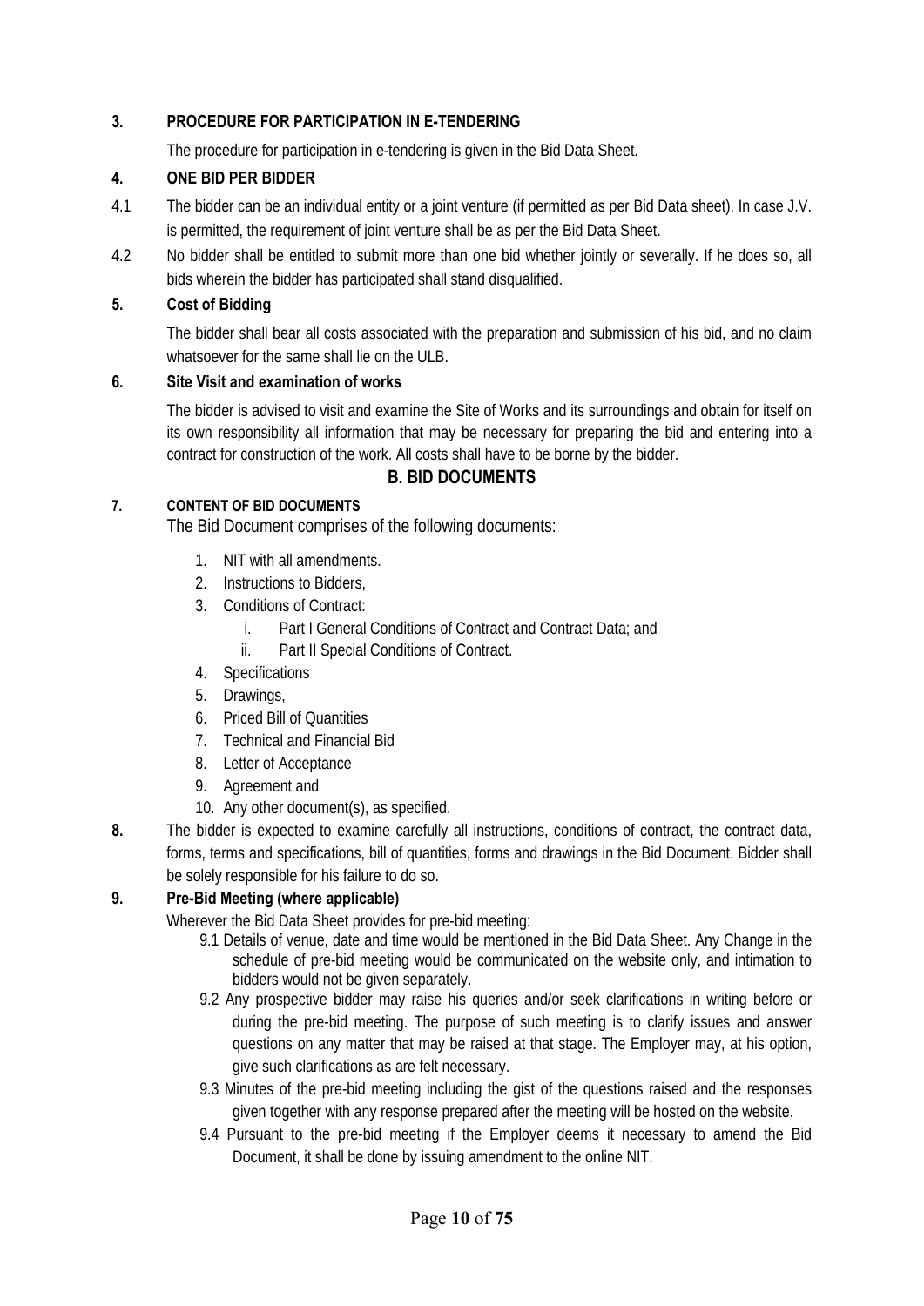### 3. PROCEDURE FOR PARTICIPATION IN E-TENDERING

The procedure for participation in e-tendering is given in the Bid Data Sheet.

### 4. ONE BID PER BIDDER

4.1 The bidder can be an individual entity or a joint venture (if permitted as per Bid Data sheet). In case J.V. is permitted, the requirement of joint venture shall be as per the Bid Data Sheet.

4.2 No bidder shall be entitled to submit more than one bid whether jointly or severally. If he does so, all bids wherein the bidder has participated shall stand disqualified.

### 5. Cost of Bidding

The bidder shall bear all costs associated with the preparation and submission of his bid, and no claim whatsoever for the same shall lie on the ULB.

### 6. Site Visit and examination of works

The bidder is advised to visit and examine the Site of Works and its surroundings and obtain for itself on its own responsibility all information that may be necessary for preparing the bid and entering into a contract for construction of the work. All costs shall have to be borne by the bidder.

## B. BID DOCUMENTS

### 7. CONTENT OF BID DOCUMENTS

The Bid Document comprises of the following documents:

1. NIT with all amendments.
2. Instructions to Bidders,
3. Conditions of Contract:
   1. Part I General Conditions of Contract and Contract Data; and
   2. Part II Special Conditions of Contract.
4. Specifications
5. Drawings,
6. Priced Bill of Quantities
7. Technical and Financial Bid
8. Letter of Acceptance
9. Agreement and
10. Any other document(s), as specified.

**8.** The bidder is expected to examine carefully all instructions, conditions of contract, the contract data, forms, terms and specifications, bill of quantities, forms and drawings in the Bid Document. Bidder shall be solely responsible for his failure to do so.

### 9. Pre-Bid Meeting (where applicable)

Wherever the Bid Data Sheet provides for pre-bid meeting:

9.1 Details of venue, date and time would be mentioned in the Bid Data Sheet. Any Change in the schedule of pre-bid meeting would be communicated on the website only, and intimation to bidders would not be given separately.

9.2 Any prospective bidder may raise his queries and/or seek clarifications in writing before or during the pre-bid meeting. The purpose of such meeting is to clarify issues and answer questions on any matter that may be raised at that stage. The Employer may, at his option, give such clarifications as are felt necessary.

9.3 Minutes of the pre-bid meeting including the gist of the questions raised and the responses given together with any response prepared after the meeting will be hosted on the website.

9.4 Pursuant to the pre-bid meeting if the Employer deems it necessary to amend the Bid Document, it shall be done by issuing amendment to the online NIT.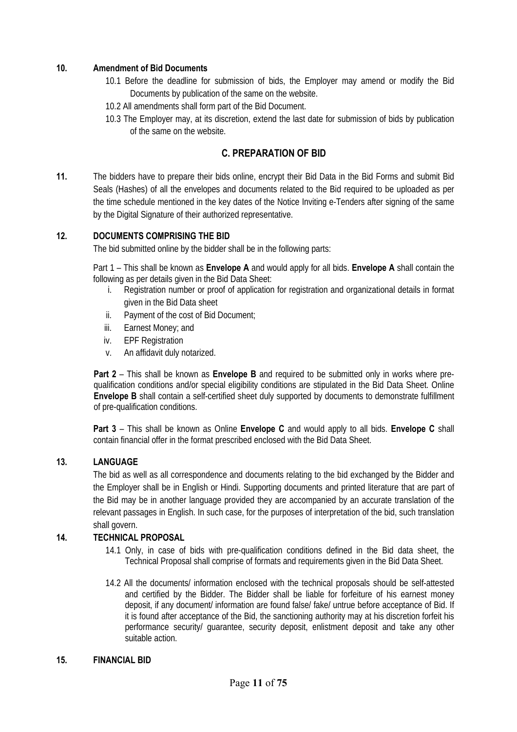**10. Amendment of Bid Documents**

10.1 Before the deadline for submission of bids, the Employer may amend or modify the Bid Documents by publication of the same on the website.

10.2 All amendments shall form part of the Bid Document.

10.3 The Employer may, at its discretion, extend the last date for submission of bids by publication of the same on the website.

## C. PREPARATION OF BID

**11.** The bidders have to prepare their bids online, encrypt their Bid Data in the Bid Forms and submit Bid Seals (Hashes) of all the envelopes and documents related to the Bid required to be uploaded as per the time schedule mentioned in the key dates of the Notice Inviting e-Tenders after signing of the same by the Digital Signature of their authorized representative.

**12. DOCUMENTS COMPRISING THE BID**

The bid submitted online by the bidder shall be in the following parts:

Part 1 – This shall be known as **Envelope A** and would apply for all bids. **Envelope A** shall contain the following as per details given in the Bid Data Sheet:

i. Registration number or proof of application for registration and organizational details in format given in the Bid Data sheet
ii. Payment of the cost of Bid Document;
iii. Earnest Money; and
iv. EPF Registration
v. An affidavit duly notarized.

**Part 2** – This shall be known as **Envelope B** and required to be submitted only in works where pre-qualification conditions and/or special eligibility conditions are stipulated in the Bid Data Sheet. Online **Envelope B** shall contain a self-certified sheet duly supported by documents to demonstrate fulfillment of pre-qualification conditions.

**Part 3** – This shall be known as Online **Envelope C** and would apply to all bids. **Envelope C** shall contain financial offer in the format prescribed enclosed with the Bid Data Sheet.

**13. LANGUAGE**

The bid as well as all correspondence and documents relating to the bid exchanged by the Bidder and the Employer shall be in English or Hindi. Supporting documents and printed literature that are part of the Bid may be in another language provided they are accompanied by an accurate translation of the relevant passages in English. In such case, for the purposes of interpretation of the bid, such translation shall govern.

**14. TECHNICAL PROPOSAL**

14.1 Only, in case of bids with pre-qualification conditions defined in the Bid data sheet, the Technical Proposal shall comprise of formats and requirements given in the Bid Data Sheet.

14.2 All the documents/ information enclosed with the technical proposals should be self-attested and certified by the Bidder. The Bidder shall be liable for forfeiture of his earnest money deposit, if any document/ information are found false/ fake/ untrue before acceptance of Bid. If it is found after acceptance of the Bid, the sanctioning authority may at his discretion forfeit his performance security/ guarantee, security deposit, enlistment deposit and take any other suitable action.

**15. FINANCIAL BID**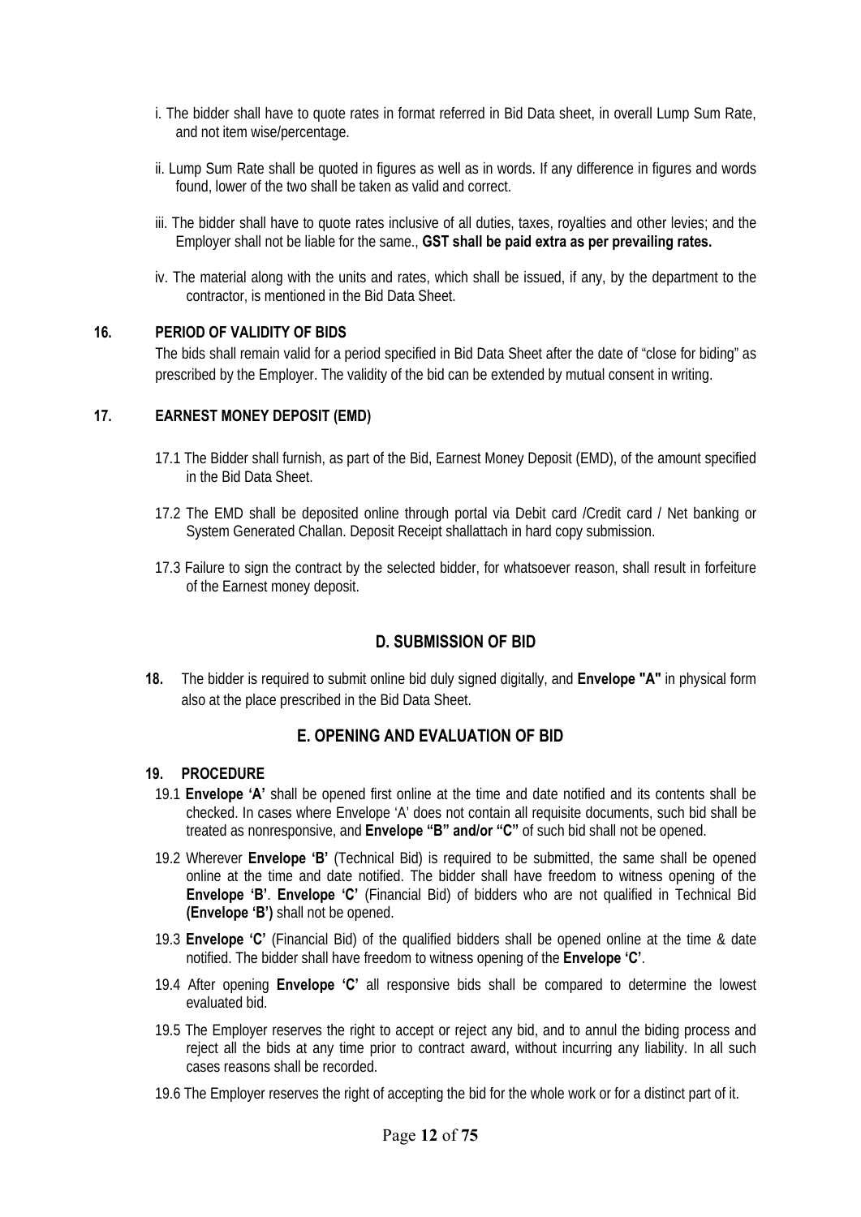i. The bidder shall have to quote rates in format referred in Bid Data sheet, in overall Lump Sum Rate, and not item wise/percentage.

ii. Lump Sum Rate shall be quoted in figures as well as in words. If any difference in figures and words found, lower of the two shall be taken as valid and correct.

iii. The bidder shall have to quote rates inclusive of all duties, taxes, royalties and other levies; and the Employer shall not be liable for the same., **GST shall be paid extra as per prevailing rates.**

iv. The material along with the units and rates, which shall be issued, if any, by the department to the contractor, is mentioned in the Bid Data Sheet.

### 16. PERIOD OF VALIDITY OF BIDS

The bids shall remain valid for a period specified in Bid Data Sheet after the date of "close for biding" as prescribed by the Employer. The validity of the bid can be extended by mutual consent in writing.

### 17. EARNEST MONEY DEPOSIT (EMD)

17.1 The Bidder shall furnish, as part of the Bid, Earnest Money Deposit (EMD), of the amount specified in the Bid Data Sheet.

17.2 The EMD shall be deposited online through portal via Debit card /Credit card / Net banking or System Generated Challan. Deposit Receipt shallattach in hard copy submission.

17.3 Failure to sign the contract by the selected bidder, for whatsoever reason, shall result in forfeiture of the Earnest money deposit.

## D. SUBMISSION OF BID

**18.** The bidder is required to submit online bid duly signed digitally, and **Envelope "A"** in physical form also at the place prescribed in the Bid Data Sheet.

## E. OPENING AND EVALUATION OF BID

### 19. PROCEDURE

19.1 **Envelope 'A'** shall be opened first online at the time and date notified and its contents shall be checked. In cases where Envelope 'A' does not contain all requisite documents, such bid shall be treated as nonresponsive, and **Envelope "B" and/or "C"** of such bid shall not be opened.

19.2 Wherever **Envelope 'B'** (Technical Bid) is required to be submitted, the same shall be opened online at the time and date notified. The bidder shall have freedom to witness opening of the **Envelope 'B'**. **Envelope 'C'** (Financial Bid) of bidders who are not qualified in Technical Bid **(Envelope 'B')** shall not be opened.

19.3 **Envelope 'C'** (Financial Bid) of the qualified bidders shall be opened online at the time & date notified. The bidder shall have freedom to witness opening of the **Envelope 'C'**.

19.4 After opening **Envelope 'C'** all responsive bids shall be compared to determine the lowest evaluated bid.

19.5 The Employer reserves the right to accept or reject any bid, and to annul the biding process and reject all the bids at any time prior to contract award, without incurring any liability. In all such cases reasons shall be recorded.

19.6 The Employer reserves the right of accepting the bid for the whole work or for a distinct part of it.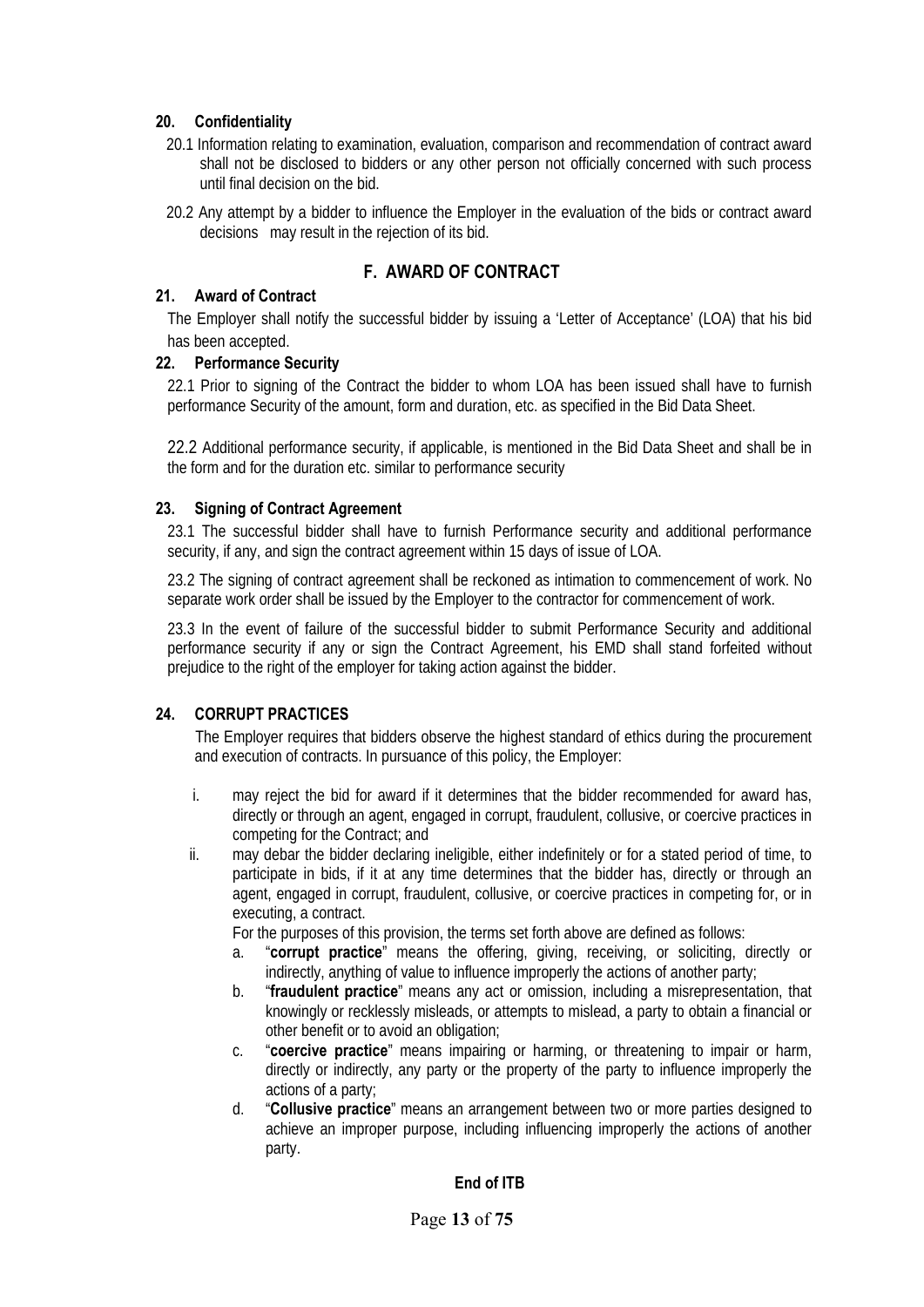### 20. Confidentiality

20.1 Information relating to examination, evaluation, comparison and recommendation of contract award shall not be disclosed to bidders or any other person not officially concerned with such process until final decision on the bid.

20.2 Any attempt by a bidder to influence the Employer in the evaluation of the bids or contract award decisions may result in the rejection of its bid.

## F. AWARD OF CONTRACT

### 21. Award of Contract

The Employer shall notify the successful bidder by issuing a 'Letter of Acceptance' (LOA) that his bid has been accepted.

### 22. Performance Security

22.1 Prior to signing of the Contract the bidder to whom LOA has been issued shall have to furnish performance Security of the amount, form and duration, etc. as specified in the Bid Data Sheet.

22.2 Additional performance security, if applicable, is mentioned in the Bid Data Sheet and shall be in the form and for the duration etc. similar to performance security

### 23. Signing of Contract Agreement

23.1 The successful bidder shall have to furnish Performance security and additional performance security, if any, and sign the contract agreement within 15 days of issue of LOA.

23.2 The signing of contract agreement shall be reckoned as intimation to commencement of work. No separate work order shall be issued by the Employer to the contractor for commencement of work.

23.3 In the event of failure of the successful bidder to submit Performance Security and additional performance security if any or sign the Contract Agreement, his EMD shall stand forfeited without prejudice to the right of the employer for taking action against the bidder.

### 24. CORRUPT PRACTICES

The Employer requires that bidders observe the highest standard of ethics during the procurement and execution of contracts. In pursuance of this policy, the Employer:

i. may reject the bid for award if it determines that the bidder recommended for award has, directly or through an agent, engaged in corrupt, fraudulent, collusive, or coercive practices in competing for the Contract; and

ii. may debar the bidder declaring ineligible, either indefinitely or for a stated period of time, to participate in bids, if it at any time determines that the bidder has, directly or through an agent, engaged in corrupt, fraudulent, collusive, or coercive practices in competing for, or in executing, a contract.

   For the purposes of this provision, the terms set forth above are defined as follows:

   a. "**corrupt practice**" means the offering, giving, receiving, or soliciting, directly or indirectly, anything of value to influence improperly the actions of another party;
   b. "**fraudulent practice**" means any act or omission, including a misrepresentation, that knowingly or recklessly misleads, or attempts to mislead, a party to obtain a financial or other benefit or to avoid an obligation;
   c. "**coercive practice**" means impairing or harming, or threatening to impair or harm, directly or indirectly, any party or the property of the party to influence improperly the actions of a party;
   d. "**Collusive practice**" means an arrangement between two or more parties designed to achieve an improper purpose, including influencing improperly the actions of another party.

**End of ITB**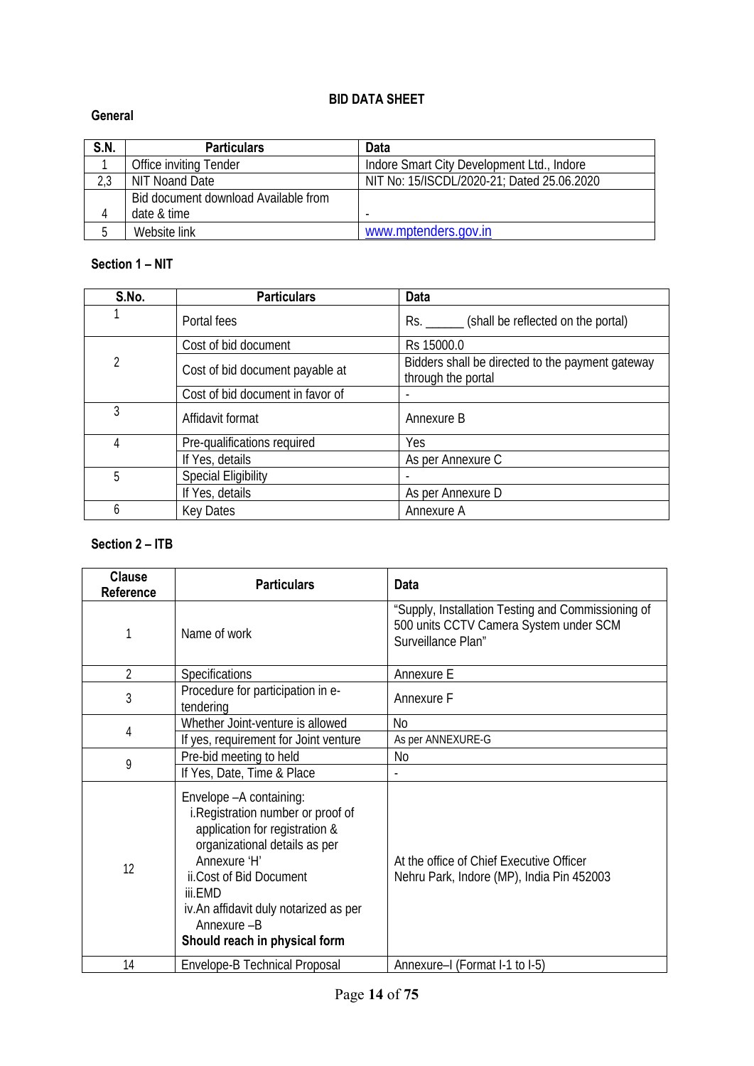## BID DATA SHEET

### General

| S.N. | Particulars | Data |
|---|---|---|
| 1 | Office inviting Tender | Indore Smart City Development Ltd., Indore |
| 2,3 | NIT Noand Date | NIT No: 15/ISCDL/2020-21; Dated 25.06.2020 |
| 4 | Bid document download Available from date & time | - |
| 5 | Website link | www.mptenders.gov.in |

### Section 1 – NIT

| S.No. | Particulars | Data |
|---|---|---|
| 1 | Portal fees | Rs. ______ (shall be reflected on the portal) |
| 2 | Cost of bid document | Rs 15000.0 |
| | Cost of bid document payable at | Bidders shall be directed to the payment gateway through the portal |
| | Cost of bid document in favor of | - |
| 3 | Affidavit format | Annexure B |
| 4 | Pre-qualifications required | Yes |
| | If Yes, details | As per Annexure C |
| 5 | Special Eligibility | - |
| | If Yes, details | As per Annexure D |
| 6 | Key Dates | Annexure A |

### Section 2 – ITB

| Clause Reference | Particulars | Data |
|---|---|---|
| 1 | Name of work | "Supply, Installation Testing and Commissioning of 500 units CCTV Camera System under SCM Surveillance Plan" |
| 2 | Specifications | Annexure E |
| 3 | Procedure for participation in e-tendering | Annexure F |
| 4 | Whether Joint-venture is allowed | No |
| | If yes, requirement for Joint venture | As per ANNEXURE-G |
| 9 | Pre-bid meeting to held | No |
| | If Yes, Date, Time & Place | - |
| 12 | Envelope –A containing:<br>i. Registration number or proof of application for registration & organizational details as per Annexure 'H'<br>ii. Cost of Bid Document<br>iii. EMD<br>iv. An affidavit duly notarized as per Annexure –B<br>**Should reach in physical form** | At the office of Chief Executive Officer Nehru Park, Indore (MP), India Pin 452003 |
| 14 | Envelope-B Technical Proposal | Annexure–I (Format I-1 to I-5) |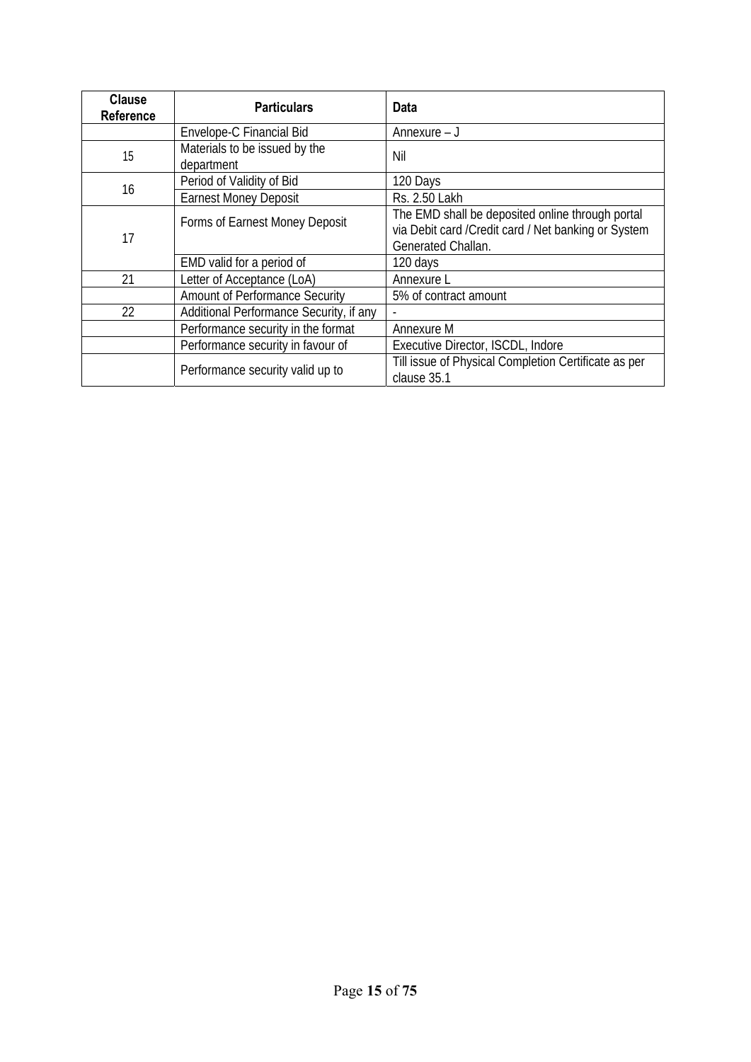| Clause Reference | Particulars | Data |
|---|---|---|
| | Envelope-C Financial Bid | Annexure – J |
| 15 | Materials to be issued by the department | Nil |
| 16 | Period of Validity of Bid | 120 Days |
| | Earnest Money Deposit | Rs. 2.50 Lakh |
| 17 | Forms of Earnest Money Deposit | The EMD shall be deposited online through portal via Debit card /Credit card / Net banking or System Generated Challan. |
| | EMD valid for a period of | 120 days |
| 21 | Letter of Acceptance (LoA) | Annexure L |
| | Amount of Performance Security | 5% of contract amount |
| 22 | Additional Performance Security, if any | - |
| | Performance security in the format | Annexure M |
| | Performance security in favour of | Executive Director, ISCDL, Indore |
| | Performance security valid up to | Till issue of Physical Completion Certificate as per clause 35.1 |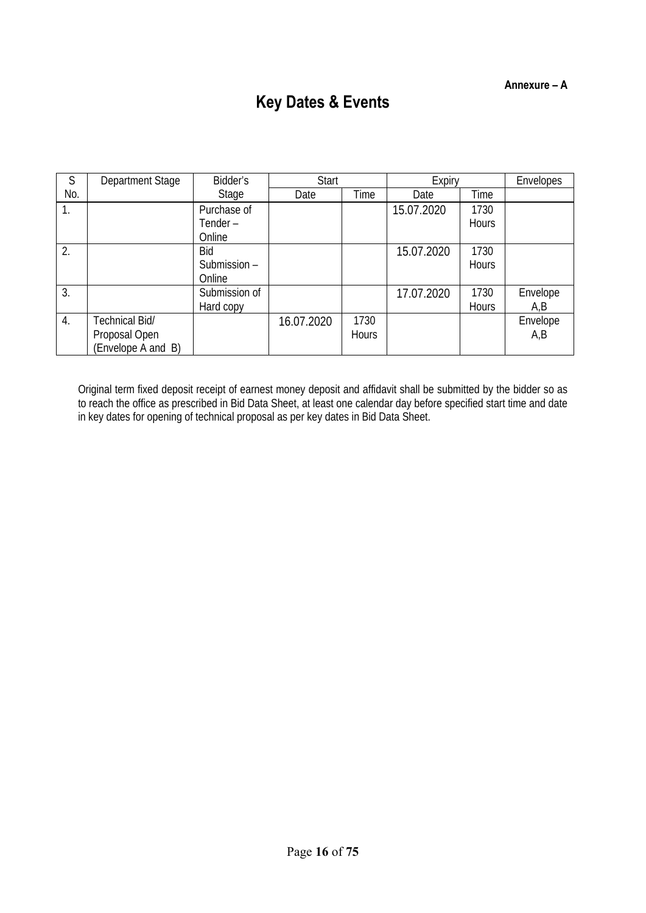**Annexure – A**

# Key Dates & Events

| S No. | Department Stage | Bidder's Stage | Start | | Expiry | | Envelopes |
|---|---|---|---|---|---|---|---|
| | | | Date | Time | Date | Time | |
| 1. | | Purchase of Tender – Online | | | 15.07.2020 | 1730 Hours | |
| 2. | | Bid Submission – Online | | | 15.07.2020 | 1730 Hours | |
| 3. | | Submission of Hard copy | | | 17.07.2020 | 1730 Hours | Envelope A,B |
| 4. | Technical Bid/ Proposal Open (Envelope A and B) | | 16.07.2020 | 1730 Hours | | | Envelope A,B |

Original term fixed deposit receipt of earnest money deposit and affidavit shall be submitted by the bidder so as to reach the office as prescribed in Bid Data Sheet, at least one calendar day before specified start time and date in key dates for opening of technical proposal as per key dates in Bid Data Sheet.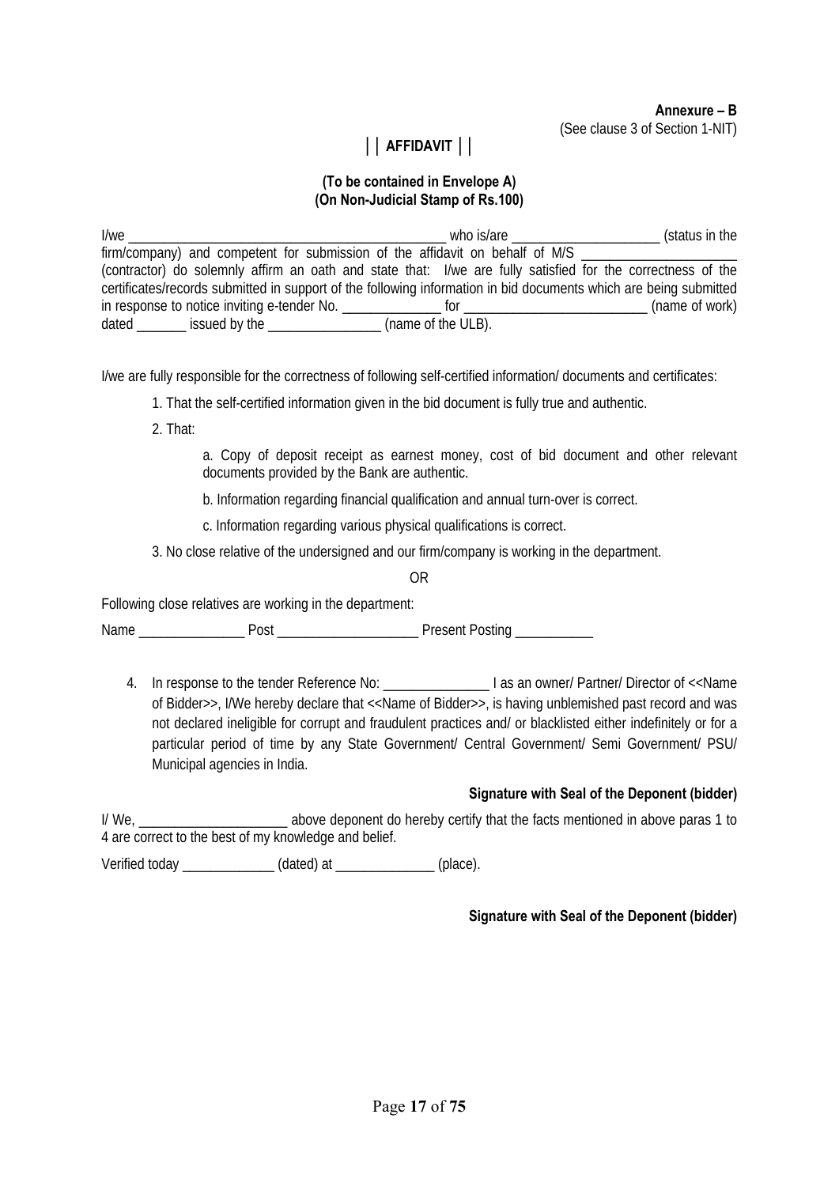**Annexure – B**
(See clause 3 of Section 1-NIT)

## ││ AFFIDAVIT ││

**(To be contained in Envelope A)**
**(On Non-Judicial Stamp of Rs.100)**

I/we ______________________________________________ who is/are _____________________ (status in the firm/company) and competent for submission of the affidavit on behalf of M/S _____________________ (contractor) do solemnly affirm an oath and state that: I/we are fully satisfied for the correctness of the certificates/records submitted in support of the following information in bid documents which are being submitted in response to notice inviting e-tender No. ______________ for __________________________ (name of work) dated _______ issued by the ________________ (name of the ULB).

I/we are fully responsible for the correctness of following self-certified information/ documents and certificates:

1. That the self-certified information given in the bid document is fully true and authentic.

2. That:

   a. Copy of deposit receipt as earnest money, cost of bid document and other relevant documents provided by the Bank are authentic.

   b. Information regarding financial qualification and annual turn-over is correct.

   c. Information regarding various physical qualifications is correct.

3. No close relative of the undersigned and our firm/company is working in the department.

OR

Following close relatives are working in the department:

Name _______________ Post ____________________ Present Posting ___________

4. In response to the tender Reference No: _______________ I as an owner/ Partner/ Director of <<Name of Bidder>>, I/We hereby declare that <<Name of Bidder>>, is having unblemished past record and was not declared ineligible for corrupt and fraudulent practices and/ or blacklisted either indefinitely or for a particular period of time by any State Government/ Central Government/ Semi Government/ PSU/ Municipal agencies in India.

**Signature with Seal of the Deponent (bidder)**

I/ We, _____________________ above deponent do hereby certify that the facts mentioned in above paras 1 to 4 are correct to the best of my knowledge and belief.

Verified today _____________ (dated) at ______________ (place).

**Signature with Seal of the Deponent (bidder)**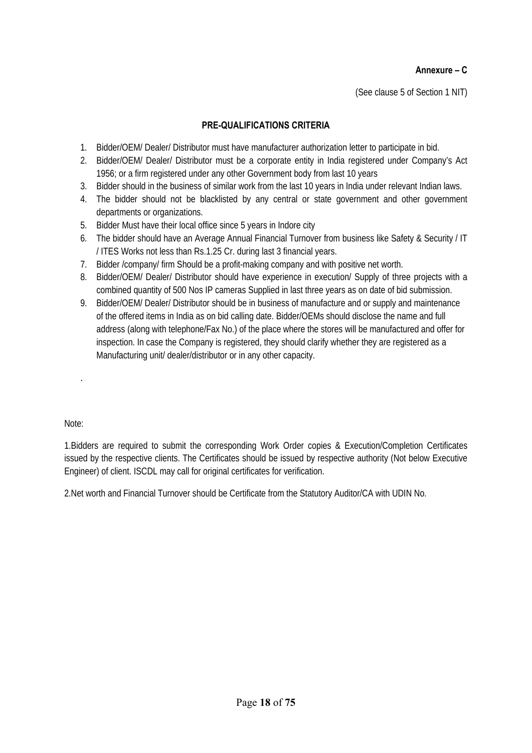**Annexure – C**

(See clause 5 of Section 1 NIT)

## PRE-QUALIFICATIONS CRITERIA

1. Bidder/OEM/ Dealer/ Distributor must have manufacturer authorization letter to participate in bid.
2. Bidder/OEM/ Dealer/ Distributor must be a corporate entity in India registered under Company's Act 1956; or a firm registered under any other Government body from last 10 years
3. Bidder should in the business of similar work from the last 10 years in India under relevant Indian laws.
4. The bidder should not be blacklisted by any central or state government and other government departments or organizations.
5. Bidder Must have their local office since 5 years in Indore city
6. The bidder should have an Average Annual Financial Turnover from business like Safety & Security / IT / ITES Works not less than Rs.1.25 Cr. during last 3 financial years.
7. Bidder /company/ firm Should be a profit-making company and with positive net worth.
8. Bidder/OEM/ Dealer/ Distributor should have experience in execution/ Supply of three projects with a combined quantity of 500 Nos IP cameras Supplied in last three years as on date of bid submission.
9. Bidder/OEM/ Dealer/ Distributor should be in business of manufacture and or supply and maintenance of the offered items in India as on bid calling date. Bidder/OEMs should disclose the name and full address (along with telephone/Fax No.) of the place where the stores will be manufactured and offer for inspection. In case the Company is registered, they should clarify whether they are registered as a Manufacturing unit/ dealer/distributor or in any other capacity.

.

Note:

1.Bidders are required to submit the corresponding Work Order copies & Execution/Completion Certificates issued by the respective clients. The Certificates should be issued by respective authority (Not below Executive Engineer) of client. ISCDL may call for original certificates for verification.

2.Net worth and Financial Turnover should be Certificate from the Statutory Auditor/CA with UDIN No.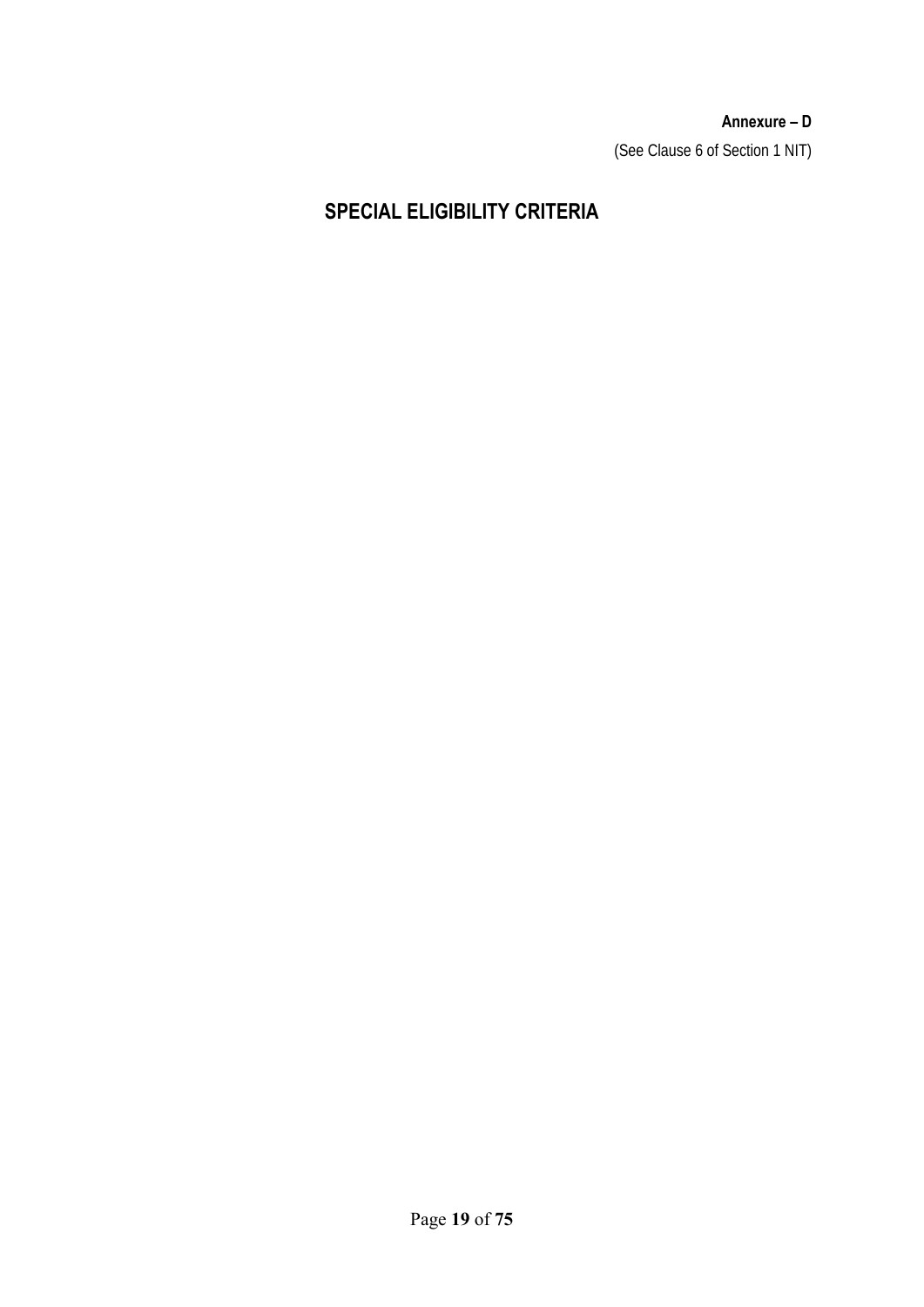**Annexure – D**

(See Clause 6 of Section 1 NIT)

# SPECIAL ELIGIBILITY CRITERIA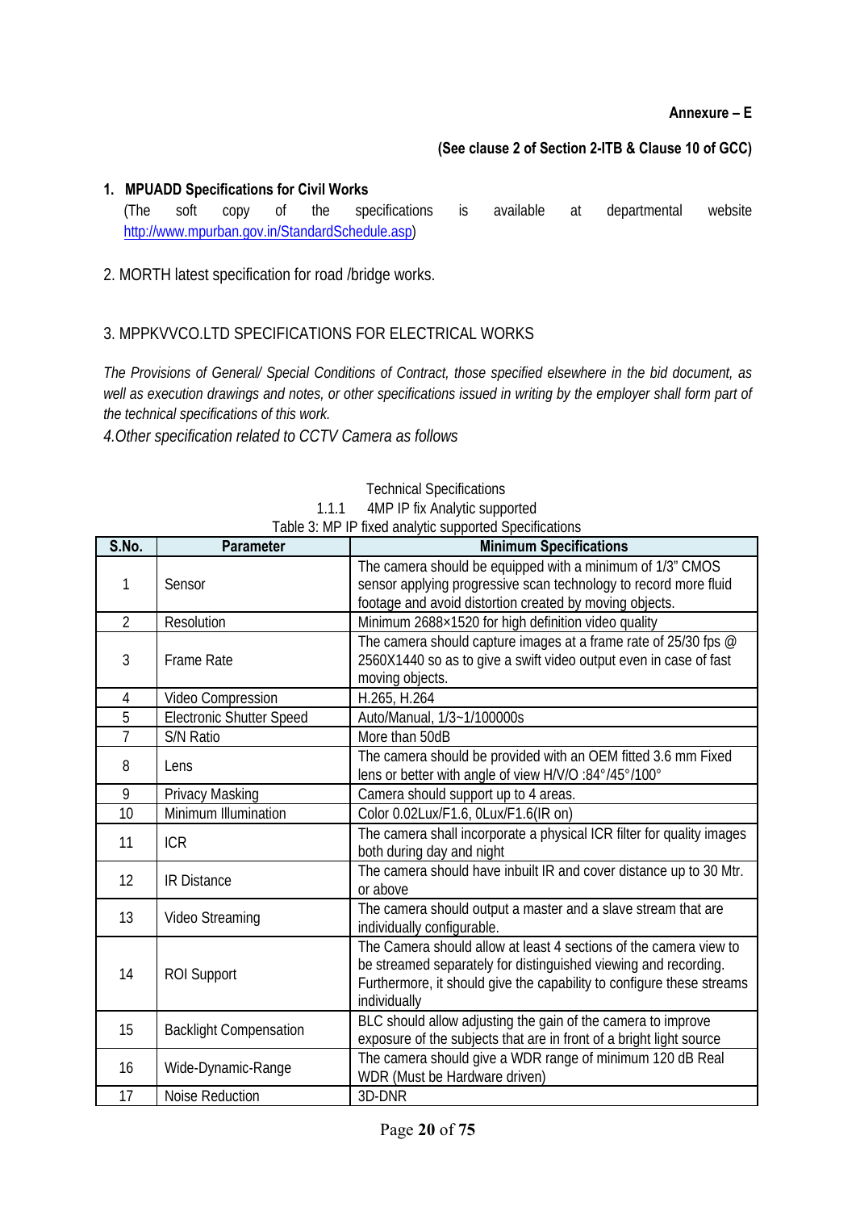**Annexure – E**

**(See clause 2 of Section 2-ITB & Clause 10 of GCC)**

**1. MPUADD Specifications for Civil Works**

(The soft copy of the specifications is available at departmental website http://www.mpurban.gov.in/StandardSchedule.asp)

2. MORTH latest specification for road /bridge works.

3. MPPKVVCO.LTD SPECIFICATIONS FOR ELECTRICAL WORKS

*The Provisions of General/ Special Conditions of Contract, those specified elsewhere in the bid document, as well as execution drawings and notes, or other specifications issued in writing by the employer shall form part of the technical specifications of this work.*

*4.Other specification related to CCTV Camera as follows*

Technical Specifications

1.1.1 4MP IP fix Analytic supported

Table 3: MP IP fixed analytic supported Specifications

| S.No. | Parameter | Minimum Specifications |
|---|---|---|
| 1 | Sensor | The camera should be equipped with a minimum of 1/3" CMOS sensor applying progressive scan technology to record more fluid footage and avoid distortion created by moving objects. |
| 2 | Resolution | Minimum 2688×1520 for high definition video quality |
| 3 | Frame Rate | The camera should capture images at a frame rate of 25/30 fps @ 2560X1440 so as to give a swift video output even in case of fast moving objects. |
| 4 | Video Compression | H.265, H.264 |
| 5 | Electronic Shutter Speed | Auto/Manual, 1/3~1/100000s |
| 7 | S/N Ratio | More than 50dB |
| 8 | Lens | The camera should be provided with an OEM fitted 3.6 mm Fixed lens or better with angle of view H/V/O :84°/45°/100° |
| 9 | Privacy Masking | Camera should support up to 4 areas. |
| 10 | Minimum Illumination | Color 0.02Lux/F1.6, 0Lux/F1.6(IR on) |
| 11 | ICR | The camera shall incorporate a physical ICR filter for quality images both during day and night |
| 12 | IR Distance | The camera should have inbuilt IR and cover distance up to 30 Mtr. or above |
| 13 | Video Streaming | The camera should output a master and a slave stream that are individually configurable. |
| 14 | ROI Support | The Camera should allow at least 4 sections of the camera view to be streamed separately for distinguished viewing and recording. Furthermore, it should give the capability to configure these streams individually |
| 15 | Backlight Compensation | BLC should allow adjusting the gain of the camera to improve exposure of the subjects that are in front of a bright light source |
| 16 | Wide-Dynamic-Range | The camera should give a WDR range of minimum 120 dB Real WDR (Must be Hardware driven) |
| 17 | Noise Reduction | 3D-DNR |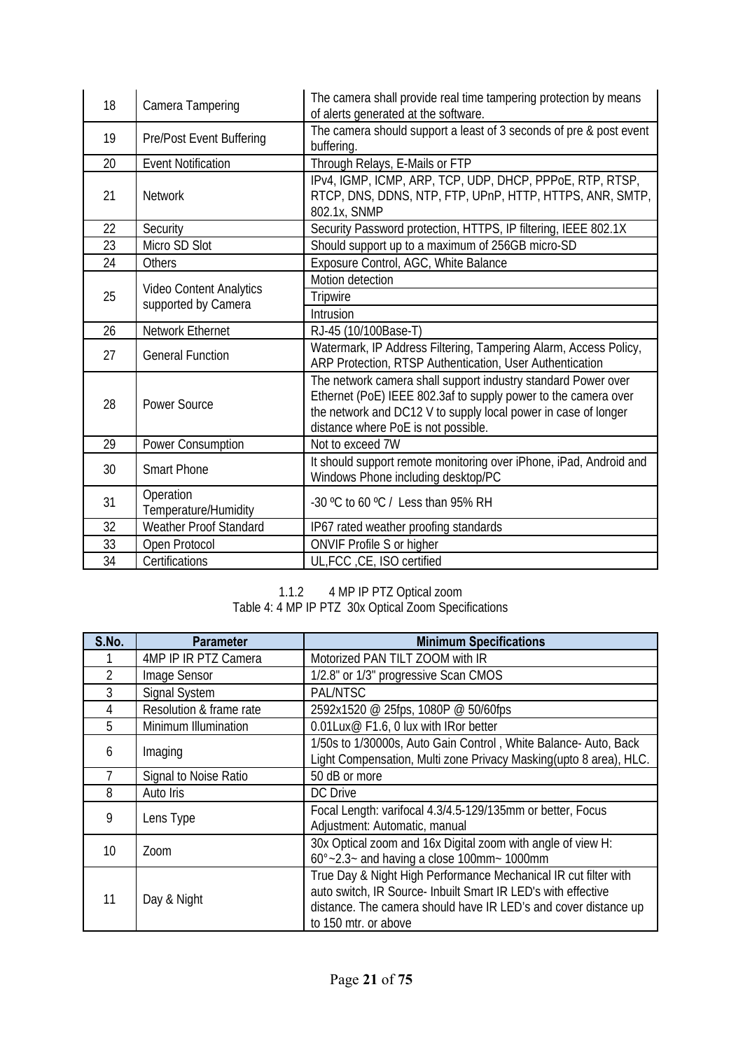| | | |
|---|---|---|
| 18 | Camera Tampering | The camera shall provide real time tampering protection by means of alerts generated at the software. |
| 19 | Pre/Post Event Buffering | The camera should support a least of 3 seconds of pre & post event buffering. |
| 20 | Event Notification | Through Relays, E-Mails or FTP |
| 21 | Network | IPv4, IGMP, ICMP, ARP, TCP, UDP, DHCP, PPPoE, RTP, RTSP, RTCP, DNS, DDNS, NTP, FTP, UPnP, HTTP, HTTPS, ANR, SMTP, 802.1x, SNMP |
| 22 | Security | Security Password protection, HTTPS, IP filtering, IEEE 802.1X |
| 23 | Micro SD Slot | Should support up to a maximum of 256GB micro-SD |
| 24 | Others | Exposure Control, AGC, White Balance |
| 25 | Video Content Analytics supported by Camera | Motion detection |
| | | Tripwire |
| | | Intrusion |
| 26 | Network Ethernet | RJ-45 (10/100Base-T) |
| 27 | General Function | Watermark, IP Address Filtering, Tampering Alarm, Access Policy, ARP Protection, RTSP Authentication, User Authentication |
| 28 | Power Source | The network camera shall support industry standard Power over Ethernet (PoE) IEEE 802.3af to supply power to the camera over the network and DC12 V to supply local power in case of longer distance where PoE is not possible. |
| 29 | Power Consumption | Not to exceed 7W |
| 30 | Smart Phone | It should support remote monitoring over iPhone, iPad, Android and Windows Phone including desktop/PC |
| 31 | Operation Temperature/Humidity | -30 ºC to 60 ºC / Less than 95% RH |
| 32 | Weather Proof Standard | IP67 rated weather proofing standards |
| 33 | Open Protocol | ONVIF Profile S or higher |
| 34 | Certifications | UL,FCC ,CE, ISO certified |

### 1.1.2 4 MP IP PTZ Optical zoom

Table 4: 4 MP IP PTZ 30x Optical Zoom Specifications

| S.No. | Parameter | Minimum Specifications |
|---|---|---|
| 1 | 4MP IP IR PTZ Camera | Motorized PAN TILT ZOOM with IR |
| 2 | Image Sensor | 1/2.8" or 1/3" progressive Scan CMOS |
| 3 | Signal System | PAL/NTSC |
| 4 | Resolution & frame rate | 2592x1520 @ 25fps, 1080P @ 50/60fps |
| 5 | Minimum Illumination | 0.01Lux@ F1.6, 0 lux with IRor better |
| 6 | Imaging | 1/50s to 1/30000s, Auto Gain Control , White Balance- Auto, Back Light Compensation, Multi zone Privacy Masking(upto 8 area), HLC. |
| 7 | Signal to Noise Ratio | 50 dB or more |
| 8 | Auto Iris | DC Drive |
| 9 | Lens Type | Focal Length: varifocal 4.3/4.5-129/135mm or better, Focus Adjustment: Automatic, manual |
| 10 | Zoom | 30x Optical zoom and 16x Digital zoom with angle of view H: 60°~2.3~ and having a close 100mm~ 1000mm |
| 11 | Day & Night | True Day & Night High Performance Mechanical IR cut filter with auto switch, IR Source- Inbuilt Smart IR LED's with effective distance. The camera should have IR LED's and cover distance up to 150 mtr. or above |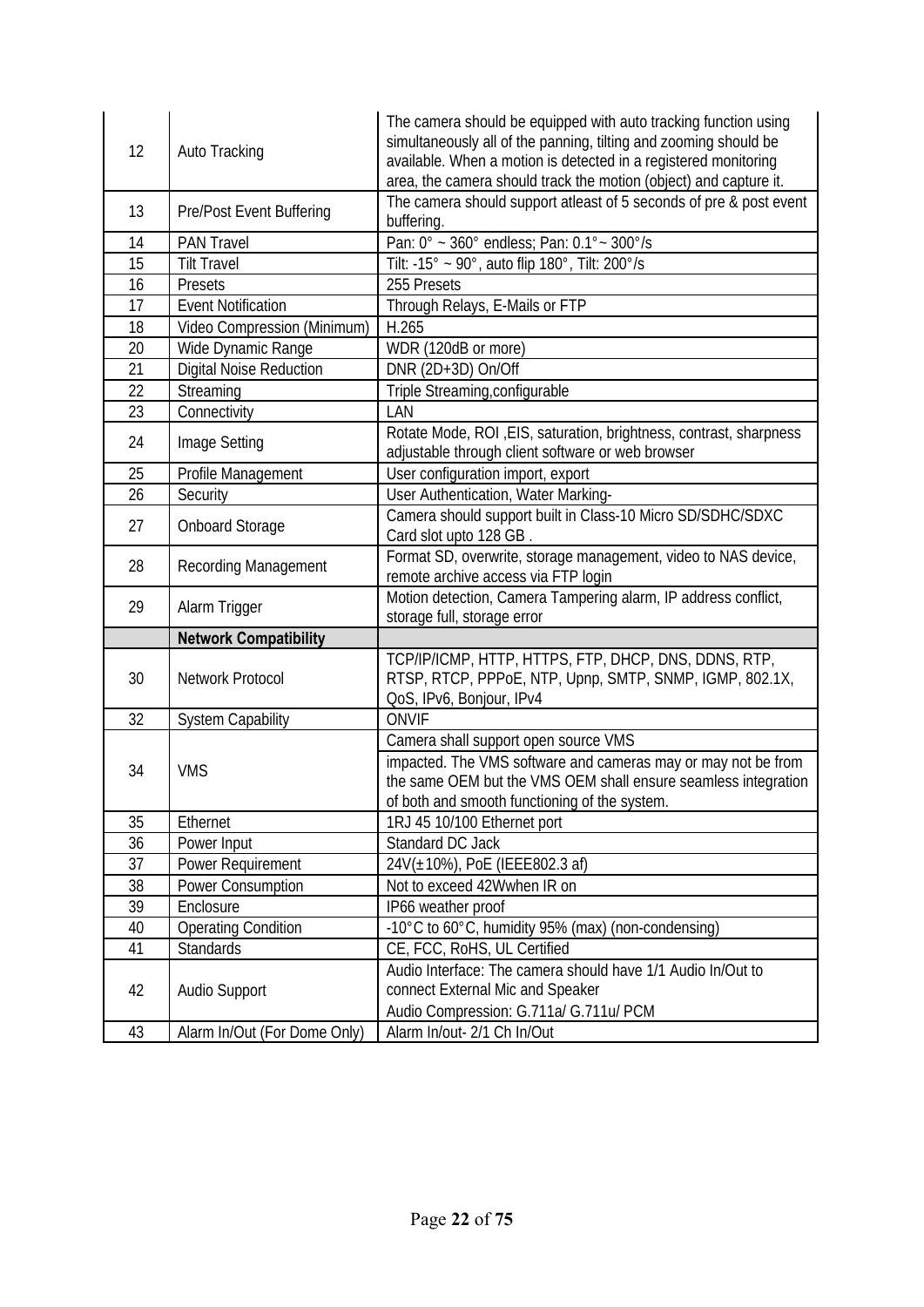| 12 | Auto Tracking | The camera should be equipped with auto tracking function using simultaneously all of the panning, tilting and zooming should be available. When a motion is detected in a registered monitoring area, the camera should track the motion (object) and capture it. |
|---|---|---|
| 13 | Pre/Post Event Buffering | The camera should support atleast of 5 seconds of pre & post event buffering. |
| 14 | PAN Travel | Pan: 0° ~ 360° endless; Pan: 0.1°~ 300°/s |
| 15 | Tilt Travel | Tilt: -15° ~ 90°, auto flip 180°, Tilt: 200°/s |
| 16 | Presets | 255 Presets |
| 17 | Event Notification | Through Relays, E-Mails or FTP |
| 18 | Video Compression (Minimum) | H.265 |
| 20 | Wide Dynamic Range | WDR (120dB or more) |
| 21 | Digital Noise Reduction | DNR (2D+3D) On/Off |
| 22 | Streaming | Triple Streaming,configurable |
| 23 | Connectivity | LAN |
| 24 | Image Setting | Rotate Mode, ROI ,EIS, saturation, brightness, contrast, sharpness adjustable through client software or web browser |
| 25 | Profile Management | User configuration import, export |
| 26 | Security | User Authentication, Water Marking- |
| 27 | Onboard Storage | Camera should support built in Class-10 Micro SD/SDHC/SDXC Card slot upto 128 GB . |
| 28 | Recording Management | Format SD, overwrite, storage management, video to NAS device, remote archive access via FTP login |
| 29 | Alarm Trigger | Motion detection, Camera Tampering alarm, IP address conflict, storage full, storage error |
| | **Network Compatibility** | |
| 30 | Network Protocol | TCP/IP/ICMP, HTTP, HTTPS, FTP, DHCP, DNS, DDNS, RTP, RTSP, RTCP, PPPoE, NTP, Upnp, SMTP, SNMP, IGMP, 802.1X, QoS, IPv6, Bonjour, IPv4 |
| 32 | System Capability | ONVIF |
| 34 | VMS | Camera shall support open source VMS<br>impacted. The VMS software and cameras may or may not be from the same OEM but the VMS OEM shall ensure seamless integration of both and smooth functioning of the system. |
| 35 | Ethernet | 1RJ 45 10/100 Ethernet port |
| 36 | Power Input | Standard DC Jack |
| 37 | Power Requirement | 24V(±10%), PoE (IEEE802.3 af) |
| 38 | Power Consumption | Not to exceed 42Wwhen IR on |
| 39 | Enclosure | IP66 weather proof |
| 40 | Operating Condition | -10°C to 60°C, humidity 95% (max) (non-condensing) |
| 41 | Standards | CE, FCC, RoHS, UL Certified |
| 42 | Audio Support | Audio Interface: The camera should have 1/1 Audio In/Out to connect External Mic and Speaker<br>Audio Compression: G.711a/ G.711u/ PCM |
| 43 | Alarm In/Out (For Dome Only) | Alarm In/out- 2/1 Ch In/Out |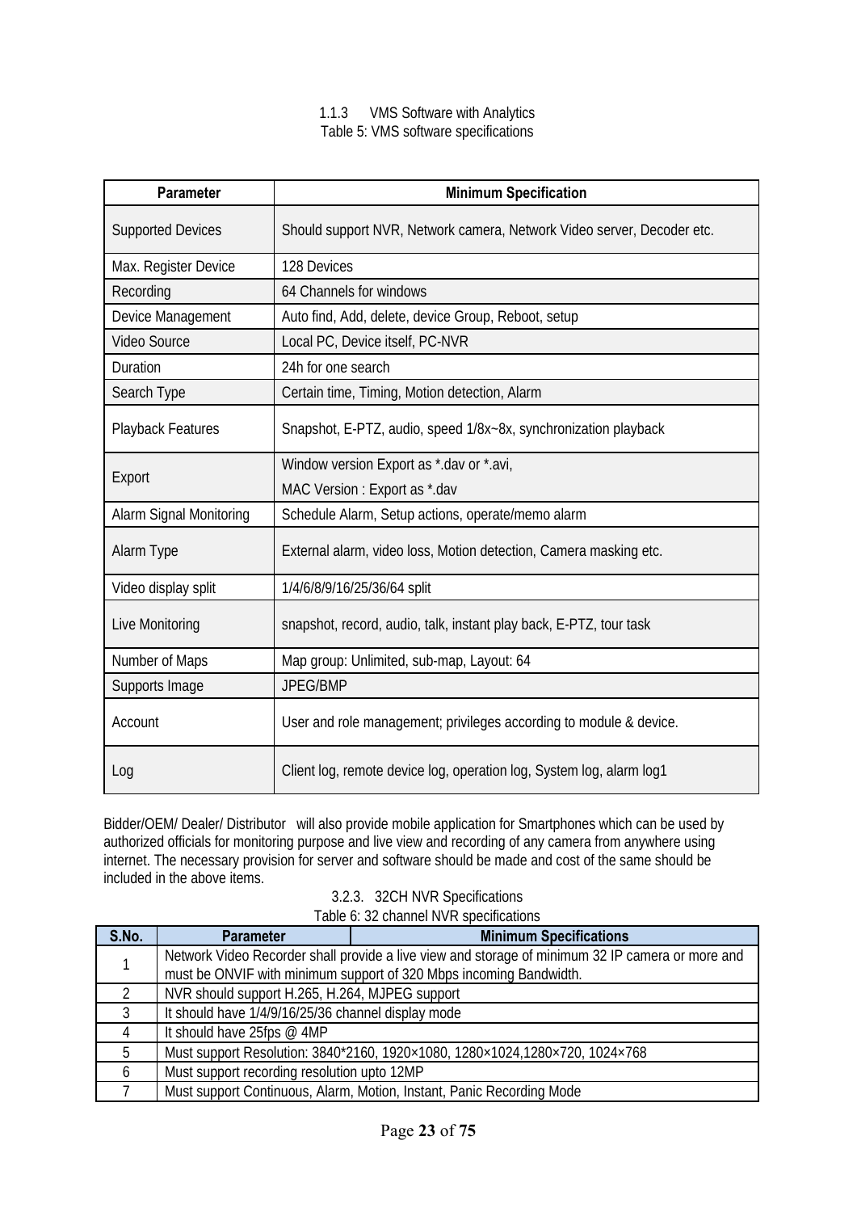### 1.1.3 VMS Software with Analytics

Table 5: VMS software specifications

| Parameter | Minimum Specification |
|---|---|
| Supported Devices | Should support NVR, Network camera, Network Video server, Decoder etc. |
| Max. Register Device | 128 Devices |
| Recording | 64 Channels for windows |
| Device Management | Auto find, Add, delete, device Group, Reboot, setup |
| Video Source | Local PC, Device itself, PC-NVR |
| Duration | 24h for one search |
| Search Type | Certain time, Timing, Motion detection, Alarm |
| Playback Features | Snapshot, E-PTZ, audio, speed 1/8x~8x, synchronization playback |
| Export | Window version Export as *.dav or *.avi,<br>MAC Version : Export as *.dav |
| Alarm Signal Monitoring | Schedule Alarm, Setup actions, operate/memo alarm |
| Alarm Type | External alarm, video loss, Motion detection, Camera masking etc. |
| Video display split | 1/4/6/8/9/16/25/36/64 split |
| Live Monitoring | snapshot, record, audio, talk, instant play back, E-PTZ, tour task |
| Number of Maps | Map group: Unlimited, sub-map, Layout: 64 |
| Supports Image | JPEG/BMP |
| Account | User and role management; privileges according to module & device. |
| Log | Client log, remote device log, operation log, System log, alarm log1 |

Bidder/OEM/ Dealer/ Distributor will also provide mobile application for Smartphones which can be used by authorized officials for monitoring purpose and live view and recording of any camera from anywhere using internet. The necessary provision for server and software should be made and cost of the same should be included in the above items.

### 3.2.3. 32CH NVR Specifications

Table 6: 32 channel NVR specifications

| S.No. | Parameter | Minimum Specifications |
|---|---|---|
| 1 | Network Video Recorder shall provide a live view and storage of minimum 32 IP camera or more and must be ONVIF with minimum support of 320 Mbps incoming Bandwidth. | |
| 2 | NVR should support H.265, H.264, MJPEG support | |
| 3 | It should have 1/4/9/16/25/36 channel display mode | |
| 4 | It should have 25fps @ 4MP | |
| 5 | Must support Resolution: 3840*2160, 1920×1080, 1280×1024,1280×720, 1024×768 | |
| 6 | Must support recording resolution upto 12MP | |
| 7 | Must support Continuous, Alarm, Motion, Instant, Panic Recording Mode | |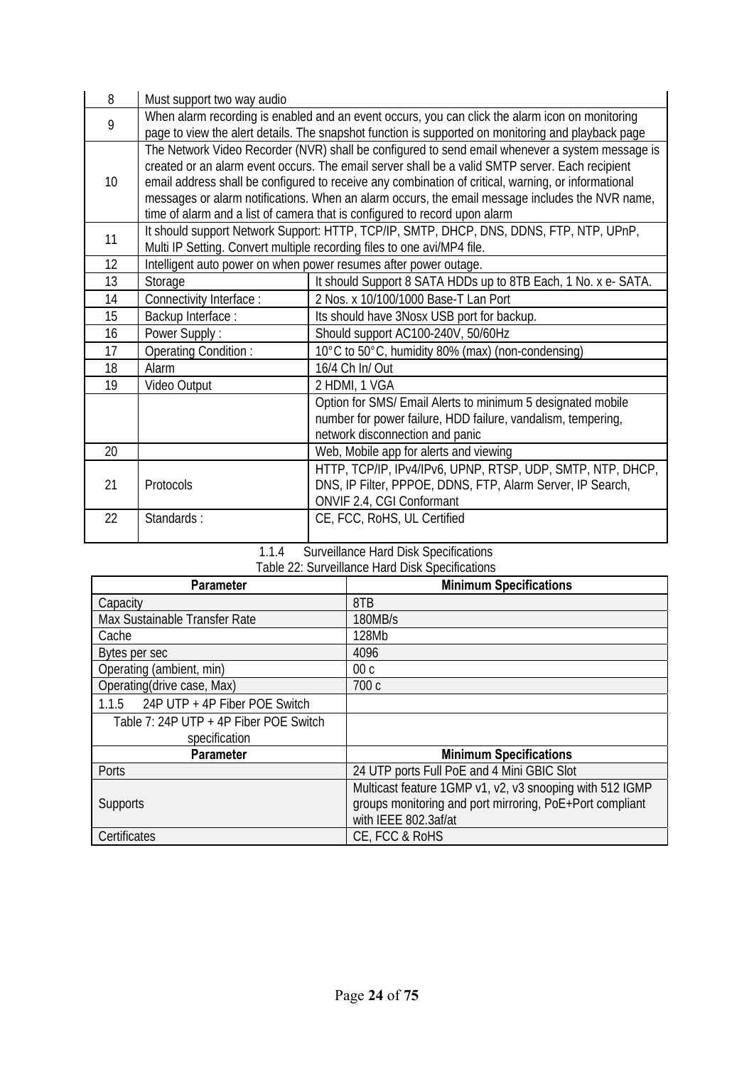| | | |
|---|---|---|
| 8 | Must support two way audio | |
| 9 | When alarm recording is enabled and an event occurs, you can click the alarm icon on monitoring page to view the alert details. The snapshot function is supported on monitoring and playback page | |
| 10 | The Network Video Recorder (NVR) shall be configured to send email whenever a system message is created or an alarm event occurs. The email server shall be a valid SMTP server. Each recipient email address shall be configured to receive any combination of critical, warning, or informational messages or alarm notifications. When an alarm occurs, the email message includes the NVR name, time of alarm and a list of camera that is configured to record upon alarm | |
| 11 | It should support Network Support: HTTP, TCP/IP, SMTP, DHCP, DNS, DDNS, FTP, NTP, UPnP, Multi IP Setting. Convert multiple recording files to one avi/MP4 file. | |
| 12 | Intelligent auto power on when power resumes after power outage. | |
| 13 | Storage | It should Support 8 SATA HDDs up to 8TB Each, 1 No. x e- SATA. |
| 14 | Connectivity Interface : | 2 Nos. x 10/100/1000 Base-T Lan Port |
| 15 | Backup Interface : | Its should have 3Nosx USB port for backup. |
| 16 | Power Supply : | Should support AC100-240V, 50/60Hz |
| 17 | Operating Condition : | 10°C to 50°C, humidity 80% (max) (non-condensing) |
| 18 | Alarm | 16/4 Ch In/ Out |
| 19 | Video Output | 2 HDMI, 1 VGA |
| | | Option for SMS/ Email Alerts to minimum 5 designated mobile number for power failure, HDD failure, vandalism, tempering, network disconnection and panic |
| 20 | | Web, Mobile app for alerts and viewing |
| 21 | Protocols | HTTP, TCP/IP, IPv4/IPv6, UPNP, RTSP, UDP, SMTP, NTP, DHCP, DNS, IP Filter, PPPOE, DDNS, FTP, Alarm Server, IP Search, ONVIF 2.4, CGI Conformant |
| 22 | Standards : | CE, FCC, RoHS, UL Certified |

### 1.1.4 Surveillance Hard Disk Specifications

Table 22: Surveillance Hard Disk Specifications

| Parameter | Minimum Specifications |
|---|---|
| Capacity | 8TB |
| Max Sustainable Transfer Rate | 180MB/s |
| Cache | 128Mb |
| Bytes per sec | 4096 |
| Operating (ambient, min) | 00 c |
| Operating(drive case, Max) | 700 c |

### 1.1.5 24P UTP + 4P Fiber POE Switch

Table 7: 24P UTP + 4P Fiber POE Switch specification

| Parameter | Minimum Specifications |
|---|---|
| Ports | 24 UTP ports Full PoE and 4 Mini GBIC Slot |
| Supports | Multicast feature 1GMP v1, v2, v3 snooping with 512 IGMP groups monitoring and port mirroring, PoE+Port compliant with IEEE 802.3af/at |
| Certificates | CE, FCC & RoHS |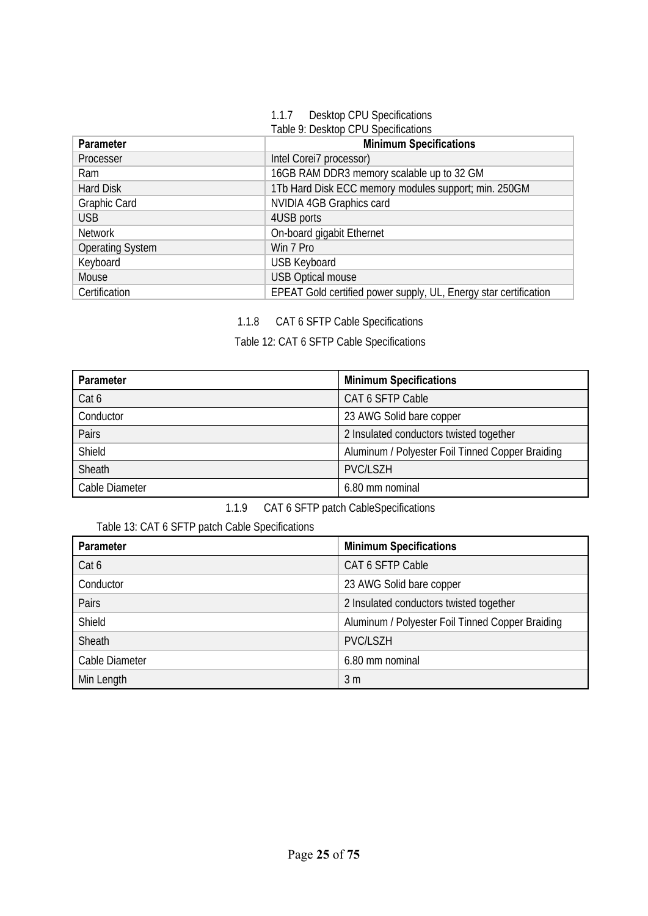### 1.1.7 Desktop CPU Specifications

Table 9: Desktop CPU Specifications

| Parameter | Minimum Specifications |
|---|---|
| Processer | Intel Corei7 processor) |
| Ram | 16GB RAM DDR3 memory scalable up to 32 GM |
| Hard Disk | 1Tb Hard Disk ECC memory modules support; min. 250GM |
| Graphic Card | NVIDIA 4GB Graphics card |
| USB | 4USB ports |
| Network | On-board gigabit Ethernet |
| Operating System | Win 7 Pro |
| Keyboard | USB Keyboard |
| Mouse | USB Optical mouse |
| Certification | EPEAT Gold certified power supply, UL, Energy star certification |

### 1.1.8 CAT 6 SFTP Cable Specifications

Table 12: CAT 6 SFTP Cable Specifications

| Parameter | Minimum Specifications |
|---|---|
| Cat 6 | CAT 6 SFTP Cable |
| Conductor | 23 AWG Solid bare copper |
| Pairs | 2 Insulated conductors twisted together |
| Shield | Aluminum / Polyester Foil Tinned Copper Braiding |
| Sheath | PVC/LSZH |
| Cable Diameter | 6.80 mm nominal |

### 1.1.9 CAT 6 SFTP patch CableSpecifications

Table 13: CAT 6 SFTP patch Cable Specifications

| Parameter | Minimum Specifications |
|---|---|
| Cat 6 | CAT 6 SFTP Cable |
| Conductor | 23 AWG Solid bare copper |
| Pairs | 2 Insulated conductors twisted together |
| Shield | Aluminum / Polyester Foil Tinned Copper Braiding |
| Sheath | PVC/LSZH |
| Cable Diameter | 6.80 mm nominal |
| Min Length | 3 m |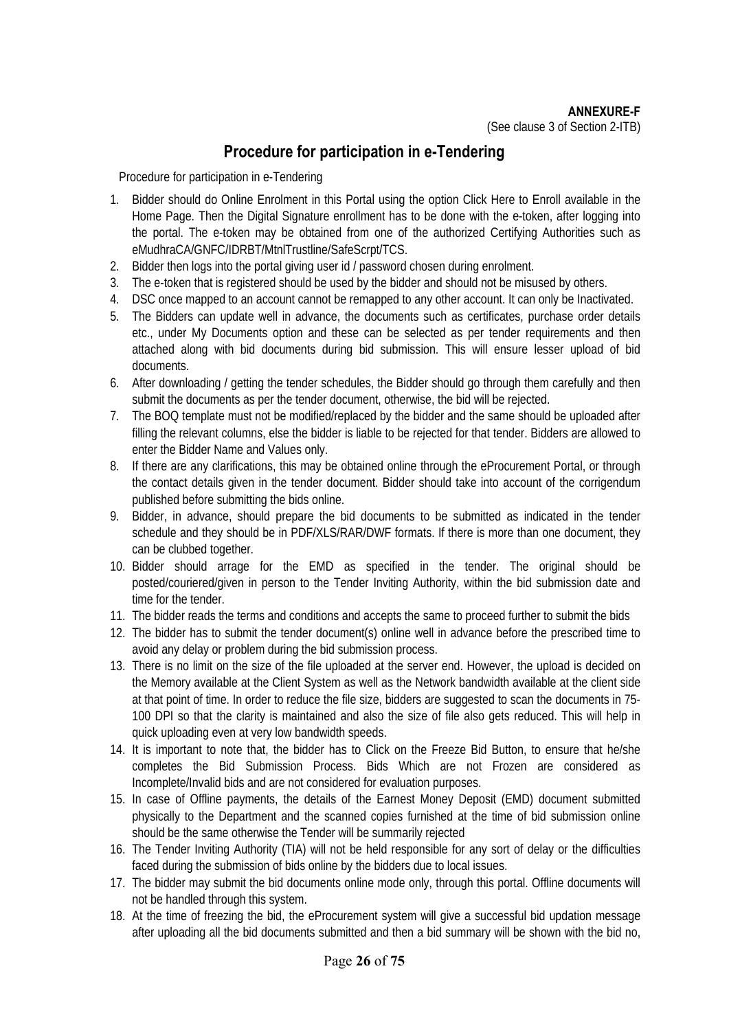**ANNEXURE-F**

(See clause 3 of Section 2-ITB)

# Procedure for participation in e-Tendering

Procedure for participation in e-Tendering

1. Bidder should do Online Enrolment in this Portal using the option Click Here to Enroll available in the Home Page. Then the Digital Signature enrollment has to be done with the e-token, after logging into the portal. The e-token may be obtained from one of the authorized Certifying Authorities such as eMudhraCA/GNFC/IDRBT/MtnlTrustline/SafeScrpt/TCS.
2. Bidder then logs into the portal giving user id / password chosen during enrolment.
3. The e-token that is registered should be used by the bidder and should not be misused by others.
4. DSC once mapped to an account cannot be remapped to any other account. It can only be Inactivated.
5. The Bidders can update well in advance, the documents such as certificates, purchase order details etc., under My Documents option and these can be selected as per tender requirements and then attached along with bid documents during bid submission. This will ensure lesser upload of bid documents.
6. After downloading / getting the tender schedules, the Bidder should go through them carefully and then submit the documents as per the tender document, otherwise, the bid will be rejected.
7. The BOQ template must not be modified/replaced by the bidder and the same should be uploaded after filling the relevant columns, else the bidder is liable to be rejected for that tender. Bidders are allowed to enter the Bidder Name and Values only.
8. If there are any clarifications, this may be obtained online through the eProcurement Portal, or through the contact details given in the tender document. Bidder should take into account of the corrigendum published before submitting the bids online.
9. Bidder, in advance, should prepare the bid documents to be submitted as indicated in the tender schedule and they should be in PDF/XLS/RAR/DWF formats. If there is more than one document, they can be clubbed together.
10. Bidder should arrage for the EMD as specified in the tender. The original should be posted/couriered/given in person to the Tender Inviting Authority, within the bid submission date and time for the tender.
11. The bidder reads the terms and conditions and accepts the same to proceed further to submit the bids
12. The bidder has to submit the tender document(s) online well in advance before the prescribed time to avoid any delay or problem during the bid submission process.
13. There is no limit on the size of the file uploaded at the server end. However, the upload is decided on the Memory available at the Client System as well as the Network bandwidth available at the client side at that point of time. In order to reduce the file size, bidders are suggested to scan the documents in 75-100 DPI so that the clarity is maintained and also the size of file also gets reduced. This will help in quick uploading even at very low bandwidth speeds.
14. It is important to note that, the bidder has to Click on the Freeze Bid Button, to ensure that he/she completes the Bid Submission Process. Bids Which are not Frozen are considered as Incomplete/Invalid bids and are not considered for evaluation purposes.
15. In case of Offline payments, the details of the Earnest Money Deposit (EMD) document submitted physically to the Department and the scanned copies furnished at the time of bid submission online should be the same otherwise the Tender will be summarily rejected
16. The Tender Inviting Authority (TIA) will not be held responsible for any sort of delay or the difficulties faced during the submission of bids online by the bidders due to local issues.
17. The bidder may submit the bid documents online mode only, through this portal. Offline documents will not be handled through this system.
18. At the time of freezing the bid, the eProcurement system will give a successful bid updation message after uploading all the bid documents submitted and then a bid summary will be shown with the bid no,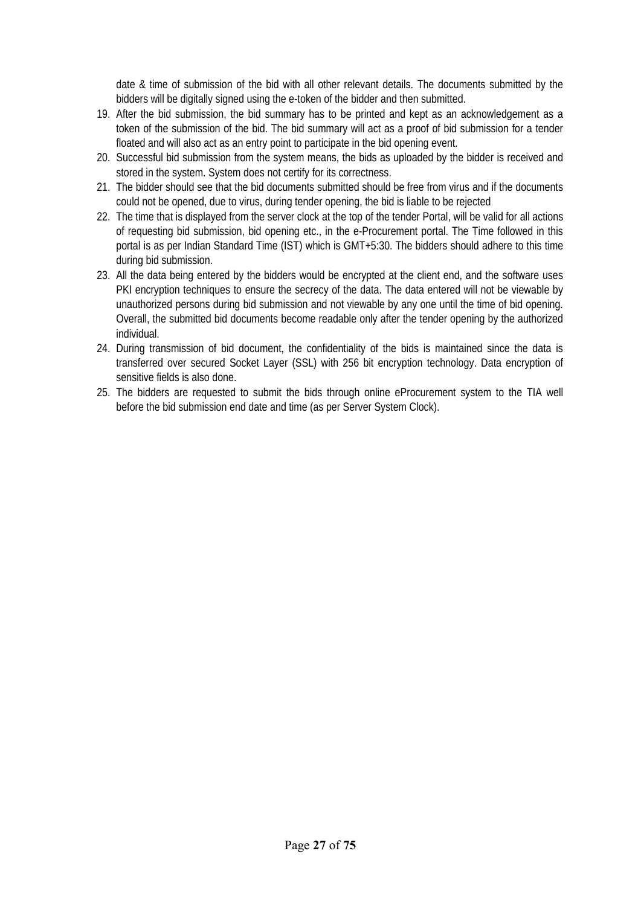date & time of submission of the bid with all other relevant details. The documents submitted by the bidders will be digitally signed using the e-token of the bidder and then submitted.

19. After the bid submission, the bid summary has to be printed and kept as an acknowledgement as a token of the submission of the bid. The bid summary will act as a proof of bid submission for a tender floated and will also act as an entry point to participate in the bid opening event.
20. Successful bid submission from the system means, the bids as uploaded by the bidder is received and stored in the system. System does not certify for its correctness.
21. The bidder should see that the bid documents submitted should be free from virus and if the documents could not be opened, due to virus, during tender opening, the bid is liable to be rejected
22. The time that is displayed from the server clock at the top of the tender Portal, will be valid for all actions of requesting bid submission, bid opening etc., in the e-Procurement portal. The Time followed in this portal is as per Indian Standard Time (IST) which is GMT+5:30. The bidders should adhere to this time during bid submission.
23. All the data being entered by the bidders would be encrypted at the client end, and the software uses PKI encryption techniques to ensure the secrecy of the data. The data entered will not be viewable by unauthorized persons during bid submission and not viewable by any one until the time of bid opening. Overall, the submitted bid documents become readable only after the tender opening by the authorized individual.
24. During transmission of bid document, the confidentiality of the bids is maintained since the data is transferred over secured Socket Layer (SSL) with 256 bit encryption technology. Data encryption of sensitive fields is also done.
25. The bidders are requested to submit the bids through online eProcurement system to the TIA well before the bid submission end date and time (as per Server System Clock).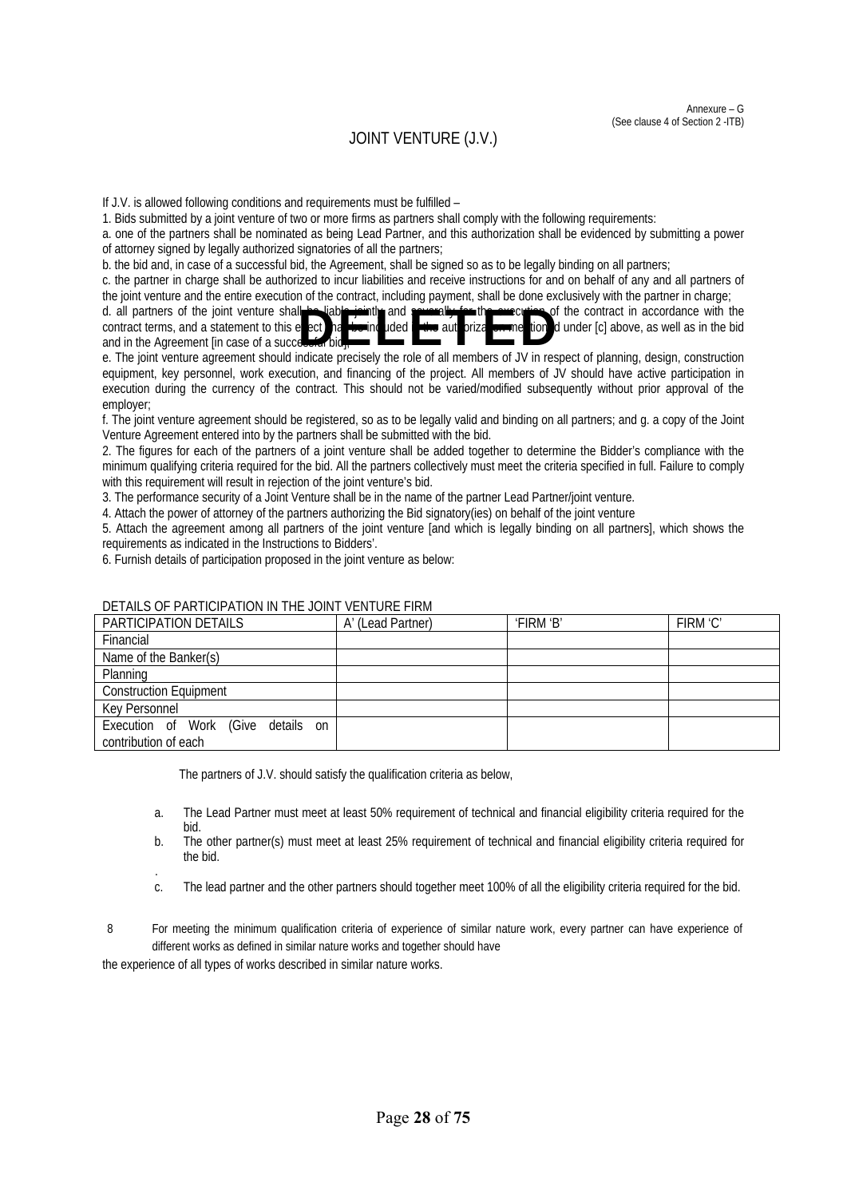Annexure – G
(See clause 4 of Section 2 -ITB)

# JOINT VENTURE (J.V.)

If J.V. is allowed following conditions and requirements must be fulfilled –

1. Bids submitted by a joint venture of two or more firms as partners shall comply with the following requirements:

a. one of the partners shall be nominated as being Lead Partner, and this authorization shall be evidenced by submitting a power of attorney signed by legally authorized signatories of all the partners;

b. the bid and, in case of a successful bid, the Agreement, shall be signed so as to be legally binding on all partners;

c. the partner in charge shall be authorized to incur liabilities and receive instructions for and on behalf of any and all partners of the joint venture and the entire execution of the contract, including payment, shall be done exclusively with the partner in charge;

d. all partners of the joint venture shall be liable jointly and severally for the execution of the contract in accordance with the contract terms, and a statement to this effect shall be included in the authorization mentioned under [c] above, as well as in the bid and in the Agreement [in case of a successful bid];

DELETED

e. The joint venture agreement should indicate precisely the role of all members of JV in respect of planning, design, construction equipment, key personnel, work execution, and financing of the project. All members of JV should have active participation in execution during the currency of the contract. This should not be varied/modified subsequently without prior approval of the employer;

f. The joint venture agreement should be registered, so as to be legally valid and binding on all partners; and g. a copy of the Joint Venture Agreement entered into by the partners shall be submitted with the bid.

2. The figures for each of the partners of a joint venture shall be added together to determine the Bidder's compliance with the minimum qualifying criteria required for the bid. All the partners collectively must meet the criteria specified in full. Failure to comply with this requirement will result in rejection of the joint venture's bid.

3. The performance security of a Joint Venture shall be in the name of the partner Lead Partner/joint venture.

4. Attach the power of attorney of the partners authorizing the Bid signatory(ies) on behalf of the joint venture

5. Attach the agreement among all partners of the joint venture [and which is legally binding on all partners], which shows the requirements as indicated in the Instructions to Bidders'.

6. Furnish details of participation proposed in the joint venture as below:

DETAILS OF PARTICIPATION IN THE JOINT VENTURE FIRM

| PARTICIPATION DETAILS | A' (Lead Partner) | 'FIRM 'B' | FIRM 'C' |
|---|---|---|---|
| Financial | | | |
| Name of the Banker(s) | | | |
| Planning | | | |
| Construction Equipment | | | |
| Key Personnel | | | |
| Execution of Work (Give details on contribution of each | | | |

The partners of J.V. should satisfy the qualification criteria as below,

a. The Lead Partner must meet at least 50% requirement of technical and financial eligibility criteria required for the bid.

b. The other partner(s) must meet at least 25% requirement of technical and financial eligibility criteria required for the bid.

.

c. The lead partner and the other partners should together meet 100% of all the eligibility criteria required for the bid.

8 For meeting the minimum qualification criteria of experience of similar nature work, every partner can have experience of different works as defined in similar nature works and together should have the experience of all types of works described in similar nature works.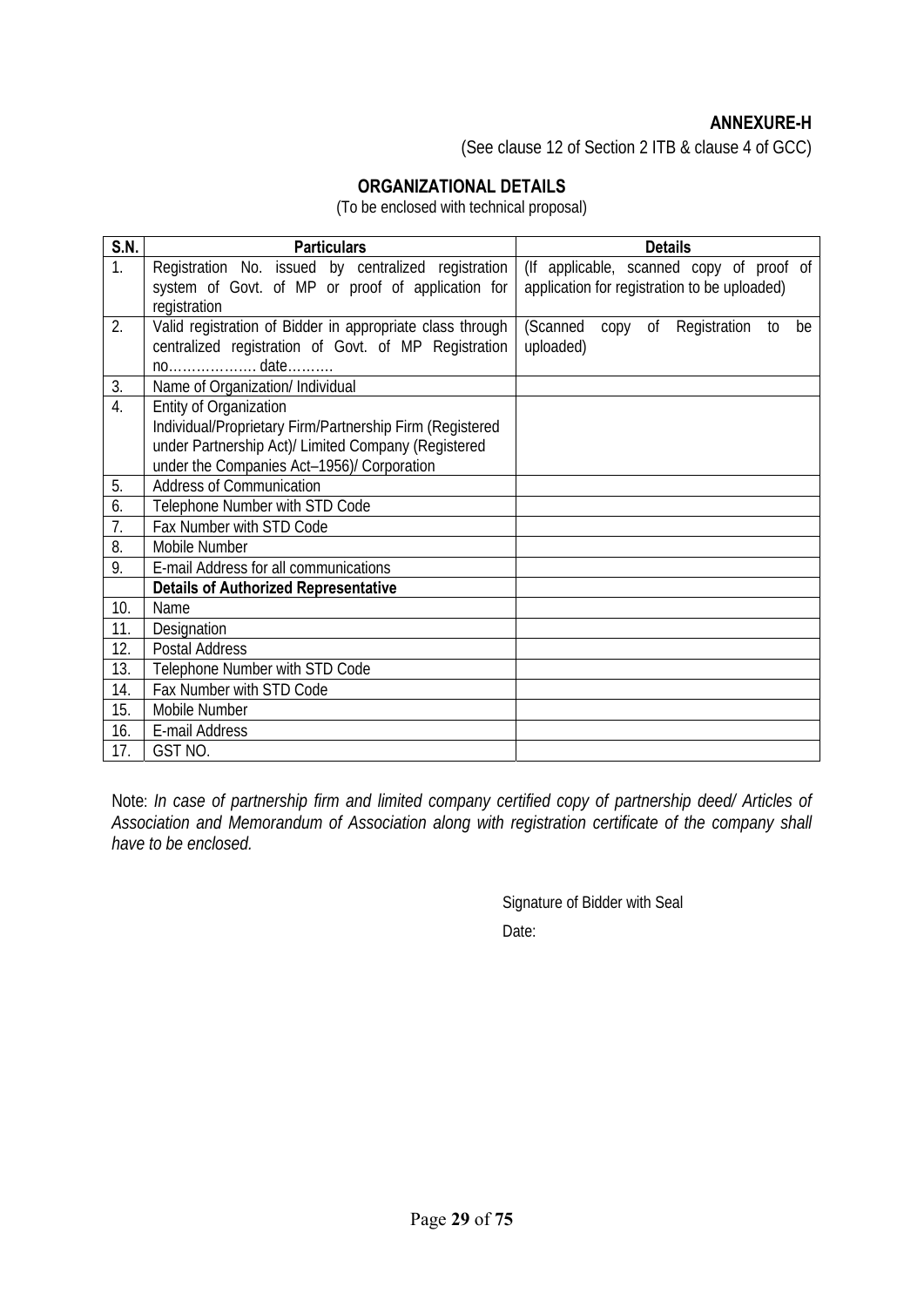**ANNEXURE-H**

(See clause 12 of Section 2 ITB & clause 4 of GCC)

## ORGANIZATIONAL DETAILS

(To be enclosed with technical proposal)

| S.N. | Particulars | Details |
|---|---|---|
| 1. | Registration No. issued by centralized registration system of Govt. of MP or proof of application for registration | (If applicable, scanned copy of proof of application for registration to be uploaded) |
| 2. | Valid registration of Bidder in appropriate class through centralized registration of Govt. of MP Registration no……………… date………. | (Scanned copy of Registration to be uploaded) |
| 3. | Name of Organization/ Individual | |
| 4. | Entity of Organization<br>Individual/Proprietary Firm/Partnership Firm (Registered under Partnership Act)/ Limited Company (Registered under the Companies Act–1956)/ Corporation | |
| 5. | Address of Communication | |
| 6. | Telephone Number with STD Code | |
| 7. | Fax Number with STD Code | |
| 8. | Mobile Number | |
| 9. | E-mail Address for all communications | |
| | **Details of Authorized Representative** | |
| 10. | Name | |
| 11. | Designation | |
| 12. | Postal Address | |
| 13. | Telephone Number with STD Code | |
| 14. | Fax Number with STD Code | |
| 15. | Mobile Number | |
| 16. | E-mail Address | |
| 17. | GST NO. | |

Note: *In case of partnership firm and limited company certified copy of partnership deed/ Articles of Association and Memorandum of Association along with registration certificate of the company shall have to be enclosed.*

Signature of Bidder with Seal

Date: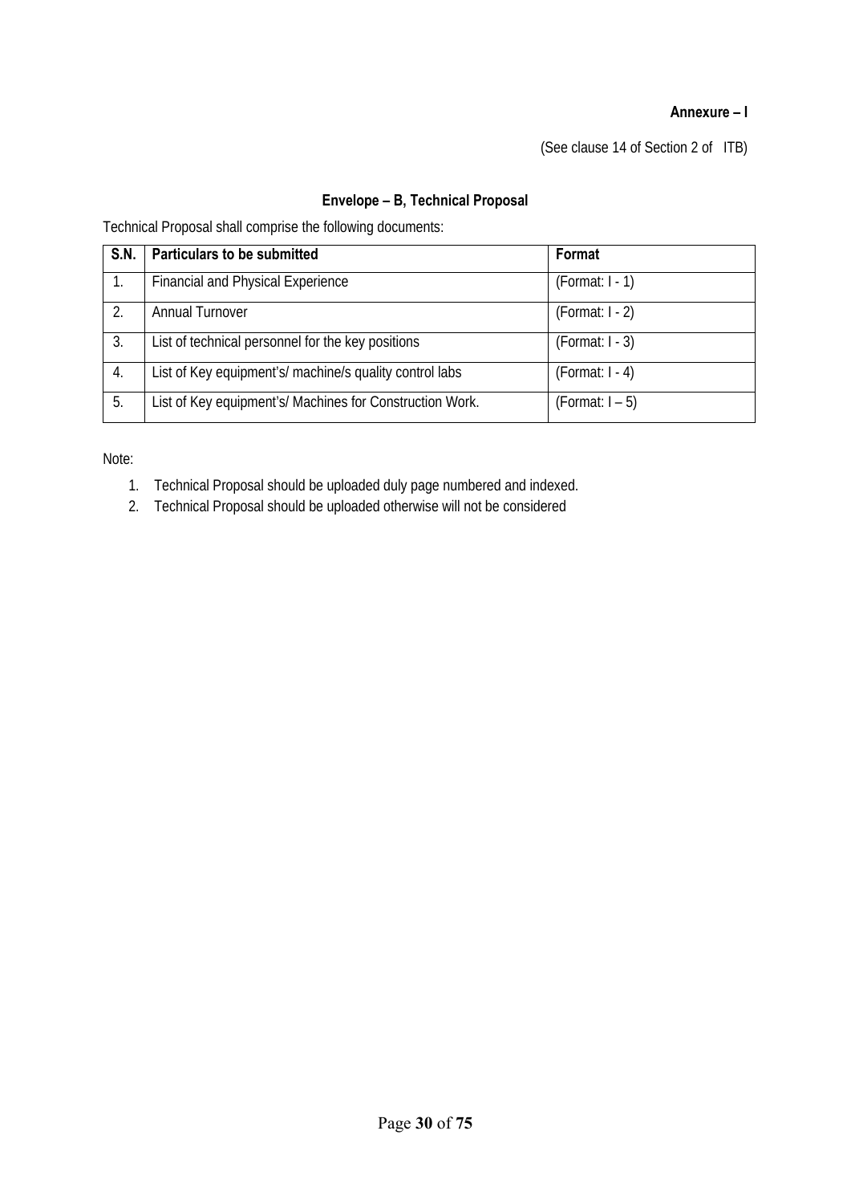**Annexure – I**

(See clause 14 of Section 2 of ITB)

## Envelope – B, Technical Proposal

Technical Proposal shall comprise the following documents:

| S.N. | Particulars to be submitted | Format |
|---|---|---|
| 1. | Financial and Physical Experience | (Format: I - 1) |
| 2. | Annual Turnover | (Format: I - 2) |
| 3. | List of technical personnel for the key positions | (Format: I - 3) |
| 4. | List of Key equipment's/ machine/s quality control labs | (Format: I - 4) |
| 5. | List of Key equipment's/ Machines for Construction Work. | (Format: I – 5) |

Note:

1. Technical Proposal should be uploaded duly page numbered and indexed.
2. Technical Proposal should be uploaded otherwise will not be considered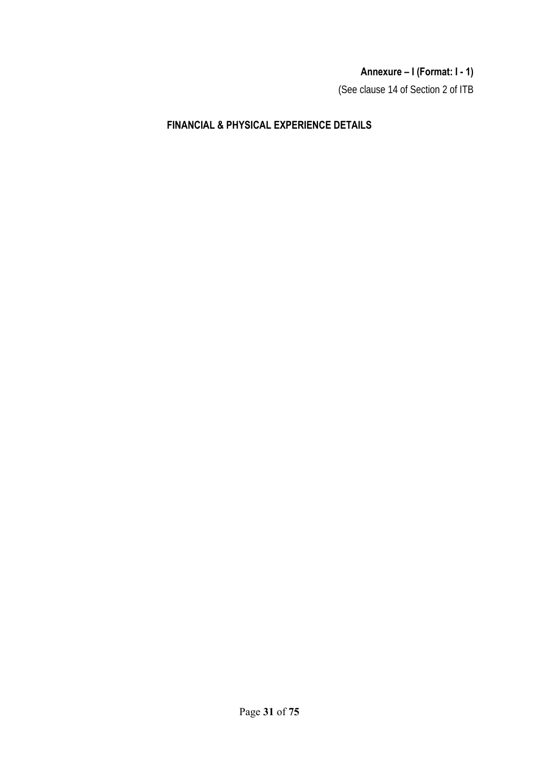**Annexure – I (Format: I - 1)**

(See clause 14 of Section 2 of ITB

## FINANCIAL & PHYSICAL EXPERIENCE DETAILS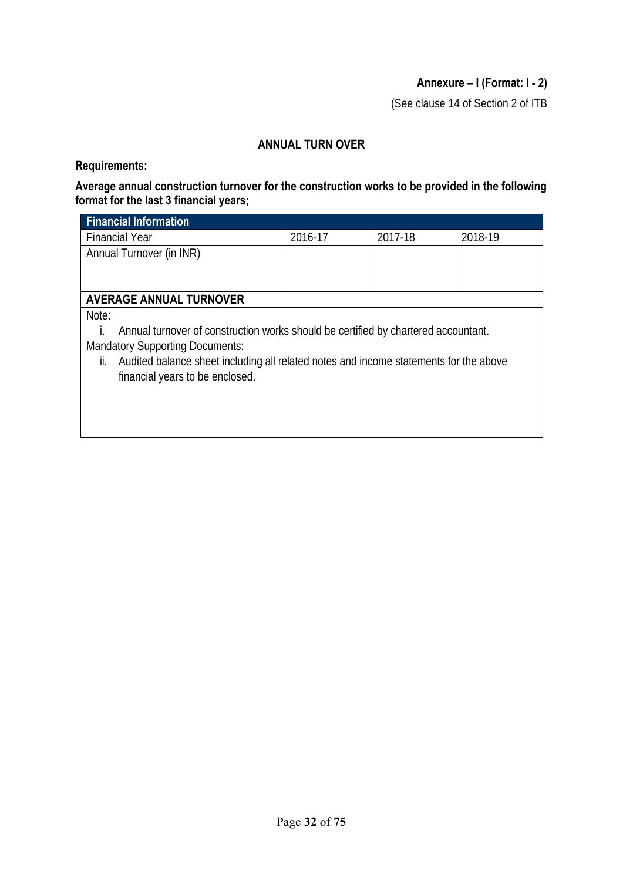**Annexure – I (Format: I - 2)**

(See clause 14 of Section 2 of ITB

## ANNUAL TURN OVER

**Requirements:**

**Average annual construction turnover for the construction works to be provided in the following format for the last 3 financial years;**

| **Financial Information** | | | |
|---|---|---|---|
| Financial Year | 2016-17 | 2017-18 | 2018-19 |
| Annual Turnover (in INR) | | | |
| **AVERAGE ANNUAL TURNOVER** | | | |

Note:

i. Annual turnover of construction works should be certified by chartered accountant.

Mandatory Supporting Documents:

ii. Audited balance sheet including all related notes and income statements for the above financial years to be enclosed.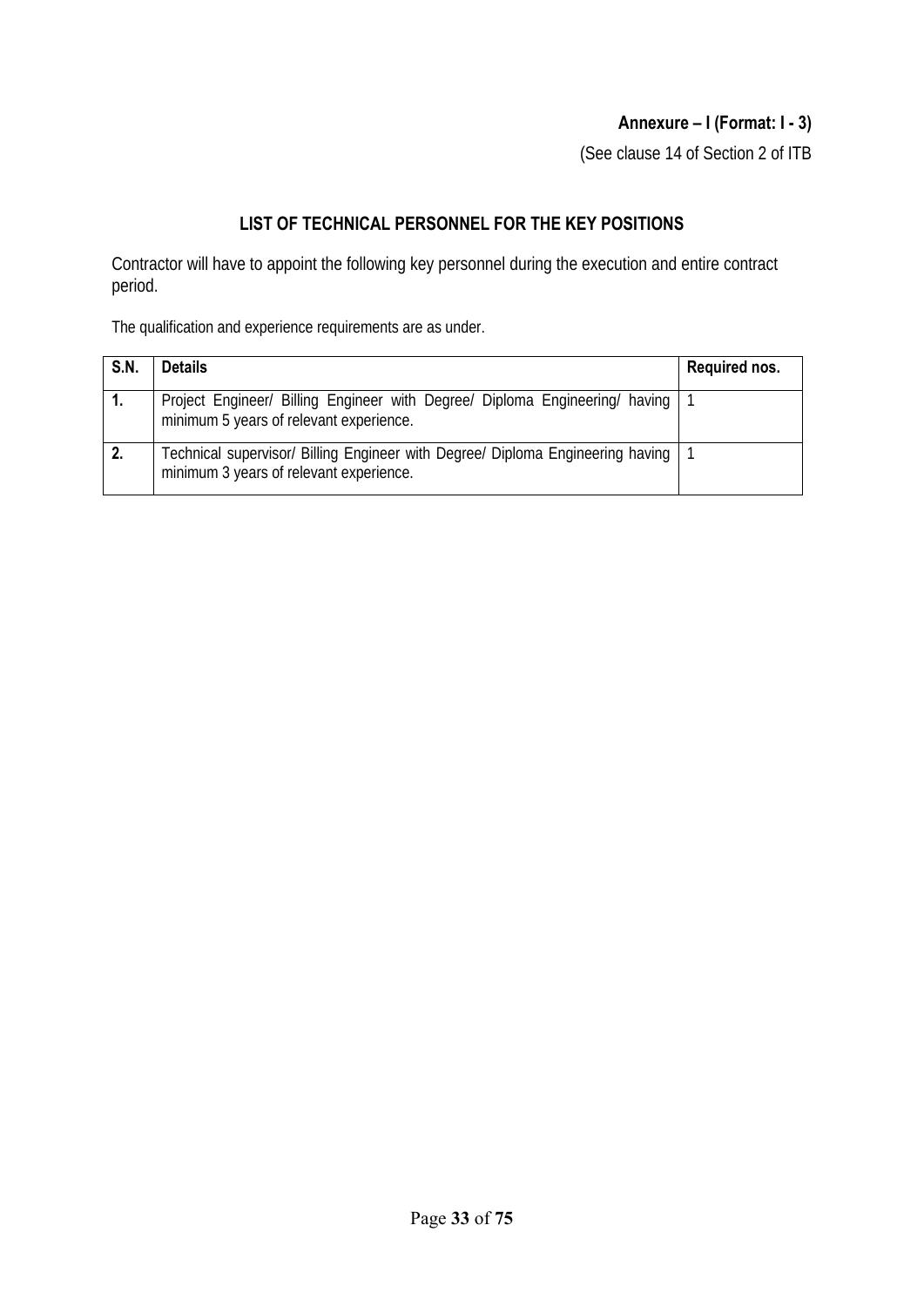**Annexure – I (Format: I - 3)**

(See clause 14 of Section 2 of ITB

## LIST OF TECHNICAL PERSONNEL FOR THE KEY POSITIONS

Contractor will have to appoint the following key personnel during the execution and entire contract period.

The qualification and experience requirements are as under.

| S.N. | Details | Required nos. |
|---|---|---|
| **1.** | Project Engineer/ Billing Engineer with Degree/ Diploma Engineering/ having minimum 5 years of relevant experience. | 1 |
| **2.** | Technical supervisor/ Billing Engineer with Degree/ Diploma Engineering having minimum 3 years of relevant experience. | 1 |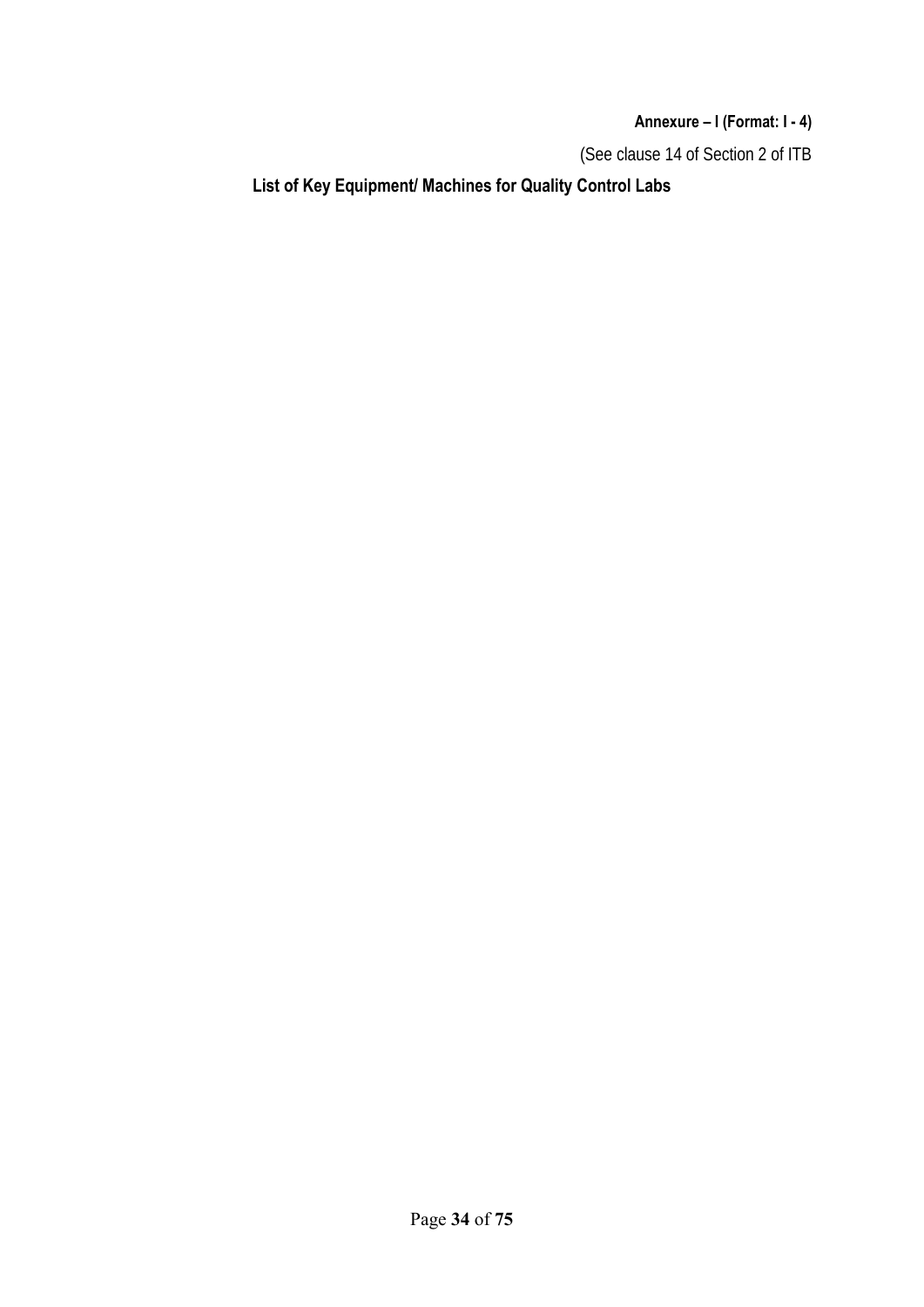**Annexure – I (Format: I - 4)**

(See clause 14 of Section 2 of ITB

## List of Key Equipment/ Machines for Quality Control Labs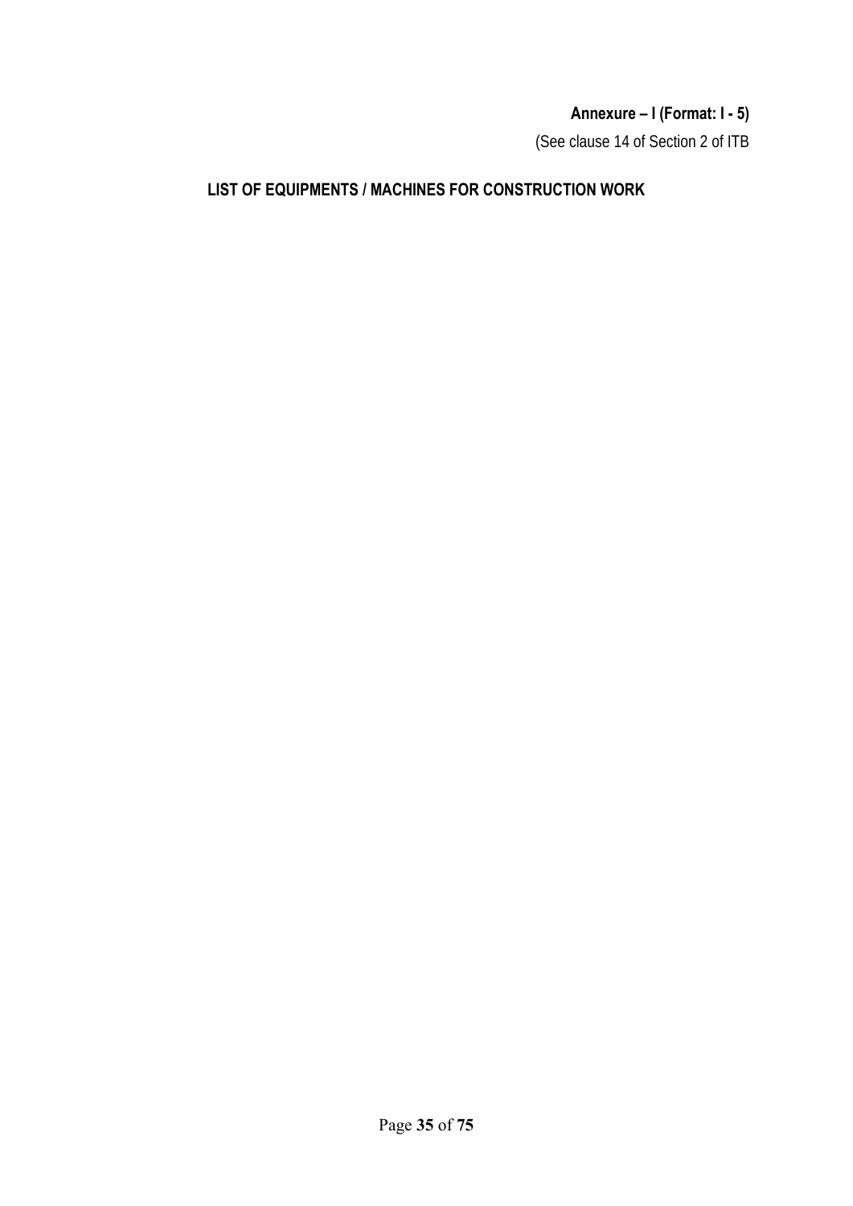**Annexure – I (Format: I - 5)**

(See clause 14 of Section 2 of ITB

## LIST OF EQUIPMENTS / MACHINES FOR CONSTRUCTION WORK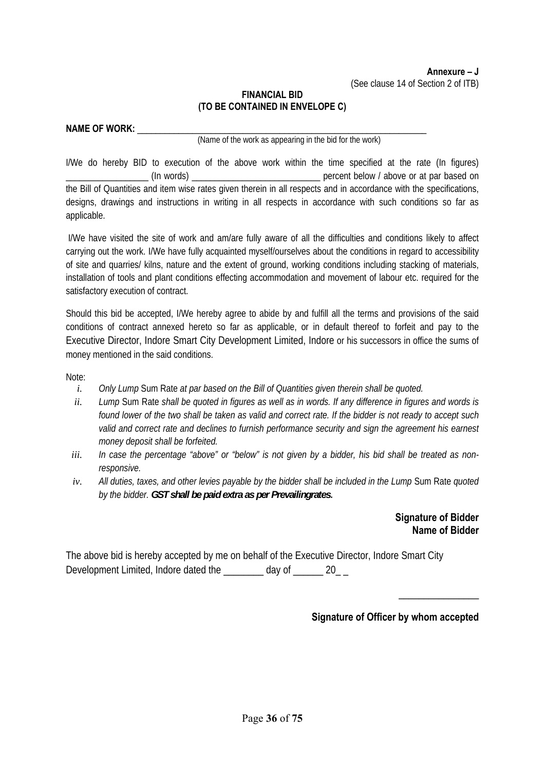**Annexure – J**
(See clause 14 of Section 2 of ITB)

**FINANCIAL BID**
**(TO BE CONTAINED IN ENVELOPE C)**

**NAME OF WORK:** ___________________________________________________________________
(Name of the work as appearing in the bid for the work)

I/We do hereby BID to execution of the above work within the time specified at the rate (In figures) __________________ (In words) ____________________________ percent below / above or at par based on the Bill of Quantities and item wise rates given therein in all respects and in accordance with the specifications, designs, drawings and instructions in writing in all respects in accordance with such conditions so far as applicable.

I/We have visited the site of work and am/are fully aware of all the difficulties and conditions likely to affect carrying out the work. I/We have fully acquainted myself/ourselves about the conditions in regard to accessibility of site and quarries/ kilns, nature and the extent of ground, working conditions including stacking of materials, installation of tools and plant conditions effecting accommodation and movement of labour etc. required for the satisfactory execution of contract.

Should this bid be accepted, I/We hereby agree to abide by and fulfill all the terms and provisions of the said conditions of contract annexed hereto so far as applicable, or in default thereof to forfeit and pay to the Executive Director, Indore Smart City Development Limited, Indore or his successors in office the sums of money mentioned in the said conditions.

Note:

i. *Only Lump* Sum Rate *at par based on the Bill of Quantities given therein shall be quoted.*
ii. *Lump* Sum Rate *shall be quoted in figures as well as in words. If any difference in figures and words is found lower of the two shall be taken as valid and correct rate. If the bidder is not ready to accept such valid and correct rate and declines to furnish performance security and sign the agreement his earnest money deposit shall be forfeited.*
iii. *In case the percentage "above" or "below" is not given by a bidder, his bid shall be treated as non-responsive.*
iv. *All duties, taxes, and other levies payable by the bidder shall be included in the Lump* Sum Rate *quoted by the bidder.* ***GST shall be paid extra as per Prevailingrates.***

**Signature of Bidder**
**Name of Bidder**

The above bid is hereby accepted by me on behalf of the Executive Director, Indore Smart City Development Limited, Indore dated the ________ day of ______ 20_ _

________________

**Signature of Officer by whom accepted**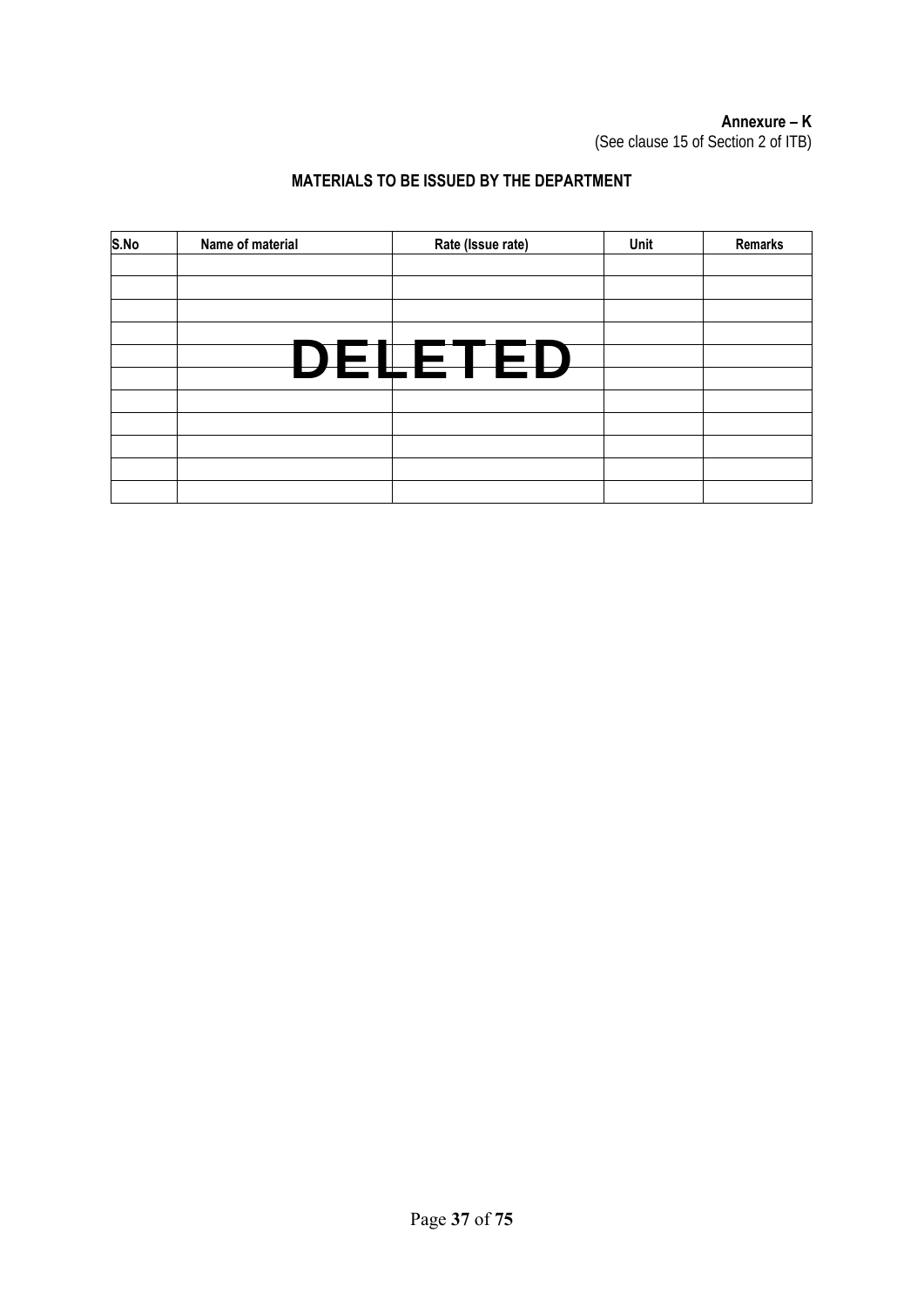**Annexure – K**
(See clause 15 of Section 2 of ITB)

## MATERIALS TO BE ISSUED BY THE DEPARTMENT

| S.No | Name of material | Rate (Issue rate) | Unit | Remarks |
|---|---|---|---|---|
| | | | | |
| | | | | |
| | | | | |
| | | | | |
| | DELETED | | | |
| | | | | |
| | | | | |
| | | | | |
| | | | | |
| | | | | |
| | | | | |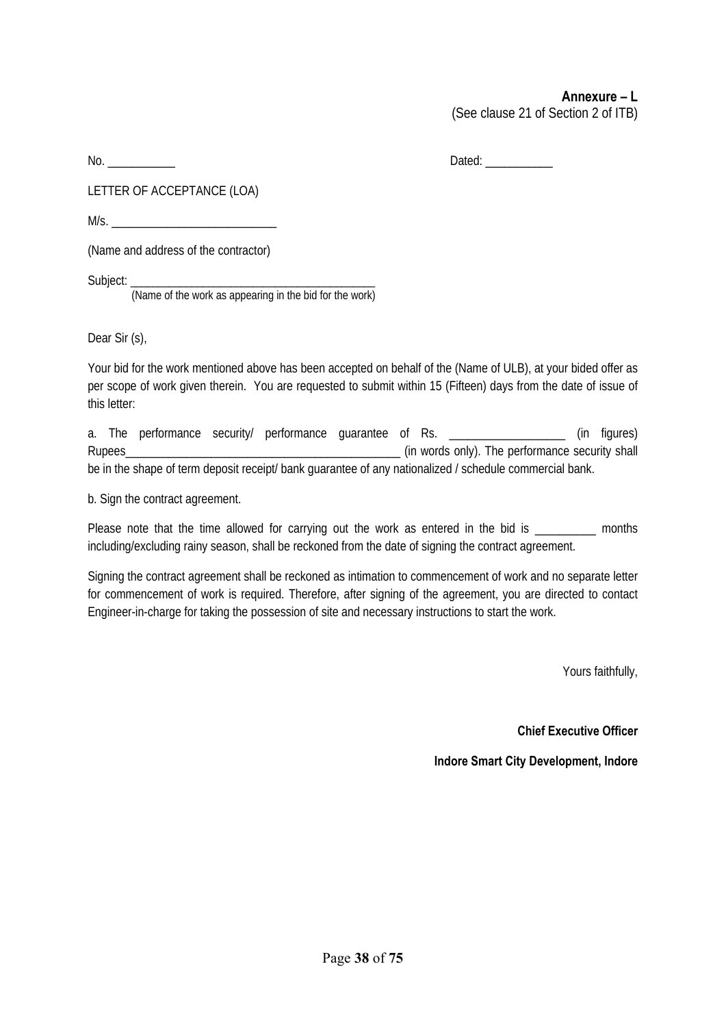**Annexure – L**
(See clause 21 of Section 2 of ITB)

No. ___________ Dated: ___________

LETTER OF ACCEPTANCE (LOA)

M/s. ___________________________

(Name and address of the contractor)

Subject: __________________________________________
(Name of the work as appearing in the bid for the work)

Dear Sir (s),

Your bid for the work mentioned above has been accepted on behalf of the (Name of ULB), at your bided offer as per scope of work given therein. You are requested to submit within 15 (Fifteen) days from the date of issue of this letter:

a. The performance security/ performance guarantee of Rs. __________________ (in figures) Rupees______________________________________________ (in words only). The performance security shall be in the shape of term deposit receipt/ bank guarantee of any nationalized / schedule commercial bank.

b. Sign the contract agreement.

Please note that the time allowed for carrying out the work as entered in the bid is __________ months including/excluding rainy season, shall be reckoned from the date of signing the contract agreement.

Signing the contract agreement shall be reckoned as intimation to commencement of work and no separate letter for commencement of work is required. Therefore, after signing of the agreement, you are directed to contact Engineer-in-charge for taking the possession of site and necessary instructions to start the work.

Yours faithfully,

**Chief Executive Officer**

**Indore Smart City Development, Indore**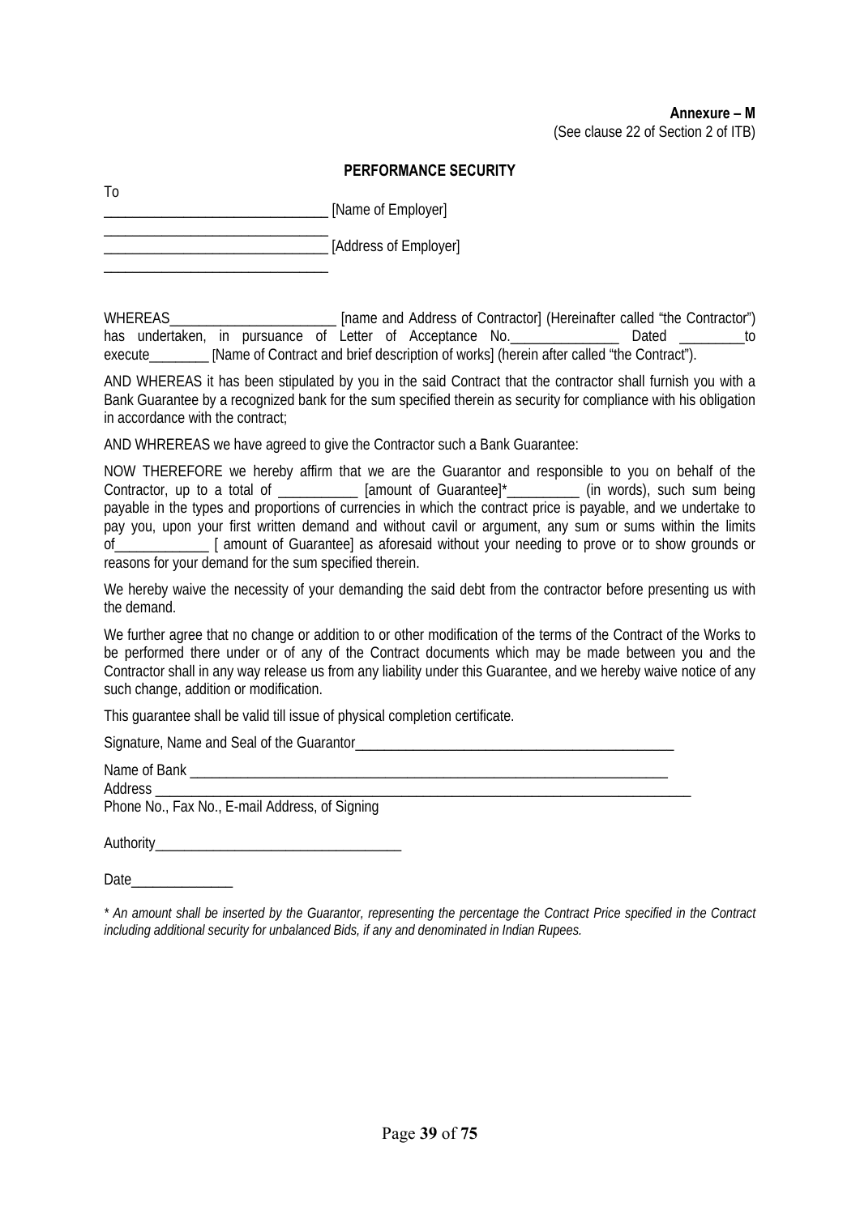**Annexure – M**
(See clause 22 of Section 2 of ITB)

**PERFORMANCE SECURITY**

To

_______________________________ [Name of Employer]

_______________________________

_______________________________ [Address of Employer]

_______________________________

WHEREAS_______________________ [name and Address of Contractor] (Hereinafter called "the Contractor") has undertaken, in pursuance of Letter of Acceptance No._______________ Dated _________to execute________ [Name of Contract and brief description of works] (herein after called "the Contract").

AND WHEREAS it has been stipulated by you in the said Contract that the contractor shall furnish you with a Bank Guarantee by a recognized bank for the sum specified therein as security for compliance with his obligation in accordance with the contract;

AND WHREREAS we have agreed to give the Contractor such a Bank Guarantee:

NOW THEREFORE we hereby affirm that we are the Guarantor and responsible to you on behalf of the Contractor, up to a total of ___________ [amount of Guarantee]*__________ (in words), such sum being payable in the types and proportions of currencies in which the contract price is payable, and we undertake to pay you, upon your first written demand and without cavil or argument, any sum or sums within the limits of_____________ [ amount of Guarantee] as aforesaid without your needing to prove or to show grounds or reasons for your demand for the sum specified therein.

We hereby waive the necessity of your demanding the said debt from the contractor before presenting us with the demand.

We further agree that no change or addition to or other modification of the terms of the Contract of the Works to be performed there under or of any of the Contract documents which may be made between you and the Contractor shall in any way release us from any liability under this Guarantee, and we hereby waive notice of any such change, addition or modification.

This guarantee shall be valid till issue of physical completion certificate.

Signature, Name and Seal of the Guarantor_______________________________________________

Name of Bank _______________________________________________________________________

Address ____________________________________________________________________________

Phone No., Fax No., E-mail Address, of Signing

Authority__________________________________

Date______________

*\* An amount shall be inserted by the Guarantor, representing the percentage the Contract Price specified in the Contract including additional security for unbalanced Bids, if any and denominated in Indian Rupees.*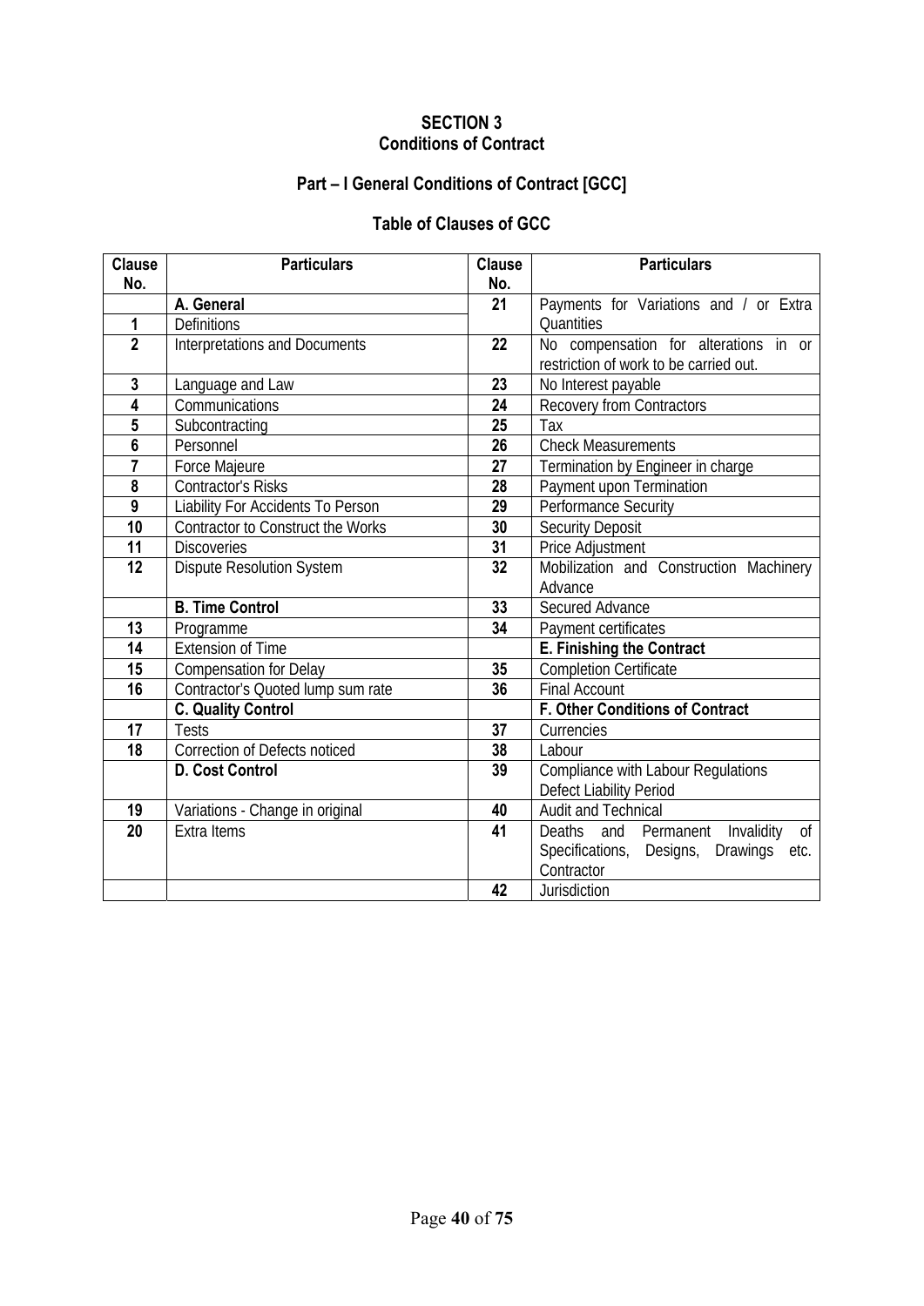# SECTION 3
# Conditions of Contract

## Part – I General Conditions of Contract [GCC]

### Table of Clauses of GCC

| Clause No. | Particulars | Clause No. | Particulars |
|---|---|---|---|
| | **A. General** | 21 | Payments for Variations and / or Extra Quantities |
| 1 | Definitions | | |
| 2 | Interpretations and Documents | 22 | No compensation for alterations in or restriction of work to be carried out. |
| 3 | Language and Law | 23 | No Interest payable |
| 4 | Communications | 24 | Recovery from Contractors |
| 5 | Subcontracting | 25 | Tax |
| 6 | Personnel | 26 | Check Measurements |
| 7 | Force Majeure | 27 | Termination by Engineer in charge |
| 8 | Contractor's Risks | 28 | Payment upon Termination |
| 9 | Liability For Accidents To Person | 29 | Performance Security |
| 10 | Contractor to Construct the Works | 30 | Security Deposit |
| 11 | Discoveries | 31 | Price Adjustment |
| 12 | Dispute Resolution System | 32 | Mobilization and Construction Machinery Advance |
| | **B. Time Control** | 33 | Secured Advance |
| 13 | Programme | 34 | Payment certificates |
| 14 | Extension of Time | | **E. Finishing the Contract** |
| 15 | Compensation for Delay | 35 | Completion Certificate |
| 16 | Contractor's Quoted lump sum rate | 36 | Final Account |
| | **C. Quality Control** | | **F. Other Conditions of Contract** |
| 17 | Tests | 37 | Currencies |
| 18 | Correction of Defects noticed | 38 | Labour |
| | **D. Cost Control** | 39 | Compliance with Labour Regulations Defect Liability Period |
| 19 | Variations - Change in original | 40 | Audit and Technical |
| 20 | Extra Items | 41 | Deaths and Permanent Invalidity of Specifications, Designs, Drawings etc. Contractor |
| | | 42 | Jurisdiction |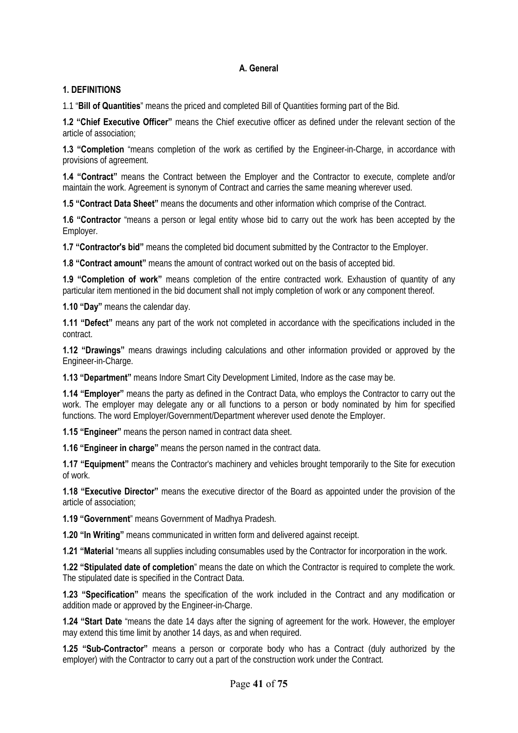## A. General

### 1. DEFINITIONS

1.1 "**Bill of Quantities**" means the priced and completed Bill of Quantities forming part of the Bid.

**1.2 "Chief Executive Officer"** means the Chief executive officer as defined under the relevant section of the article of association;

**1.3 "Completion** "means completion of the work as certified by the Engineer-in-Charge, in accordance with provisions of agreement.

**1.4 "Contract"** means the Contract between the Employer and the Contractor to execute, complete and/or maintain the work. Agreement is synonym of Contract and carries the same meaning wherever used.

**1.5 "Contract Data Sheet"** means the documents and other information which comprise of the Contract.

**1.6 "Contractor** "means a person or legal entity whose bid to carry out the work has been accepted by the Employer.

**1.7 "Contractor's bid"** means the completed bid document submitted by the Contractor to the Employer.

**1.8 "Contract amount"** means the amount of contract worked out on the basis of accepted bid.

**1.9 "Completion of work"** means completion of the entire contracted work. Exhaustion of quantity of any particular item mentioned in the bid document shall not imply completion of work or any component thereof.

**1.10 "Day"** means the calendar day.

**1.11 "Defect"** means any part of the work not completed in accordance with the specifications included in the contract.

**1.12 "Drawings"** means drawings including calculations and other information provided or approved by the Engineer-in-Charge.

**1.13 "Department"** means Indore Smart City Development Limited, Indore as the case may be.

**1.14 "Employer"** means the party as defined in the Contract Data, who employs the Contractor to carry out the work. The employer may delegate any or all functions to a person or body nominated by him for specified functions. The word Employer/Government/Department wherever used denote the Employer.

**1.15 "Engineer"** means the person named in contract data sheet.

**1.16 "Engineer in charge"** means the person named in the contract data.

**1.17 "Equipment"** means the Contractor's machinery and vehicles brought temporarily to the Site for execution of work.

**1.18 "Executive Director"** means the executive director of the Board as appointed under the provision of the article of association;

**1.19 "Government**" means Government of Madhya Pradesh.

**1.20 "In Writing"** means communicated in written form and delivered against receipt.

**1.21 "Material** "means all supplies including consumables used by the Contractor for incorporation in the work.

**1.22 "Stipulated date of completion**" means the date on which the Contractor is required to complete the work. The stipulated date is specified in the Contract Data.

**1.23 "Specification"** means the specification of the work included in the Contract and any modification or addition made or approved by the Engineer-in-Charge.

**1.24 "Start Date** "means the date 14 days after the signing of agreement for the work. However, the employer may extend this time limit by another 14 days, as and when required.

**1.25 "Sub-Contractor"** means a person or corporate body who has a Contract (duly authorized by the employer) with the Contractor to carry out a part of the construction work under the Contract.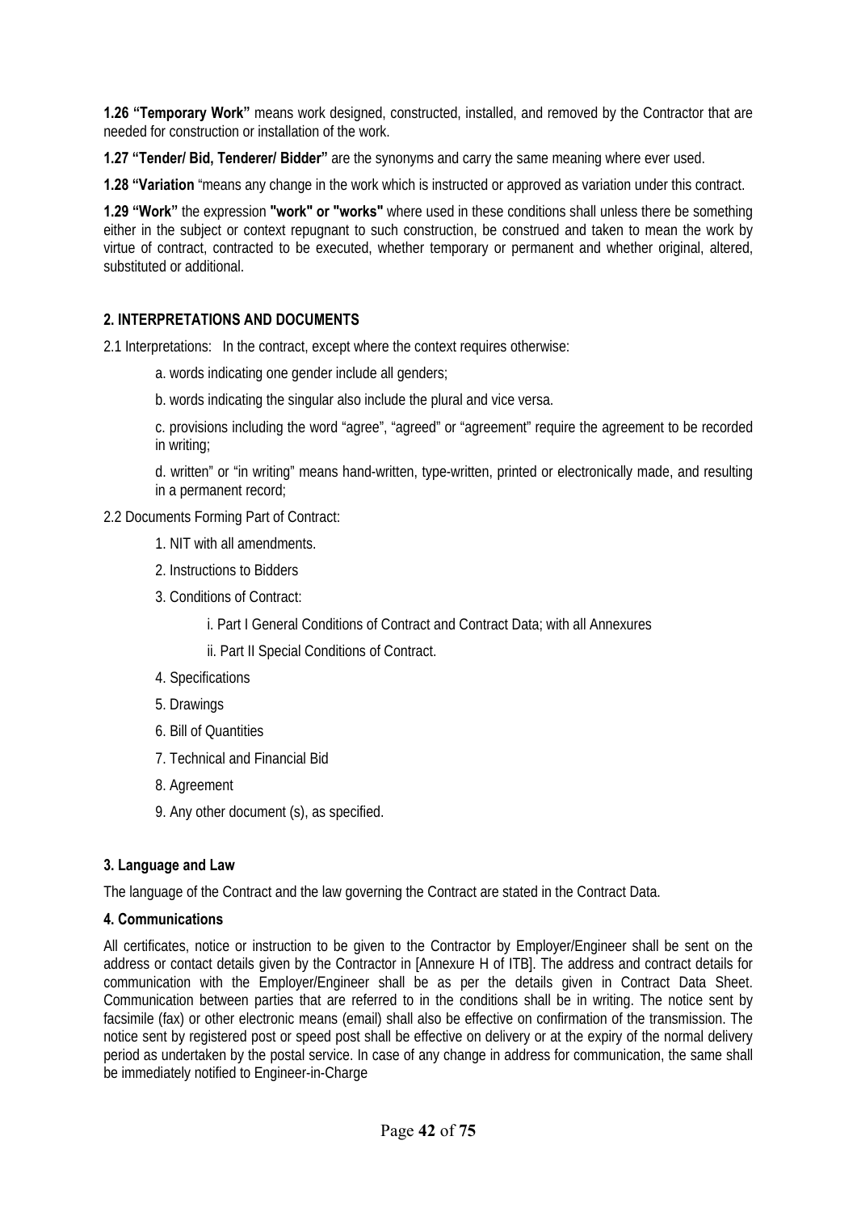**1.26 "Temporary Work"** means work designed, constructed, installed, and removed by the Contractor that are needed for construction or installation of the work.

**1.27 "Tender/ Bid, Tenderer/ Bidder"** are the synonyms and carry the same meaning where ever used.

**1.28 "Variation** "means any change in the work which is instructed or approved as variation under this contract.

**1.29 "Work"** the expression **"work" or "works"** where used in these conditions shall unless there be something either in the subject or context repugnant to such construction, be construed and taken to mean the work by virtue of contract, contracted to be executed, whether temporary or permanent and whether original, altered, substituted or additional.

## 2. INTERPRETATIONS AND DOCUMENTS

2.1 Interpretations: In the contract, except where the context requires otherwise:

a. words indicating one gender include all genders;

b. words indicating the singular also include the plural and vice versa.

c. provisions including the word "agree", "agreed" or "agreement" require the agreement to be recorded in writing;

d. written" or "in writing" means hand-written, type-written, printed or electronically made, and resulting in a permanent record;

2.2 Documents Forming Part of Contract:

1. NIT with all amendments.
2. Instructions to Bidders
3. Conditions of Contract:
   - i. Part I General Conditions of Contract and Contract Data; with all Annexures
   - ii. Part II Special Conditions of Contract.
4. Specifications
5. Drawings
6. Bill of Quantities
7. Technical and Financial Bid
8. Agreement
9. Any other document (s), as specified.

## 3. Language and Law

The language of the Contract and the law governing the Contract are stated in the Contract Data.

## 4. Communications

All certificates, notice or instruction to be given to the Contractor by Employer/Engineer shall be sent on the address or contact details given by the Contractor in [Annexure H of ITB]. The address and contract details for communication with the Employer/Engineer shall be as per the details given in Contract Data Sheet. Communication between parties that are referred to in the conditions shall be in writing. The notice sent by facsimile (fax) or other electronic means (email) shall also be effective on confirmation of the transmission. The notice sent by registered post or speed post shall be effective on delivery or at the expiry of the normal delivery period as undertaken by the postal service. In case of any change in address for communication, the same shall be immediately notified to Engineer-in-Charge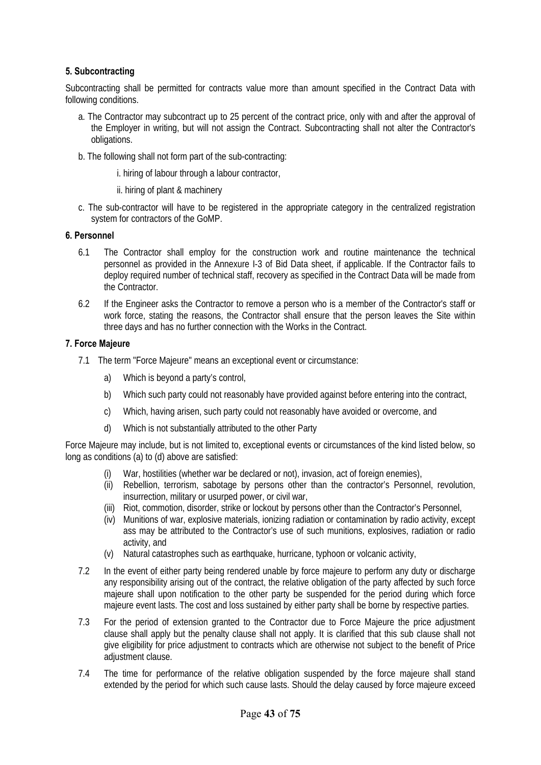### 5. Subcontracting

Subcontracting shall be permitted for contracts value more than amount specified in the Contract Data with following conditions.

a. The Contractor may subcontract up to 25 percent of the contract price, only with and after the approval of the Employer in writing, but will not assign the Contract. Subcontracting shall not alter the Contractor's obligations.

b. The following shall not form part of the sub-contracting:

   i. hiring of labour through a labour contractor,

   ii. hiring of plant & machinery

c. The sub-contractor will have to be registered in the appropriate category in the centralized registration system for contractors of the GoMP.

### 6. Personnel

6.1 The Contractor shall employ for the construction work and routine maintenance the technical personnel as provided in the Annexure I-3 of Bid Data sheet, if applicable. If the Contractor fails to deploy required number of technical staff, recovery as specified in the Contract Data will be made from the Contractor.

6.2 If the Engineer asks the Contractor to remove a person who is a member of the Contractor's staff or work force, stating the reasons, the Contractor shall ensure that the person leaves the Site within three days and has no further connection with the Works in the Contract.

### 7. Force Majeure

7.1 The term "Force Majeure" means an exceptional event or circumstance:

a) Which is beyond a party's control,

b) Which such party could not reasonably have provided against before entering into the contract,

c) Which, having arisen, such party could not reasonably have avoided or overcome, and

d) Which is not substantially attributed to the other Party

Force Majeure may include, but is not limited to, exceptional events or circumstances of the kind listed below, so long as conditions (a) to (d) above are satisfied:

(i) War, hostilities (whether war be declared or not), invasion, act of foreign enemies),
(ii) Rebellion, terrorism, sabotage by persons other than the contractor's Personnel, revolution, insurrection, military or usurped power, or civil war,
(iii) Riot, commotion, disorder, strike or lockout by persons other than the Contractor's Personnel,
(iv) Munitions of war, explosive materials, ionizing radiation or contamination by radio activity, except ass may be attributed to the Contractor's use of such munitions, explosives, radiation or radio activity, and
(v) Natural catastrophes such as earthquake, hurricane, typhoon or volcanic activity,

7.2 In the event of either party being rendered unable by force majeure to perform any duty or discharge any responsibility arising out of the contract, the relative obligation of the party affected by such force majeure shall upon notification to the other party be suspended for the period during which force majeure event lasts. The cost and loss sustained by either party shall be borne by respective parties.

7.3 For the period of extension granted to the Contractor due to Force Majeure the price adjustment clause shall apply but the penalty clause shall not apply. It is clarified that this sub clause shall not give eligibility for price adjustment to contracts which are otherwise not subject to the benefit of Price adjustment clause.

7.4 The time for performance of the relative obligation suspended by the force majeure shall stand extended by the period for which such cause lasts. Should the delay caused by force majeure exceed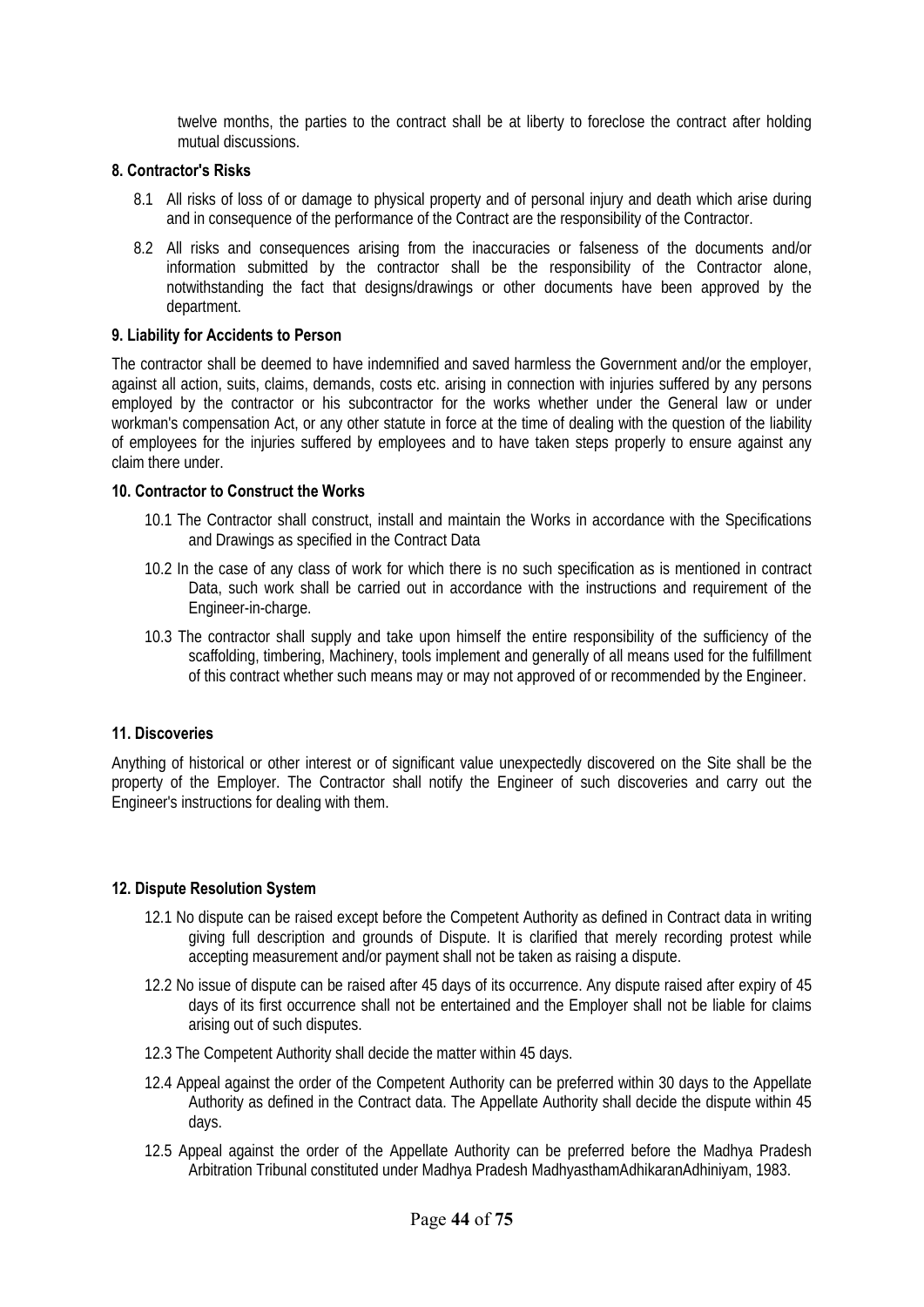twelve months, the parties to the contract shall be at liberty to foreclose the contract after holding mutual discussions.

**8. Contractor's Risks**

8.1 All risks of loss of or damage to physical property and of personal injury and death which arise during and in consequence of the performance of the Contract are the responsibility of the Contractor.

8.2 All risks and consequences arising from the inaccuracies or falseness of the documents and/or information submitted by the contractor shall be the responsibility of the Contractor alone, notwithstanding the fact that designs/drawings or other documents have been approved by the department.

**9. Liability for Accidents to Person**

The contractor shall be deemed to have indemnified and saved harmless the Government and/or the employer, against all action, suits, claims, demands, costs etc. arising in connection with injuries suffered by any persons employed by the contractor or his subcontractor for the works whether under the General law or under workman's compensation Act, or any other statute in force at the time of dealing with the question of the liability of employees for the injuries suffered by employees and to have taken steps properly to ensure against any claim there under.

**10. Contractor to Construct the Works**

10.1 The Contractor shall construct, install and maintain the Works in accordance with the Specifications and Drawings as specified in the Contract Data

10.2 In the case of any class of work for which there is no such specification as is mentioned in contract Data, such work shall be carried out in accordance with the instructions and requirement of the Engineer-in-charge.

10.3 The contractor shall supply and take upon himself the entire responsibility of the sufficiency of the scaffolding, timbering, Machinery, tools implement and generally of all means used for the fulfillment of this contract whether such means may or may not approved of or recommended by the Engineer.

**11. Discoveries**

Anything of historical or other interest or of significant value unexpectedly discovered on the Site shall be the property of the Employer. The Contractor shall notify the Engineer of such discoveries and carry out the Engineer's instructions for dealing with them.

**12. Dispute Resolution System**

12.1 No dispute can be raised except before the Competent Authority as defined in Contract data in writing giving full description and grounds of Dispute. It is clarified that merely recording protest while accepting measurement and/or payment shall not be taken as raising a dispute.

12.2 No issue of dispute can be raised after 45 days of its occurrence. Any dispute raised after expiry of 45 days of its first occurrence shall not be entertained and the Employer shall not be liable for claims arising out of such disputes.

12.3 The Competent Authority shall decide the matter within 45 days.

12.4 Appeal against the order of the Competent Authority can be preferred within 30 days to the Appellate Authority as defined in the Contract data. The Appellate Authority shall decide the dispute within 45 days.

12.5 Appeal against the order of the Appellate Authority can be preferred before the Madhya Pradesh Arbitration Tribunal constituted under Madhya Pradesh MadhyasthamAdhikaranAdhiniyam, 1983.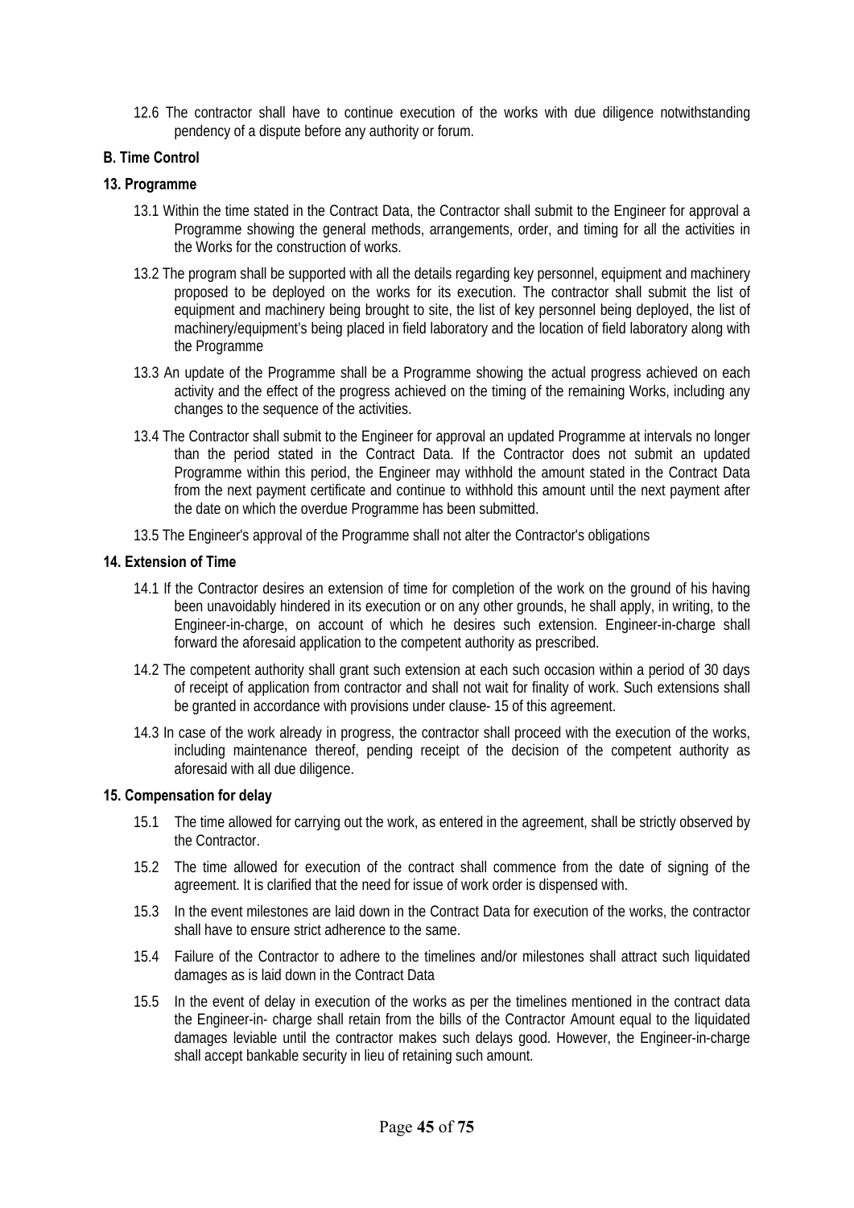12.6 The contractor shall have to continue execution of the works with due diligence notwithstanding pendency of a dispute before any authority or forum.

**B. Time Control**

**13. Programme**

13.1 Within the time stated in the Contract Data, the Contractor shall submit to the Engineer for approval a Programme showing the general methods, arrangements, order, and timing for all the activities in the Works for the construction of works.

13.2 The program shall be supported with all the details regarding key personnel, equipment and machinery proposed to be deployed on the works for its execution. The contractor shall submit the list of equipment and machinery being brought to site, the list of key personnel being deployed, the list of machinery/equipment's being placed in field laboratory and the location of field laboratory along with the Programme

13.3 An update of the Programme shall be a Programme showing the actual progress achieved on each activity and the effect of the progress achieved on the timing of the remaining Works, including any changes to the sequence of the activities.

13.4 The Contractor shall submit to the Engineer for approval an updated Programme at intervals no longer than the period stated in the Contract Data. If the Contractor does not submit an updated Programme within this period, the Engineer may withhold the amount stated in the Contract Data from the next payment certificate and continue to withhold this amount until the next payment after the date on which the overdue Programme has been submitted.

13.5 The Engineer's approval of the Programme shall not alter the Contractor's obligations

**14. Extension of Time**

14.1 If the Contractor desires an extension of time for completion of the work on the ground of his having been unavoidably hindered in its execution or on any other grounds, he shall apply, in writing, to the Engineer-in-charge, on account of which he desires such extension. Engineer-in-charge shall forward the aforesaid application to the competent authority as prescribed.

14.2 The competent authority shall grant such extension at each such occasion within a period of 30 days of receipt of application from contractor and shall not wait for finality of work. Such extensions shall be granted in accordance with provisions under clause- 15 of this agreement.

14.3 In case of the work already in progress, the contractor shall proceed with the execution of the works, including maintenance thereof, pending receipt of the decision of the competent authority as aforesaid with all due diligence.

**15. Compensation for delay**

15.1 The time allowed for carrying out the work, as entered in the agreement, shall be strictly observed by the Contractor.

15.2 The time allowed for execution of the contract shall commence from the date of signing of the agreement. It is clarified that the need for issue of work order is dispensed with.

15.3 In the event milestones are laid down in the Contract Data for execution of the works, the contractor shall have to ensure strict adherence to the same.

15.4 Failure of the Contractor to adhere to the timelines and/or milestones shall attract such liquidated damages as is laid down in the Contract Data

15.5 In the event of delay in execution of the works as per the timelines mentioned in the contract data the Engineer-in- charge shall retain from the bills of the Contractor Amount equal to the liquidated damages leviable until the contractor makes such delays good. However, the Engineer-in-charge shall accept bankable security in lieu of retaining such amount.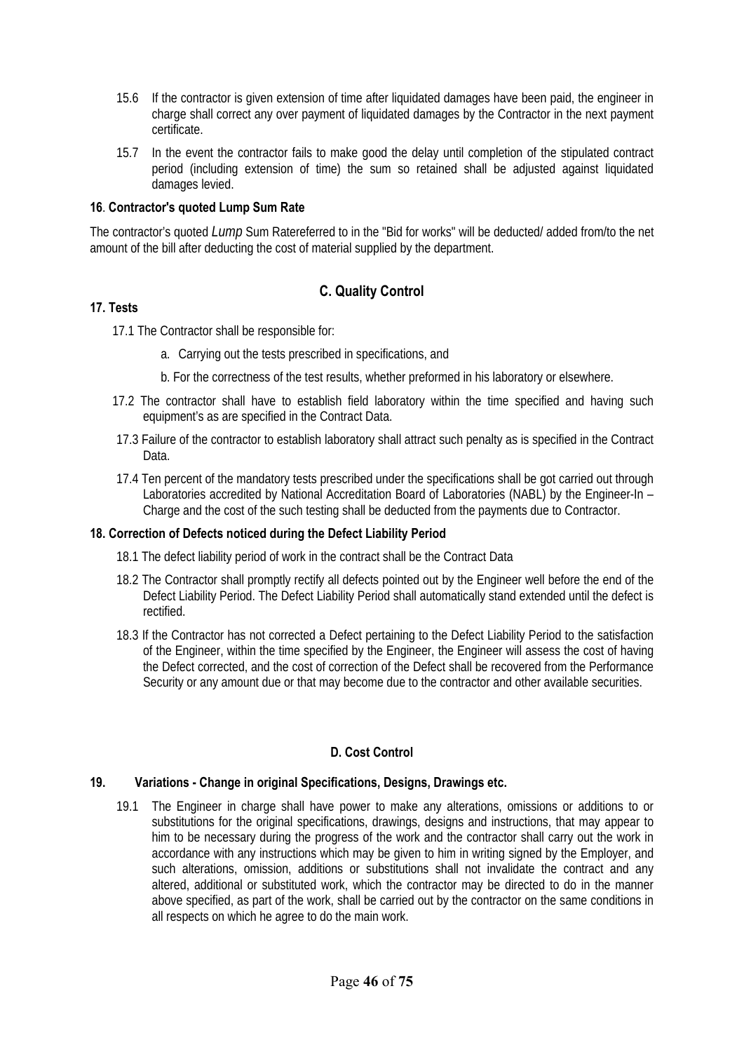15.6 If the contractor is given extension of time after liquidated damages have been paid, the engineer in charge shall correct any over payment of liquidated damages by the Contractor in the next payment certificate.

15.7 In the event the contractor fails to make good the delay until completion of the stipulated contract period (including extension of time) the sum so retained shall be adjusted against liquidated damages levied.

**16**. **Contractor's quoted Lump Sum Rate**

The contractor's quoted *Lump* Sum Ratereferred to in the "Bid for works" will be deducted/ added from/to the net amount of the bill after deducting the cost of material supplied by the department.

## C. Quality Control

**17. Tests**

17.1 The Contractor shall be responsible for:

a. Carrying out the tests prescribed in specifications, and

b. For the correctness of the test results, whether preformed in his laboratory or elsewhere.

17.2 The contractor shall have to establish field laboratory within the time specified and having such equipment's as are specified in the Contract Data.

17.3 Failure of the contractor to establish laboratory shall attract such penalty as is specified in the Contract Data.

17.4 Ten percent of the mandatory tests prescribed under the specifications shall be got carried out through Laboratories accredited by National Accreditation Board of Laboratories (NABL) by the Engineer-In – Charge and the cost of the such testing shall be deducted from the payments due to Contractor.

**18. Correction of Defects noticed during the Defect Liability Period**

18.1 The defect liability period of work in the contract shall be the Contract Data

18.2 The Contractor shall promptly rectify all defects pointed out by the Engineer well before the end of the Defect Liability Period. The Defect Liability Period shall automatically stand extended until the defect is rectified.

18.3 If the Contractor has not corrected a Defect pertaining to the Defect Liability Period to the satisfaction of the Engineer, within the time specified by the Engineer, the Engineer will assess the cost of having the Defect corrected, and the cost of correction of the Defect shall be recovered from the Performance Security or any amount due or that may become due to the contractor and other available securities.

## D. Cost Control

**19. Variations - Change in original Specifications, Designs, Drawings etc.**

19.1 The Engineer in charge shall have power to make any alterations, omissions or additions to or substitutions for the original specifications, drawings, designs and instructions, that may appear to him to be necessary during the progress of the work and the contractor shall carry out the work in accordance with any instructions which may be given to him in writing signed by the Employer, and such alterations, omission, additions or substitutions shall not invalidate the contract and any altered, additional or substituted work, which the contractor may be directed to do in the manner above specified, as part of the work, shall be carried out by the contractor on the same conditions in all respects on which he agree to do the main work.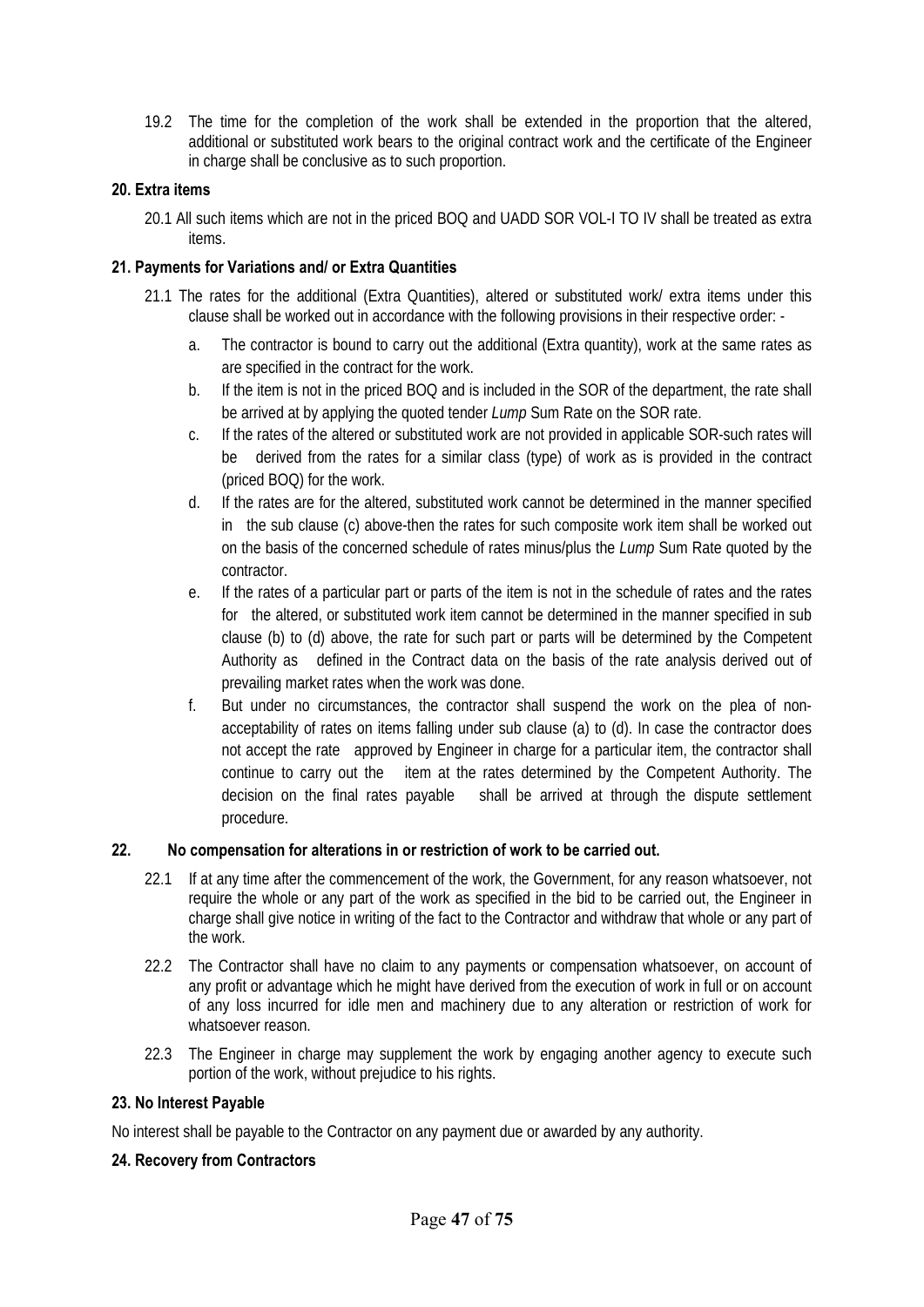19.2 The time for the completion of the work shall be extended in the proportion that the altered, additional or substituted work bears to the original contract work and the certificate of the Engineer in charge shall be conclusive as to such proportion.

**20. Extra items**

20.1 All such items which are not in the priced BOQ and UADD SOR VOL-I TO IV shall be treated as extra items.

**21. Payments for Variations and/ or Extra Quantities**

21.1 The rates for the additional (Extra Quantities), altered or substituted work/ extra items under this clause shall be worked out in accordance with the following provisions in their respective order: -

a. The contractor is bound to carry out the additional (Extra quantity), work at the same rates as are specified in the contract for the work.

b. If the item is not in the priced BOQ and is included in the SOR of the department, the rate shall be arrived at by applying the quoted tender *Lump* Sum Rate on the SOR rate.

c. If the rates of the altered or substituted work are not provided in applicable SOR-such rates will be derived from the rates for a similar class (type) of work as is provided in the contract (priced BOQ) for the work.

d. If the rates are for the altered, substituted work cannot be determined in the manner specified in the sub clause (c) above-then the rates for such composite work item shall be worked out on the basis of the concerned schedule of rates minus/plus the *Lump* Sum Rate quoted by the contractor.

e. If the rates of a particular part or parts of the item is not in the schedule of rates and the rates for the altered, or substituted work item cannot be determined in the manner specified in sub clause (b) to (d) above, the rate for such part or parts will be determined by the Competent Authority as defined in the Contract data on the basis of the rate analysis derived out of prevailing market rates when the work was done.

f. But under no circumstances, the contractor shall suspend the work on the plea of non-acceptability of rates on items falling under sub clause (a) to (d). In case the contractor does not accept the rate approved by Engineer in charge for a particular item, the contractor shall continue to carry out the item at the rates determined by the Competent Authority. The decision on the final rates payable shall be arrived at through the dispute settlement procedure.

**22. No compensation for alterations in or restriction of work to be carried out.**

22.1 If at any time after the commencement of the work, the Government, for any reason whatsoever, not require the whole or any part of the work as specified in the bid to be carried out, the Engineer in charge shall give notice in writing of the fact to the Contractor and withdraw that whole or any part of the work.

22.2 The Contractor shall have no claim to any payments or compensation whatsoever, on account of any profit or advantage which he might have derived from the execution of work in full or on account of any loss incurred for idle men and machinery due to any alteration or restriction of work for whatsoever reason.

22.3 The Engineer in charge may supplement the work by engaging another agency to execute such portion of the work, without prejudice to his rights.

**23. No Interest Payable**

No interest shall be payable to the Contractor on any payment due or awarded by any authority.

**24. Recovery from Contractors**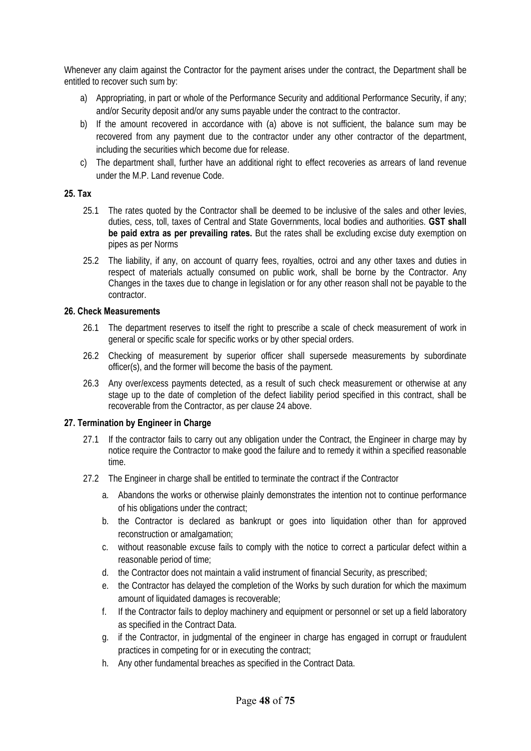Whenever any claim against the Contractor for the payment arises under the contract, the Department shall be entitled to recover such sum by:

a) Appropriating, in part or whole of the Performance Security and additional Performance Security, if any; and/or Security deposit and/or any sums payable under the contract to the contractor.
b) If the amount recovered in accordance with (a) above is not sufficient, the balance sum may be recovered from any payment due to the contractor under any other contractor of the department, including the securities which become due for release.
c) The department shall, further have an additional right to effect recoveries as arrears of land revenue under the M.P. Land revenue Code.

**25. Tax**

25.1 The rates quoted by the Contractor shall be deemed to be inclusive of the sales and other levies, duties, cess, toll, taxes of Central and State Governments, local bodies and authorities. **GST shall be paid extra as per prevailing rates.** But the rates shall be excluding excise duty exemption on pipes as per Norms

25.2 The liability, if any, on account of quarry fees, royalties, octroi and any other taxes and duties in respect of materials actually consumed on public work, shall be borne by the Contractor. Any Changes in the taxes due to change in legislation or for any other reason shall not be payable to the contractor.

**26. Check Measurements**

26.1 The department reserves to itself the right to prescribe a scale of check measurement of work in general or specific scale for specific works or by other special orders.

26.2 Checking of measurement by superior officer shall supersede measurements by subordinate officer(s), and the former will become the basis of the payment.

26.3 Any over/excess payments detected, as a result of such check measurement or otherwise at any stage up to the date of completion of the defect liability period specified in this contract, shall be recoverable from the Contractor, as per clause 24 above.

**27. Termination by Engineer in Charge**

27.1 If the contractor fails to carry out any obligation under the Contract, the Engineer in charge may by notice require the Contractor to make good the failure and to remedy it within a specified reasonable time.

27.2 The Engineer in charge shall be entitled to terminate the contract if the Contractor

a. Abandons the works or otherwise plainly demonstrates the intention not to continue performance of his obligations under the contract;
b. the Contractor is declared as bankrupt or goes into liquidation other than for approved reconstruction or amalgamation;
c. without reasonable excuse fails to comply with the notice to correct a particular defect within a reasonable period of time;
d. the Contractor does not maintain a valid instrument of financial Security, as prescribed;
e. the Contractor has delayed the completion of the Works by such duration for which the maximum amount of liquidated damages is recoverable;
f. If the Contractor fails to deploy machinery and equipment or personnel or set up a field laboratory as specified in the Contract Data.
g. if the Contractor, in judgmental of the engineer in charge has engaged in corrupt or fraudulent practices in competing for or in executing the contract;
h. Any other fundamental breaches as specified in the Contract Data.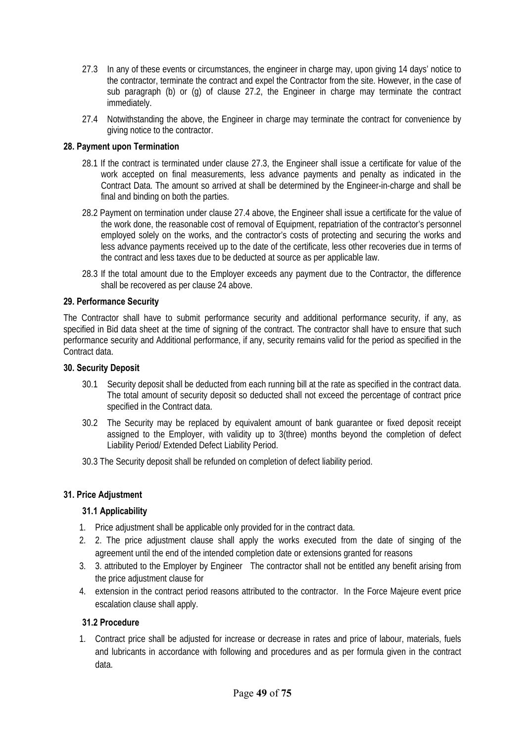27.3 In any of these events or circumstances, the engineer in charge may, upon giving 14 days' notice to the contractor, terminate the contract and expel the Contractor from the site. However, in the case of sub paragraph (b) or (g) of clause 27.2, the Engineer in charge may terminate the contract immediately.

27.4 Notwithstanding the above, the Engineer in charge may terminate the contract for convenience by giving notice to the contractor.

**28. Payment upon Termination**

28.1 If the contract is terminated under clause 27.3, the Engineer shall issue a certificate for value of the work accepted on final measurements, less advance payments and penalty as indicated in the Contract Data. The amount so arrived at shall be determined by the Engineer-in-charge and shall be final and binding on both the parties.

28.2 Payment on termination under clause 27.4 above, the Engineer shall issue a certificate for the value of the work done, the reasonable cost of removal of Equipment, repatriation of the contractor's personnel employed solely on the works, and the contractor's costs of protecting and securing the works and less advance payments received up to the date of the certificate, less other recoveries due in terms of the contract and less taxes due to be deducted at source as per applicable law.

28.3 If the total amount due to the Employer exceeds any payment due to the Contractor, the difference shall be recovered as per clause 24 above.

**29. Performance Security**

The Contractor shall have to submit performance security and additional performance security, if any, as specified in Bid data sheet at the time of signing of the contract. The contractor shall have to ensure that such performance security and Additional performance, if any, security remains valid for the period as specified in the Contract data.

**30. Security Deposit**

30.1 Security deposit shall be deducted from each running bill at the rate as specified in the contract data. The total amount of security deposit so deducted shall not exceed the percentage of contract price specified in the Contract data.

30.2 The Security may be replaced by equivalent amount of bank guarantee or fixed deposit receipt assigned to the Employer, with validity up to 3(three) months beyond the completion of defect Liability Period/ Extended Defect Liability Period.

30.3 The Security deposit shall be refunded on completion of defect liability period.

**31. Price Adjustment**

**31.1 Applicability**

1. Price adjustment shall be applicable only provided for in the contract data.
2. 2. The price adjustment clause shall apply the works executed from the date of singing of the agreement until the end of the intended completion date or extensions granted for reasons
3. 3. attributed to the Employer by Engineer The contractor shall not be entitled any benefit arising from the price adjustment clause for
4. extension in the contract period reasons attributed to the contractor. In the Force Majeure event price escalation clause shall apply.

**31.2 Procedure**

1. Contract price shall be adjusted for increase or decrease in rates and price of labour, materials, fuels and lubricants in accordance with following and procedures and as per formula given in the contract data.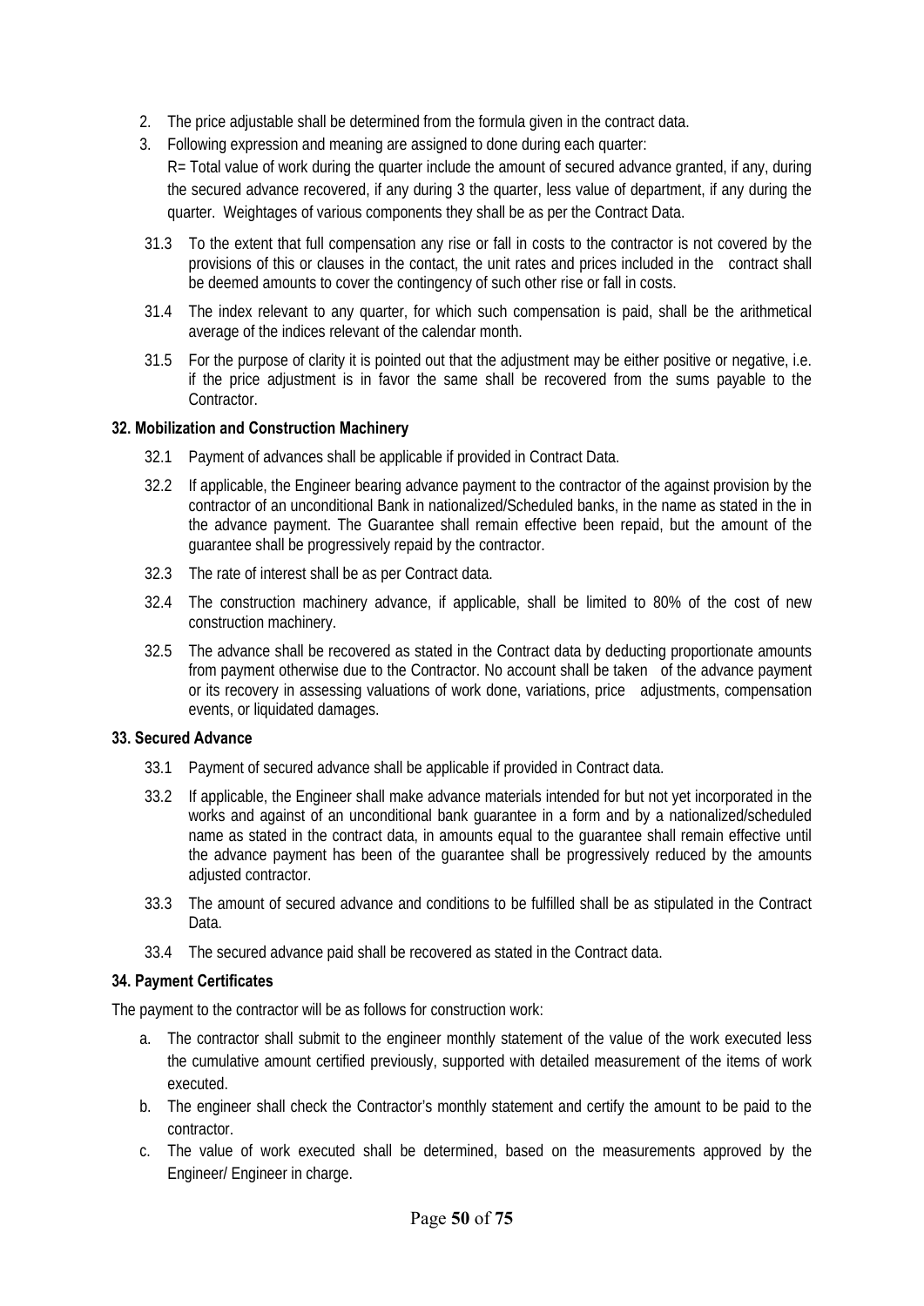2. The price adjustable shall be determined from the formula given in the contract data.
3. Following expression and meaning are assigned to done during each quarter:

   R= Total value of work during the quarter include the amount of secured advance granted, if any, during the secured advance recovered, if any during 3 the quarter, less value of department, if any during the quarter. Weightages of various components they shall be as per the Contract Data.

31.3 To the extent that full compensation any rise or fall in costs to the contractor is not covered by the provisions of this or clauses in the contact, the unit rates and prices included in the contract shall be deemed amounts to cover the contingency of such other rise or fall in costs.

31.4 The index relevant to any quarter, for which such compensation is paid, shall be the arithmetical average of the indices relevant of the calendar month.

31.5 For the purpose of clarity it is pointed out that the adjustment may be either positive or negative, i.e. if the price adjustment is in favor the same shall be recovered from the sums payable to the Contractor.

**32. Mobilization and Construction Machinery**

32.1 Payment of advances shall be applicable if provided in Contract Data.

32.2 If applicable, the Engineer bearing advance payment to the contractor of the against provision by the contractor of an unconditional Bank in nationalized/Scheduled banks, in the name as stated in the in the advance payment. The Guarantee shall remain effective been repaid, but the amount of the guarantee shall be progressively repaid by the contractor.

32.3 The rate of interest shall be as per Contract data.

32.4 The construction machinery advance, if applicable, shall be limited to 80% of the cost of new construction machinery.

32.5 The advance shall be recovered as stated in the Contract data by deducting proportionate amounts from payment otherwise due to the Contractor. No account shall be taken of the advance payment or its recovery in assessing valuations of work done, variations, price adjustments, compensation events, or liquidated damages.

**33. Secured Advance**

33.1 Payment of secured advance shall be applicable if provided in Contract data.

33.2 If applicable, the Engineer shall make advance materials intended for but not yet incorporated in the works and against of an unconditional bank guarantee in a form and by a nationalized/scheduled name as stated in the contract data, in amounts equal to the guarantee shall remain effective until the advance payment has been of the guarantee shall be progressively reduced by the amounts adjusted contractor.

33.3 The amount of secured advance and conditions to be fulfilled shall be as stipulated in the Contract Data.

33.4 The secured advance paid shall be recovered as stated in the Contract data.

**34. Payment Certificates**

The payment to the contractor will be as follows for construction work:

a. The contractor shall submit to the engineer monthly statement of the value of the work executed less the cumulative amount certified previously, supported with detailed measurement of the items of work executed.
b. The engineer shall check the Contractor's monthly statement and certify the amount to be paid to the contractor.
c. The value of work executed shall be determined, based on the measurements approved by the Engineer/ Engineer in charge.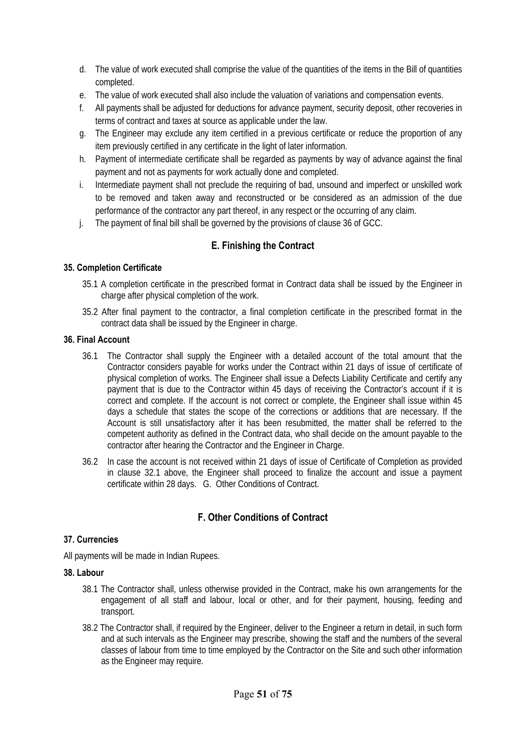d. The value of work executed shall comprise the value of the quantities of the items in the Bill of quantities completed.
e. The value of work executed shall also include the valuation of variations and compensation events.
f. All payments shall be adjusted for deductions for advance payment, security deposit, other recoveries in terms of contract and taxes at source as applicable under the law.
g. The Engineer may exclude any item certified in a previous certificate or reduce the proportion of any item previously certified in any certificate in the light of later information.
h. Payment of intermediate certificate shall be regarded as payments by way of advance against the final payment and not as payments for work actually done and completed.
i. Intermediate payment shall not preclude the requiring of bad, unsound and imperfect or unskilled work to be removed and taken away and reconstructed or be considered as an admission of the due performance of the contractor any part thereof, in any respect or the occurring of any claim.
j. The payment of final bill shall be governed by the provisions of clause 36 of GCC.

## E. Finishing the Contract

### 35. Completion Certificate

35.1 A completion certificate in the prescribed format in Contract data shall be issued by the Engineer in charge after physical completion of the work.

35.2 After final payment to the contractor, a final completion certificate in the prescribed format in the contract data shall be issued by the Engineer in charge.

### 36. Final Account

36.1 The Contractor shall supply the Engineer with a detailed account of the total amount that the Contractor considers payable for works under the Contract within 21 days of issue of certificate of physical completion of works. The Engineer shall issue a Defects Liability Certificate and certify any payment that is due to the Contractor within 45 days of receiving the Contractor's account if it is correct and complete. If the account is not correct or complete, the Engineer shall issue within 45 days a schedule that states the scope of the corrections or additions that are necessary. If the Account is still unsatisfactory after it has been resubmitted, the matter shall be referred to the competent authority as defined in the Contract data, who shall decide on the amount payable to the contractor after hearing the Contractor and the Engineer in Charge.

36.2 In case the account is not received within 21 days of issue of Certificate of Completion as provided in clause 32.1 above, the Engineer shall proceed to finalize the account and issue a payment certificate within 28 days. G. Other Conditions of Contract.

## F. Other Conditions of Contract

### 37. Currencies

All payments will be made in Indian Rupees.

### 38. Labour

38.1 The Contractor shall, unless otherwise provided in the Contract, make his own arrangements for the engagement of all staff and labour, local or other, and for their payment, housing, feeding and transport.

38.2 The Contractor shall, if required by the Engineer, deliver to the Engineer a return in detail, in such form and at such intervals as the Engineer may prescribe, showing the staff and the numbers of the several classes of labour from time to time employed by the Contractor on the Site and such other information as the Engineer may require.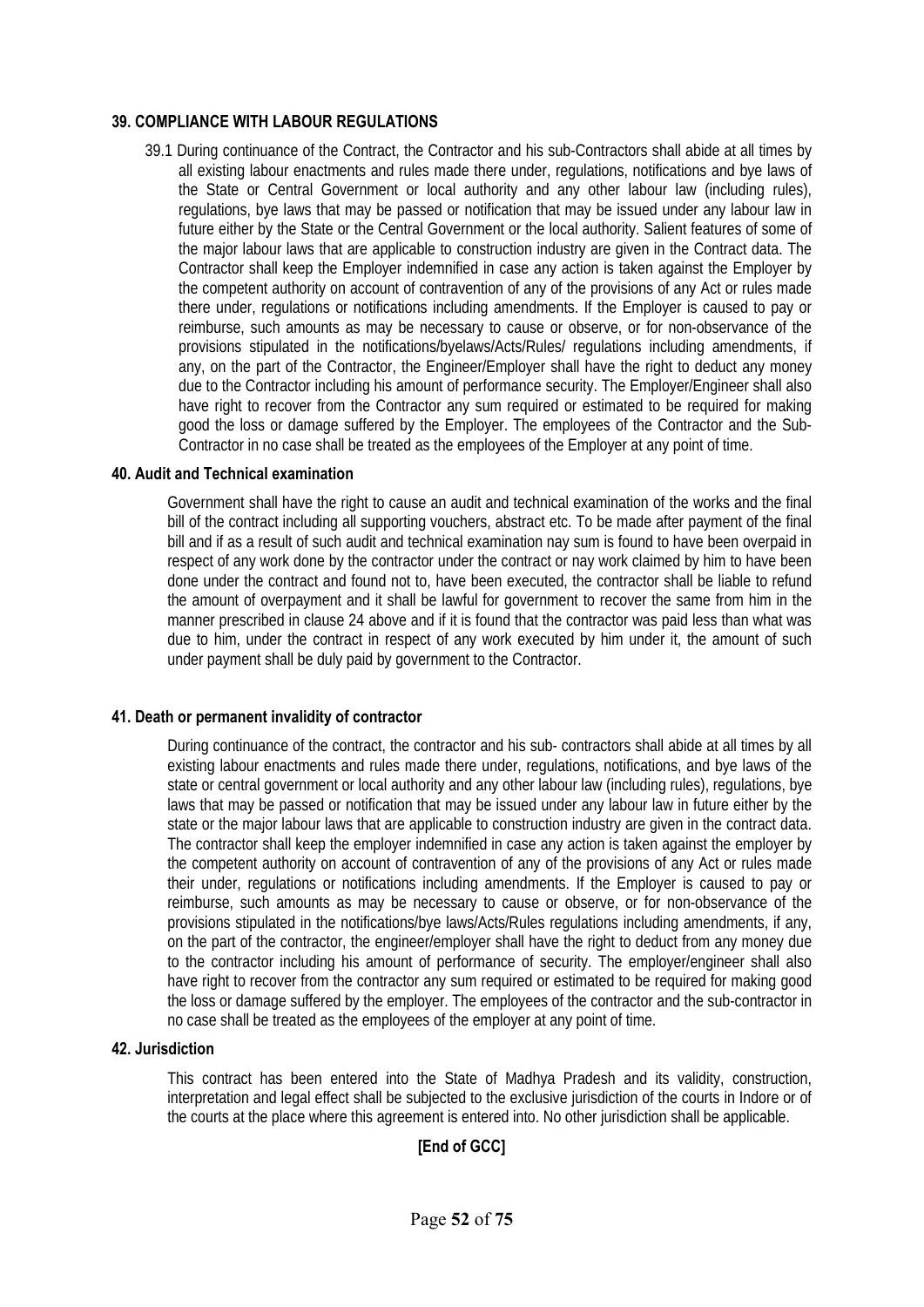### 39. COMPLIANCE WITH LABOUR REGULATIONS

39.1 During continuance of the Contract, the Contractor and his sub-Contractors shall abide at all times by all existing labour enactments and rules made there under, regulations, notifications and bye laws of the State or Central Government or local authority and any other labour law (including rules), regulations, bye laws that may be passed or notification that may be issued under any labour law in future either by the State or the Central Government or the local authority. Salient features of some of the major labour laws that are applicable to construction industry are given in the Contract data. The Contractor shall keep the Employer indemnified in case any action is taken against the Employer by the competent authority on account of contravention of any of the provisions of any Act or rules made there under, regulations or notifications including amendments. If the Employer is caused to pay or reimburse, such amounts as may be necessary to cause or observe, or for non-observance of the provisions stipulated in the notifications/byelaws/Acts/Rules/ regulations including amendments, if any, on the part of the Contractor, the Engineer/Employer shall have the right to deduct any money due to the Contractor including his amount of performance security. The Employer/Engineer shall also have right to recover from the Contractor any sum required or estimated to be required for making good the loss or damage suffered by the Employer. The employees of the Contractor and the Sub-Contractor in no case shall be treated as the employees of the Employer at any point of time.

### 40. Audit and Technical examination

Government shall have the right to cause an audit and technical examination of the works and the final bill of the contract including all supporting vouchers, abstract etc. To be made after payment of the final bill and if as a result of such audit and technical examination nay sum is found to have been overpaid in respect of any work done by the contractor under the contract or nay work claimed by him to have been done under the contract and found not to, have been executed, the contractor shall be liable to refund the amount of overpayment and it shall be lawful for government to recover the same from him in the manner prescribed in clause 24 above and if it is found that the contractor was paid less than what was due to him, under the contract in respect of any work executed by him under it, the amount of such under payment shall be duly paid by government to the Contractor.

### 41. Death or permanent invalidity of contractor

During continuance of the contract, the contractor and his sub- contractors shall abide at all times by all existing labour enactments and rules made there under, regulations, notifications, and bye laws of the state or central government or local authority and any other labour law (including rules), regulations, bye laws that may be passed or notification that may be issued under any labour law in future either by the state or the major labour laws that are applicable to construction industry are given in the contract data. The contractor shall keep the employer indemnified in case any action is taken against the employer by the competent authority on account of contravention of any of the provisions of any Act or rules made their under, regulations or notifications including amendments. If the Employer is caused to pay or reimburse, such amounts as may be necessary to cause or observe, or for non-observance of the provisions stipulated in the notifications/bye laws/Acts/Rules regulations including amendments, if any, on the part of the contractor, the engineer/employer shall have the right to deduct from any money due to the contractor including his amount of performance of security. The employer/engineer shall also have right to recover from the contractor any sum required or estimated to be required for making good the loss or damage suffered by the employer. The employees of the contractor and the sub-contractor in no case shall be treated as the employees of the employer at any point of time.

### 42. Jurisdiction

This contract has been entered into the State of Madhya Pradesh and its validity, construction, interpretation and legal effect shall be subjected to the exclusive jurisdiction of the courts in Indore or of the courts at the place where this agreement is entered into. No other jurisdiction shall be applicable.

**[End of GCC]**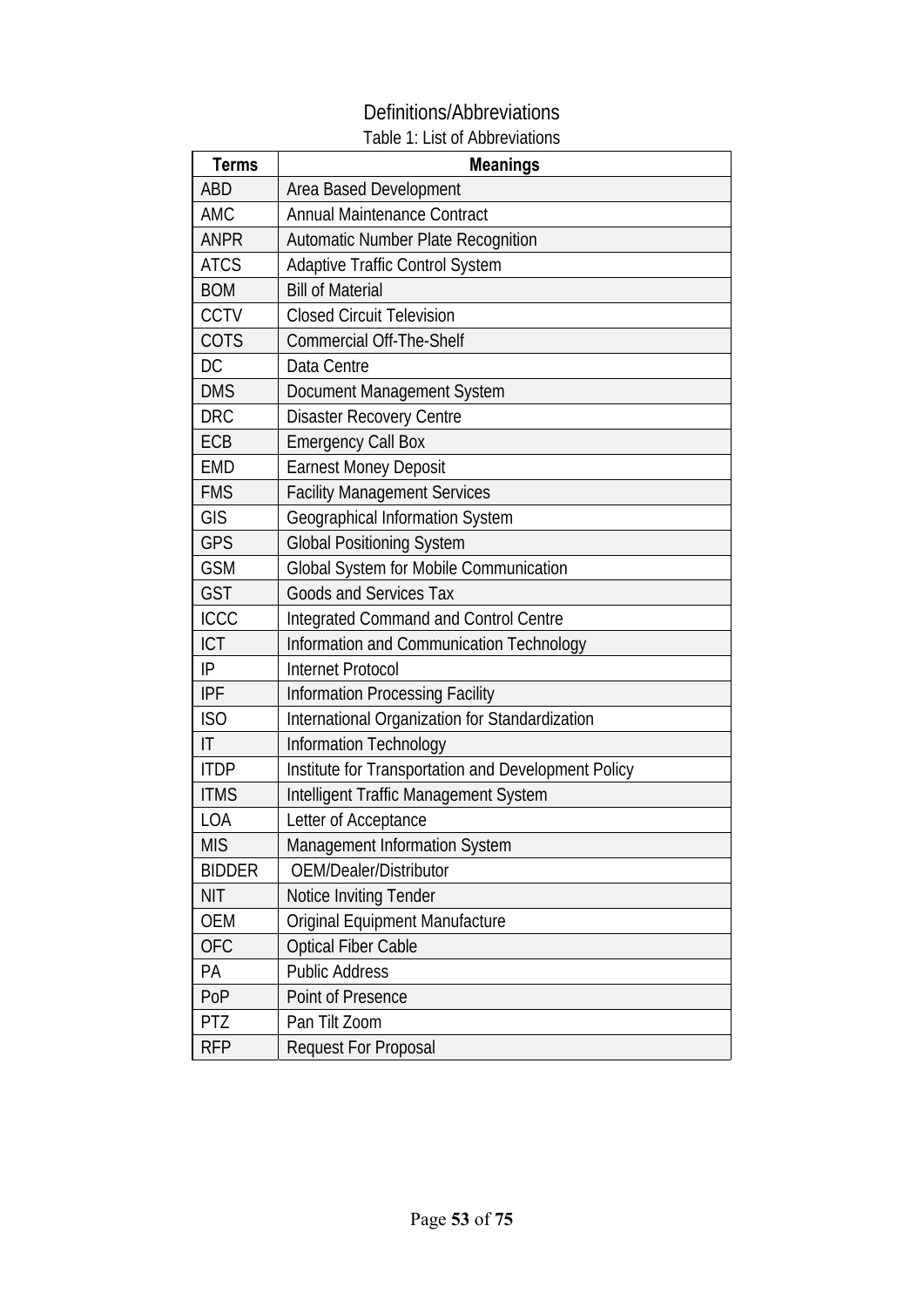## Definitions/Abbreviations

Table 1: List of Abbreviations

| Terms | Meanings |
|---|---|
| ABD | Area Based Development |
| AMC | Annual Maintenance Contract |
| ANPR | Automatic Number Plate Recognition |
| ATCS | Adaptive Traffic Control System |
| BOM | Bill of Material |
| CCTV | Closed Circuit Television |
| COTS | Commercial Off-The-Shelf |
| DC | Data Centre |
| DMS | Document Management System |
| DRC | Disaster Recovery Centre |
| ECB | Emergency Call Box |
| EMD | Earnest Money Deposit |
| FMS | Facility Management Services |
| GIS | Geographical Information System |
| GPS | Global Positioning System |
| GSM | Global System for Mobile Communication |
| GST | Goods and Services Tax |
| ICCC | Integrated Command and Control Centre |
| ICT | Information and Communication Technology |
| IP | Internet Protocol |
| IPF | Information Processing Facility |
| ISO | International Organization for Standardization |
| IT | Information Technology |
| ITDP | Institute for Transportation and Development Policy |
| ITMS | Intelligent Traffic Management System |
| LOA | Letter of Acceptance |
| MIS | Management Information System |
| BIDDER | OEM/Dealer/Distributor |
| NIT | Notice Inviting Tender |
| OEM | Original Equipment Manufacture |
| OFC | Optical Fiber Cable |
| PA | Public Address |
| PoP | Point of Presence |
| PTZ | Pan Tilt Zoom |
| RFP | Request For Proposal |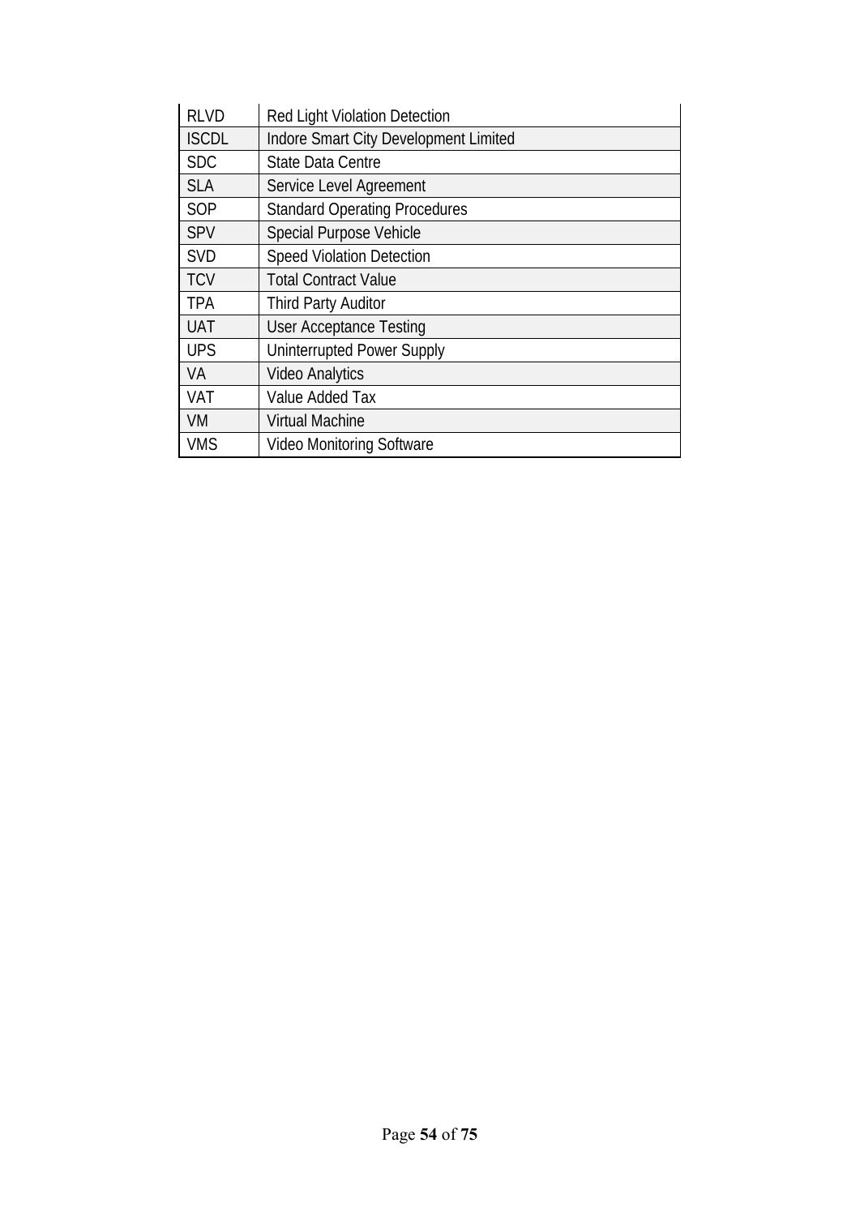| | |
|---|---|
| RLVD | Red Light Violation Detection |
| ISCDL | Indore Smart City Development Limited |
| SDC | State Data Centre |
| SLA | Service Level Agreement |
| SOP | Standard Operating Procedures |
| SPV | Special Purpose Vehicle |
| SVD | Speed Violation Detection |
| TCV | Total Contract Value |
| TPA | Third Party Auditor |
| UAT | User Acceptance Testing |
| UPS | Uninterrupted Power Supply |
| VA | Video Analytics |
| VAT | Value Added Tax |
| VM | Virtual Machine |
| VMS | Video Monitoring Software |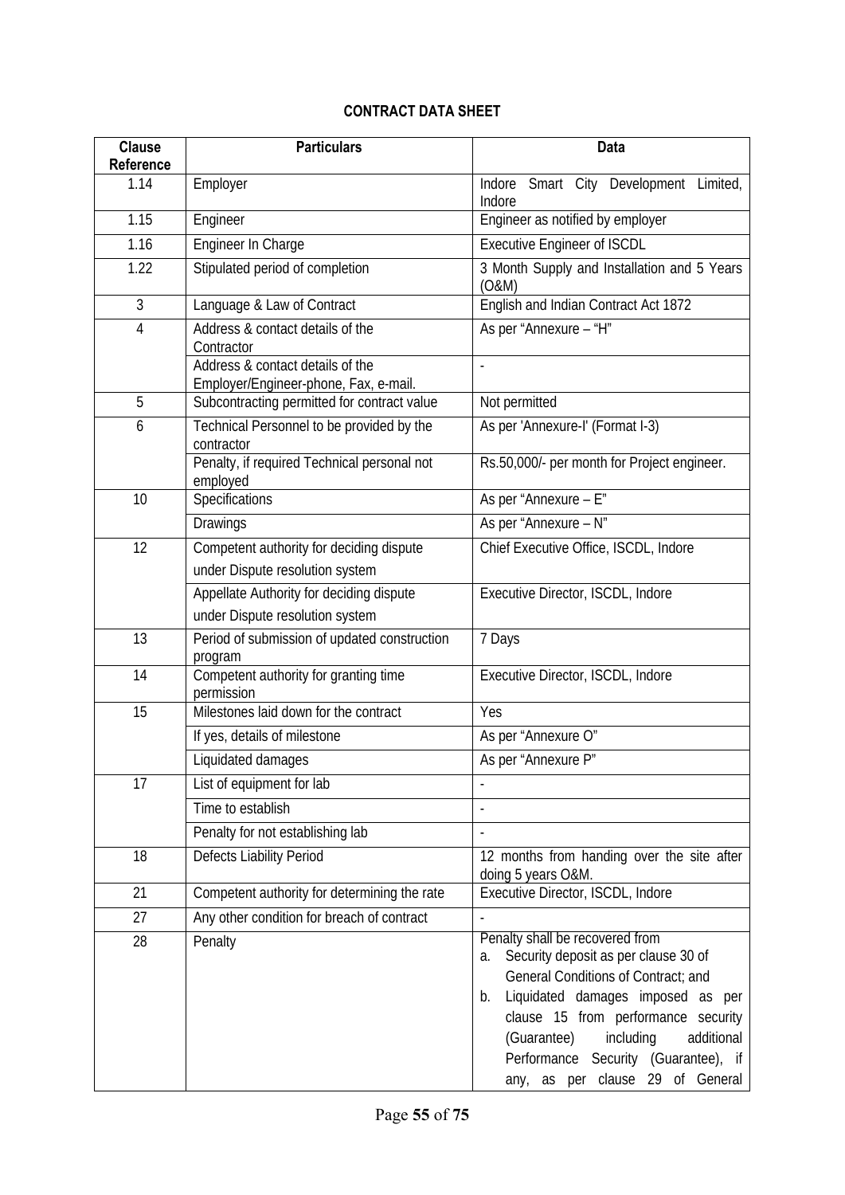# CONTRACT DATA SHEET

| Clause Reference | Particulars | Data |
|---|---|---|
| 1.14 | Employer | Indore Smart City Development Limited, Indore |
| 1.15 | Engineer | Engineer as notified by employer |
| 1.16 | Engineer In Charge | Executive Engineer of ISCDL |
| 1.22 | Stipulated period of completion | 3 Month Supply and Installation and 5 Years (O&M) |
| 3 | Language & Law of Contract | English and Indian Contract Act 1872 |
| 4 | Address & contact details of the Contractor | As per "Annexure – "H" |
| | Address & contact details of the Employer/Engineer-phone, Fax, e-mail. | - |
| 5 | Subcontracting permitted for contract value | Not permitted |
| 6 | Technical Personnel to be provided by the contractor | As per 'Annexure-I' (Format I-3) |
| | Penalty, if required Technical personal not employed | Rs.50,000/- per month for Project engineer. |
| 10 | Specifications | As per "Annexure – E" |
| | Drawings | As per "Annexure – N" |
| 12 | Competent authority for deciding dispute under Dispute resolution system | Chief Executive Office, ISCDL, Indore |
| | Appellate Authority for deciding dispute under Dispute resolution system | Executive Director, ISCDL, Indore |
| 13 | Period of submission of updated construction program | 7 Days |
| 14 | Competent authority for granting time permission | Executive Director, ISCDL, Indore |
| 15 | Milestones laid down for the contract | Yes |
| | If yes, details of milestone | As per "Annexure O" |
| | Liquidated damages | As per "Annexure P" |
| 17 | List of equipment for lab | - |
| | Time to establish | - |
| | Penalty for not establishing lab | - |
| 18 | Defects Liability Period | 12 months from handing over the site after doing 5 years O&M. |
| 21 | Competent authority for determining the rate | Executive Director, ISCDL, Indore |
| 27 | Any other condition for breach of contract | - |
| 28 | Penalty | Penalty shall be recovered from<br>a. Security deposit as per clause 30 of General Conditions of Contract; and<br>b. Liquidated damages imposed as per clause 15 from performance security (Guarantee) including additional Performance Security (Guarantee), if any, as per clause 29 of General |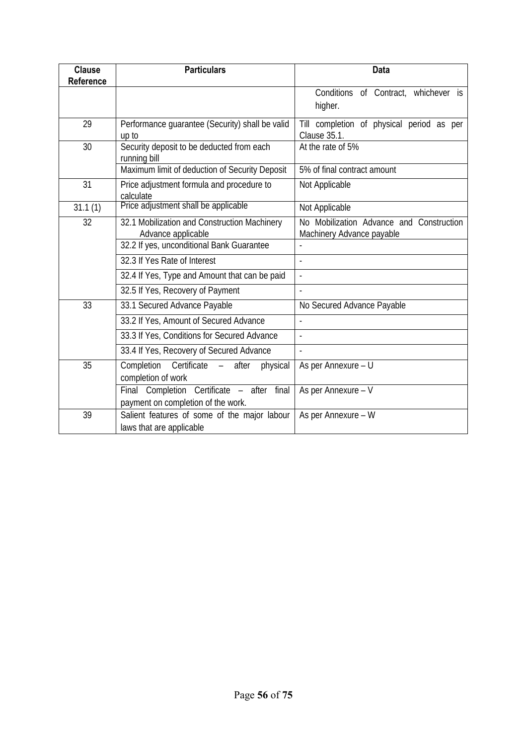| Clause Reference | Particulars | Data |
|---|---|---|
| | | Conditions of Contract, whichever is higher. |
| 29 | Performance guarantee (Security) shall be valid up to | Till completion of physical period as per Clause 35.1. |
| 30 | Security deposit to be deducted from each running bill | At the rate of 5% |
| | Maximum limit of deduction of Security Deposit | 5% of final contract amount |
| 31 | Price adjustment formula and procedure to calculate | Not Applicable |
| 31.1 (1) | Price adjustment shall be applicable | Not Applicable |
| 32 | 32.1 Mobilization and Construction Machinery Advance applicable | No Mobilization Advance and Construction Machinery Advance payable |
| | 32.2 If yes, unconditional Bank Guarantee | - |
| | 32.3 If Yes Rate of Interest | - |
| | 32.4 If Yes, Type and Amount that can be paid | - |
| | 32.5 If Yes, Recovery of Payment | - |
| 33 | 33.1 Secured Advance Payable | No Secured Advance Payable |
| | 33.2 If Yes, Amount of Secured Advance | - |
| | 33.3 If Yes, Conditions for Secured Advance | - |
| | 33.4 If Yes, Recovery of Secured Advance | - |
| 35 | Completion Certificate – after physical completion of work | As per Annexure – U |
| | Final Completion Certificate – after final payment on completion of the work. | As per Annexure – V |
| 39 | Salient features of some of the major labour laws that are applicable | As per Annexure – W |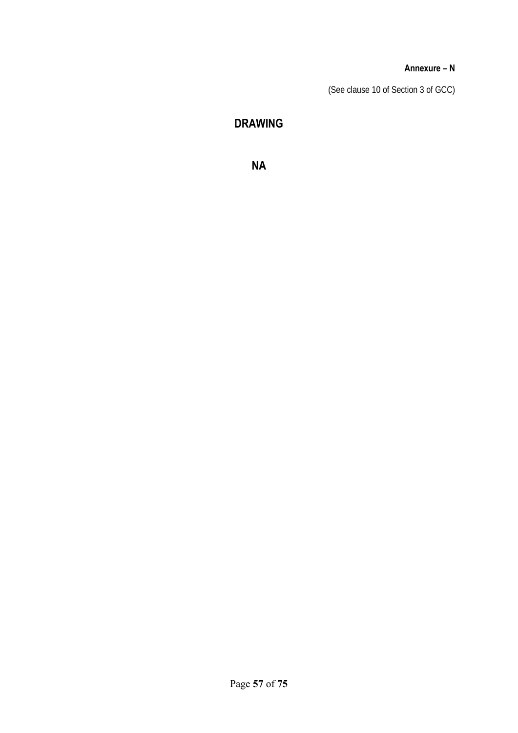**Annexure – N**

(See clause 10 of Section 3 of GCC)

# DRAWING

## NA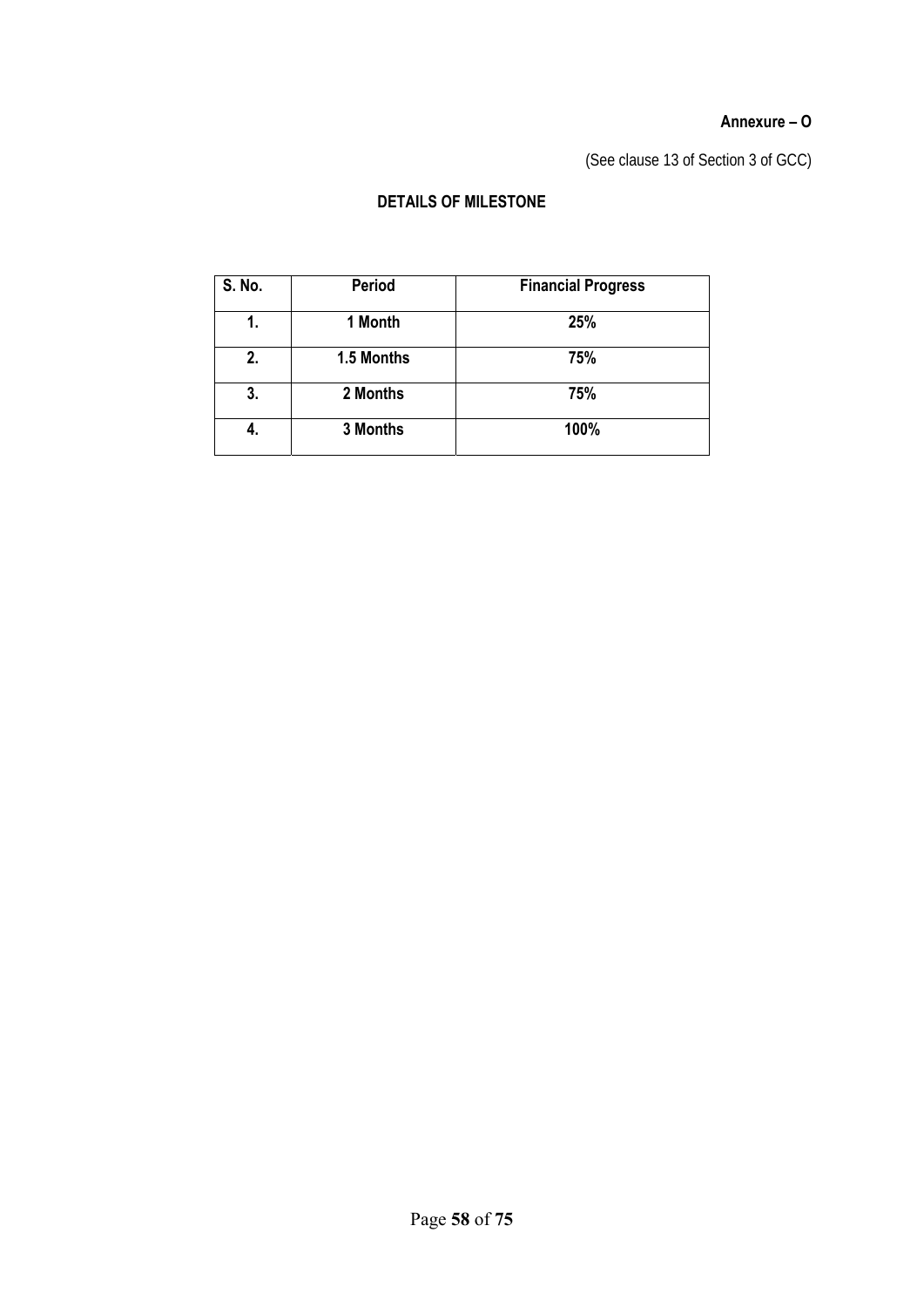**Annexure – O**

(See clause 13 of Section 3 of GCC)

**DETAILS OF MILESTONE**

| S. No. | Period | Financial Progress |
|---|---|---|
| 1. | 1 Month | 25% |
| 2. | 1.5 Months | 75% |
| 3. | 2 Months | 75% |
| 4. | 3 Months | 100% |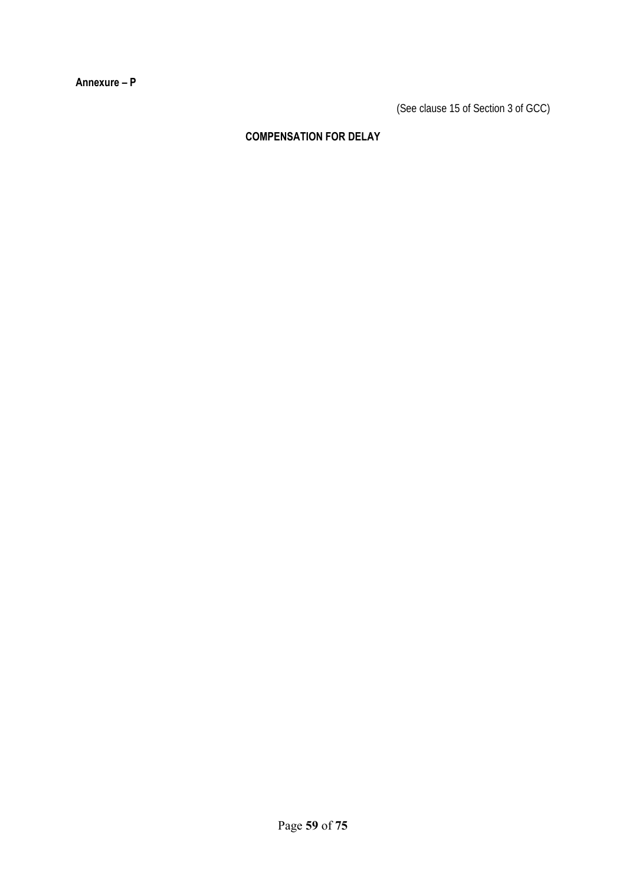**Annexure – P**

(See clause 15 of Section 3 of GCC)

## COMPENSATION FOR DELAY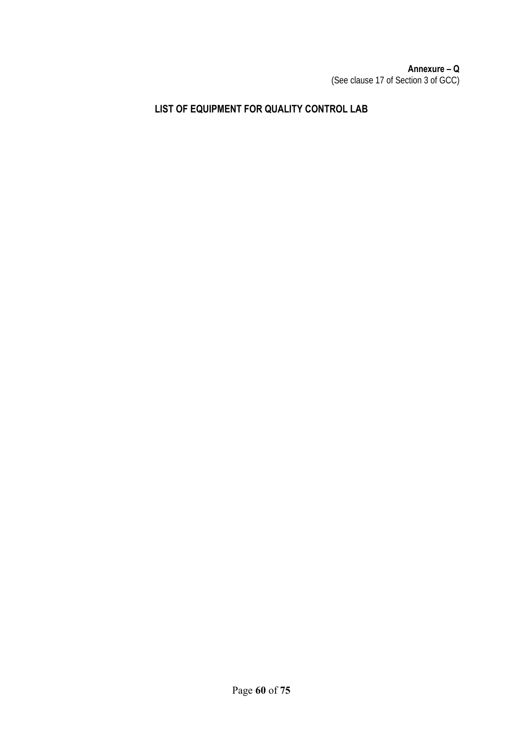**Annexure – Q**
(See clause 17 of Section 3 of GCC)

## LIST OF EQUIPMENT FOR QUALITY CONTROL LAB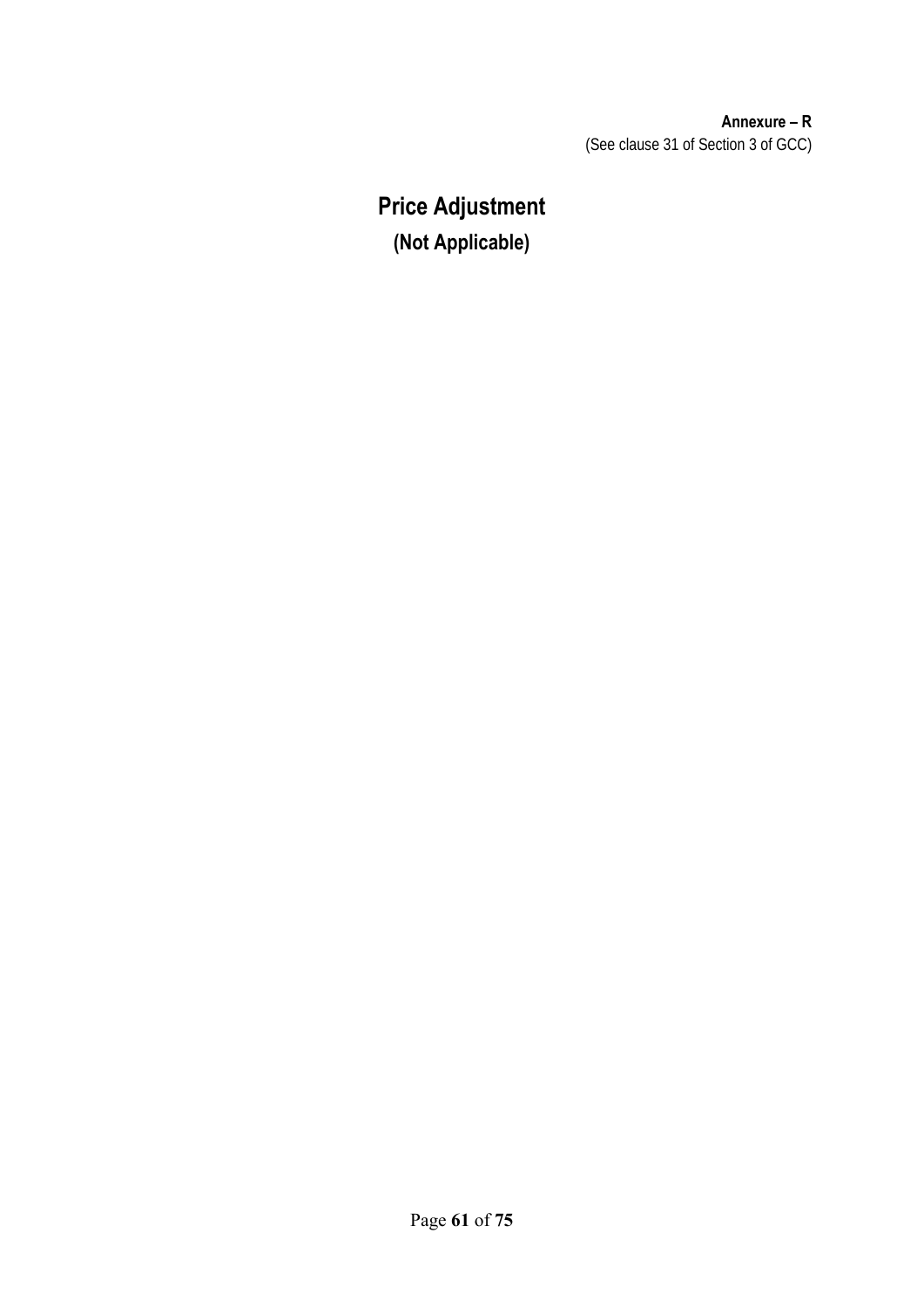**Annexure – R**
(See clause 31 of Section 3 of GCC)

# Price Adjustment

## (Not Applicable)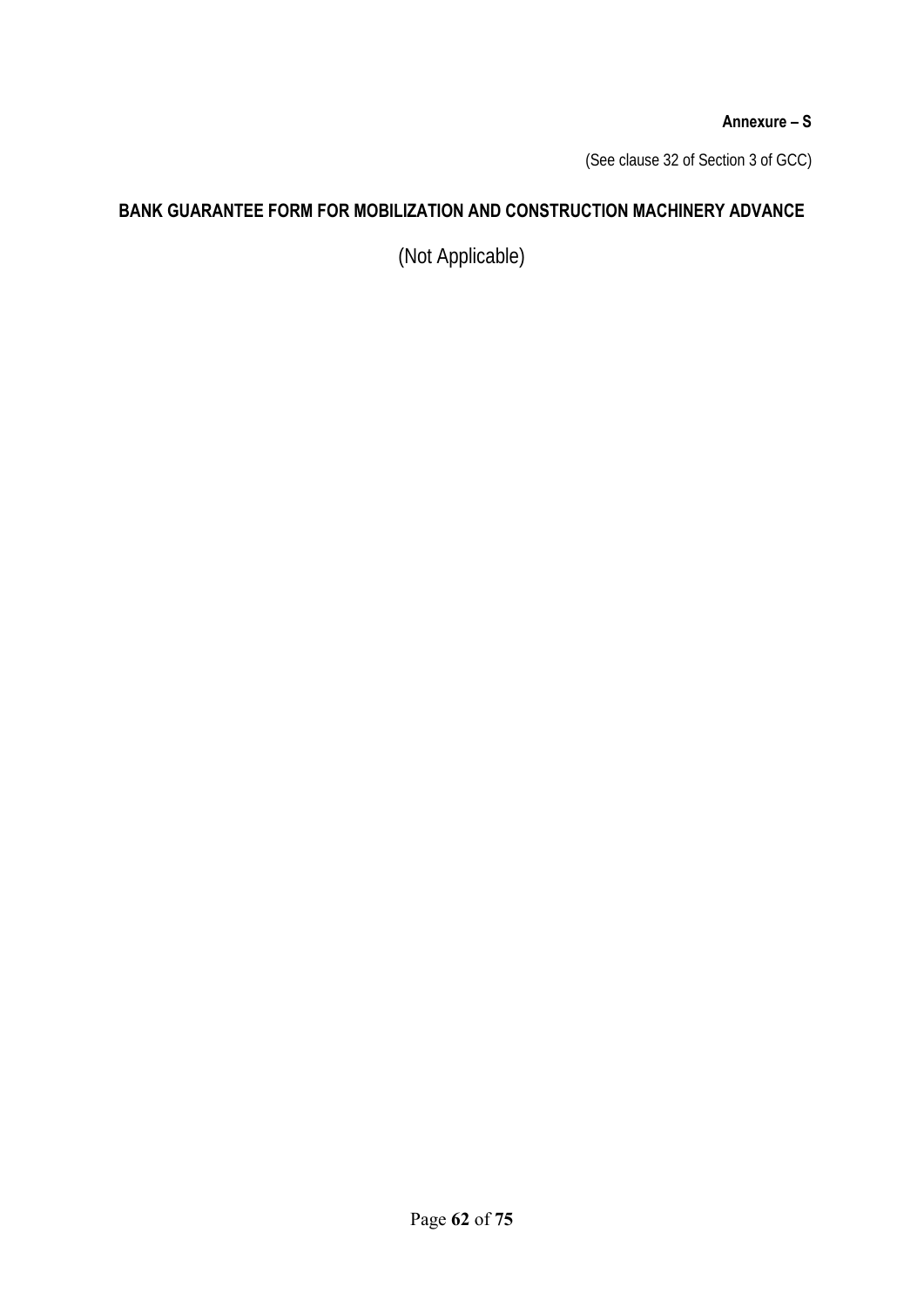**Annexure – S**

(See clause 32 of Section 3 of GCC)

## BANK GUARANTEE FORM FOR MOBILIZATION AND CONSTRUCTION MACHINERY ADVANCE

(Not Applicable)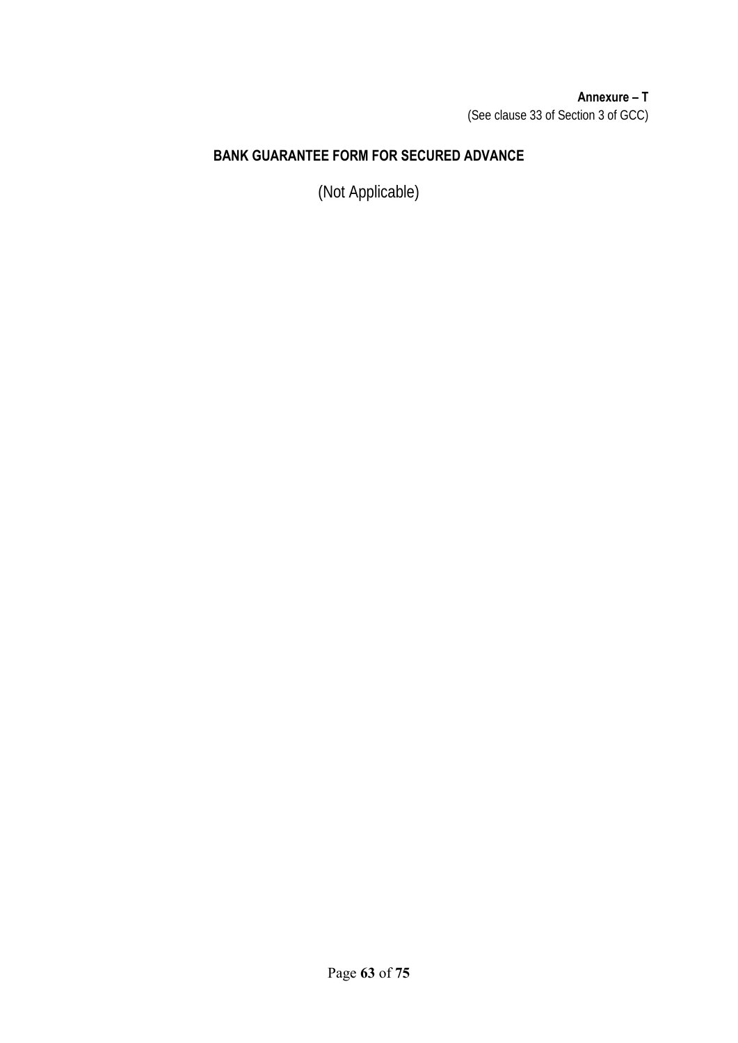**Annexure – T**
(See clause 33 of Section 3 of GCC)

## BANK GUARANTEE FORM FOR SECURED ADVANCE

(Not Applicable)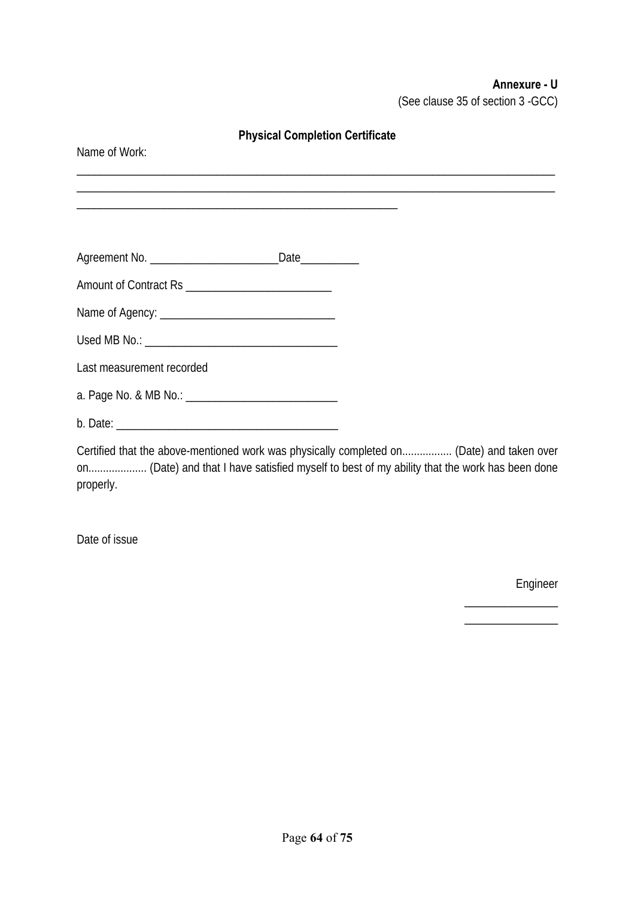**Annexure - U**

(See clause 35 of section 3 -GCC)

## Physical Completion Certificate

Name of Work:

________________________________________________________________________________

________________________________________________________________________________

______________________________________________________

Agreement No. ______________________Date__________

Amount of Contract Rs _________________________

Name of Agency: ______________________________

Used MB No.: _________________________________

Last measurement recorded

a. Page No. & MB No.: __________________________

b. Date: ______________________________________

Certified that the above-mentioned work was physically completed on................. (Date) and taken over on.................... (Date) and that I have satisfied myself to best of my ability that the work has been done properly.

Date of issue

Engineer

________________

________________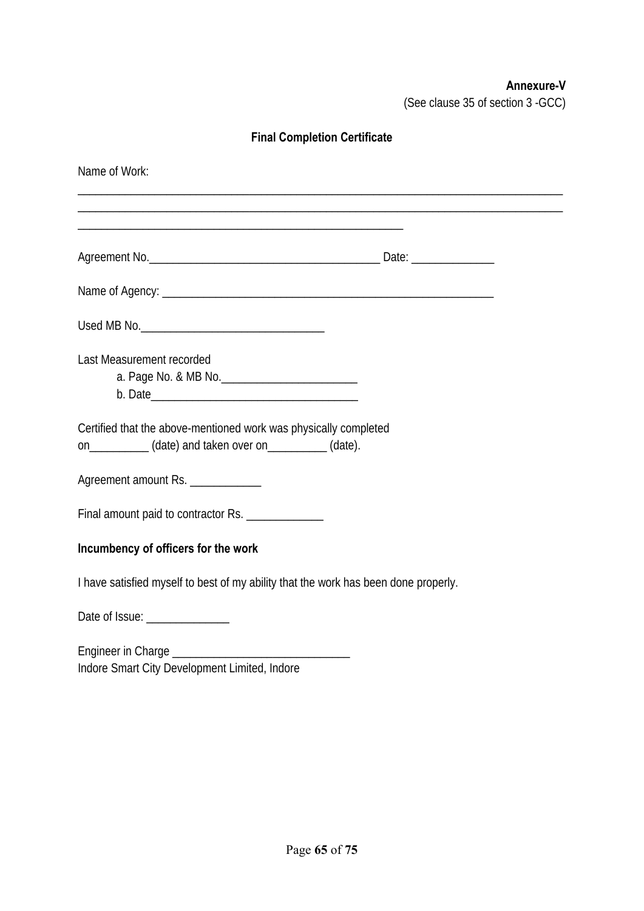**Annexure-V**

(See clause 35 of section 3 -GCC)

## Final Completion Certificate

Name of Work:

_______________________________________________________________________________

_______________________________________________________________________________

_____________________________________________________

Agreement No.______________________________________ Date: _____________

Name of Agency: _____________________________________________________

Used MB No._____________________________

Last Measurement recorded

a. Page No. & MB No._______________________

b. Date__________________________________

Certified that the above-mentioned work was physically completed on__________ (date) and taken over on__________ (date).

Agreement amount Rs. ____________

Final amount paid to contractor Rs. _____________

**Incumbency of officers for the work**

I have satisfied myself to best of my ability that the work has been done properly.

Date of Issue: ______________

Engineer in Charge _____________________________

Indore Smart City Development Limited, Indore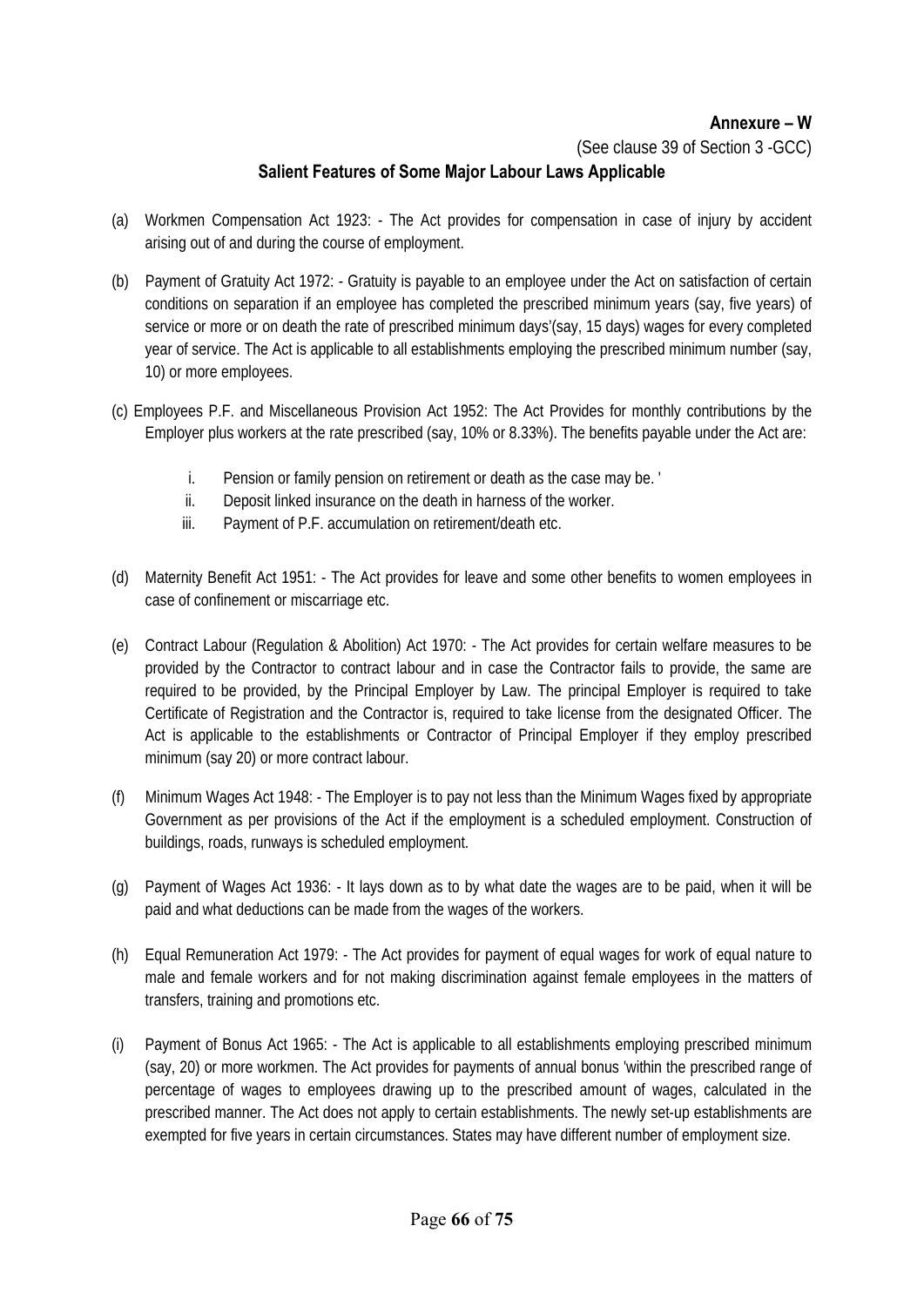**Annexure – W**

(See clause 39 of Section 3 -GCC)

**Salient Features of Some Major Labour Laws Applicable**

(a) Workmen Compensation Act 1923: - The Act provides for compensation in case of injury by accident arising out of and during the course of employment.

(b) Payment of Gratuity Act 1972: - Gratuity is payable to an employee under the Act on satisfaction of certain conditions on separation if an employee has completed the prescribed minimum years (say, five years) of service or more or on death the rate of prescribed minimum days'(say, 15 days) wages for every completed year of service. The Act is applicable to all establishments employing the prescribed minimum number (say, 10) or more employees.

(c) Employees P.F. and Miscellaneous Provision Act 1952: The Act Provides for monthly contributions by the Employer plus workers at the rate prescribed (say, 10% or 8.33%). The benefits payable under the Act are:

i. Pension or family pension on retirement or death as the case may be. '
ii. Deposit linked insurance on the death in harness of the worker.
iii. Payment of P.F. accumulation on retirement/death etc.

(d) Maternity Benefit Act 1951: - The Act provides for leave and some other benefits to women employees in case of confinement or miscarriage etc.

(e) Contract Labour (Regulation & Abolition) Act 1970: - The Act provides for certain welfare measures to be provided by the Contractor to contract labour and in case the Contractor fails to provide, the same are required to be provided, by the Principal Employer by Law. The principal Employer is required to take Certificate of Registration and the Contractor is, required to take license from the designated Officer. The Act is applicable to the establishments or Contractor of Principal Employer if they employ prescribed minimum (say 20) or more contract labour.

(f) Minimum Wages Act 1948: - The Employer is to pay not less than the Minimum Wages fixed by appropriate Government as per provisions of the Act if the employment is a scheduled employment. Construction of buildings, roads, runways is scheduled employment.

(g) Payment of Wages Act 1936: - It lays down as to by what date the wages are to be paid, when it will be paid and what deductions can be made from the wages of the workers.

(h) Equal Remuneration Act 1979: - The Act provides for payment of equal wages for work of equal nature to male and female workers and for not making discrimination against female employees in the matters of transfers, training and promotions etc.

(i) Payment of Bonus Act 1965: - The Act is applicable to all establishments employing prescribed minimum (say, 20) or more workmen. The Act provides for payments of annual bonus 'within the prescribed range of percentage of wages to employees drawing up to the prescribed amount of wages, calculated in the prescribed manner. The Act does not apply to certain establishments. The newly set-up establishments are exempted for five years in certain circumstances. States may have different number of employment size.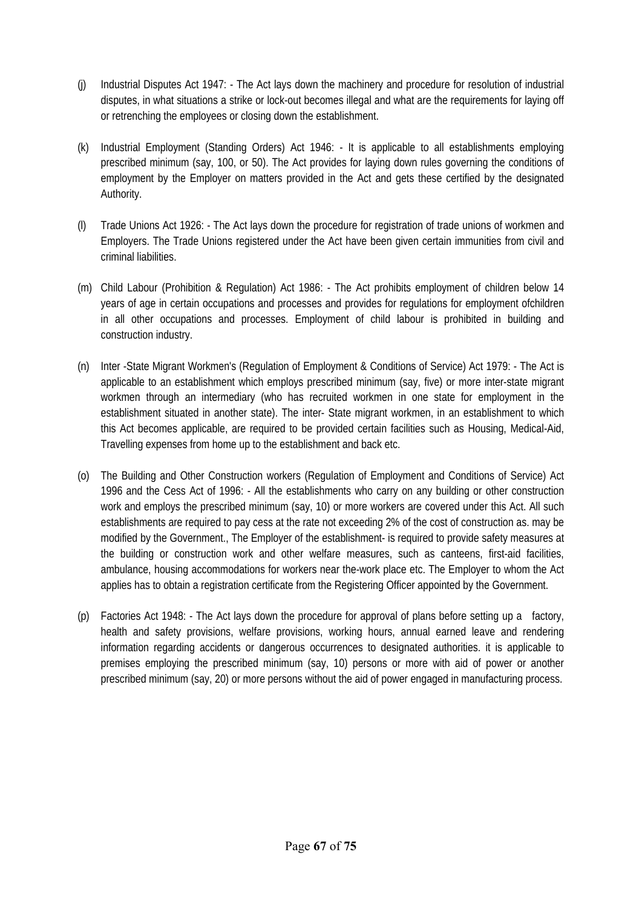(j) Industrial Disputes Act 1947: - The Act lays down the machinery and procedure for resolution of industrial disputes, in what situations a strike or lock-out becomes illegal and what are the requirements for laying off or retrenching the employees or closing down the establishment.

(k) Industrial Employment (Standing Orders) Act 1946: - It is applicable to all establishments employing prescribed minimum (say, 100, or 50). The Act provides for laying down rules governing the conditions of employment by the Employer on matters provided in the Act and gets these certified by the designated Authority.

(l) Trade Unions Act 1926: - The Act lays down the procedure for registration of trade unions of workmen and Employers. The Trade Unions registered under the Act have been given certain immunities from civil and criminal liabilities.

(m) Child Labour (Prohibition & Regulation) Act 1986: - The Act prohibits employment of children below 14 years of age in certain occupations and processes and provides for regulations for employment ofchildren in all other occupations and processes. Employment of child labour is prohibited in building and construction industry.

(n) Inter -State Migrant Workmen's (Regulation of Employment & Conditions of Service) Act 1979: - The Act is applicable to an establishment which employs prescribed minimum (say, five) or more inter-state migrant workmen through an intermediary (who has recruited workmen in one state for employment in the establishment situated in another state). The inter- State migrant workmen, in an establishment to which this Act becomes applicable, are required to be provided certain facilities such as Housing, Medical-Aid, Travelling expenses from home up to the establishment and back etc.

(o) The Building and Other Construction workers (Regulation of Employment and Conditions of Service) Act 1996 and the Cess Act of 1996: - All the establishments who carry on any building or other construction work and employs the prescribed minimum (say, 10) or more workers are covered under this Act. All such establishments are required to pay cess at the rate not exceeding 2% of the cost of construction as. may be modified by the Government., The Employer of the establishment- is required to provide safety measures at the building or construction work and other welfare measures, such as canteens, first-aid facilities, ambulance, housing accommodations for workers near the-work place etc. The Employer to whom the Act applies has to obtain a registration certificate from the Registering Officer appointed by the Government.

(p) Factories Act 1948: - The Act lays down the procedure for approval of plans before setting up a factory, health and safety provisions, welfare provisions, working hours, annual earned leave and rendering information regarding accidents or dangerous occurrences to designated authorities. it is applicable to premises employing the prescribed minimum (say, 10) persons or more with aid of power or another prescribed minimum (say, 20) or more persons without the aid of power engaged in manufacturing process.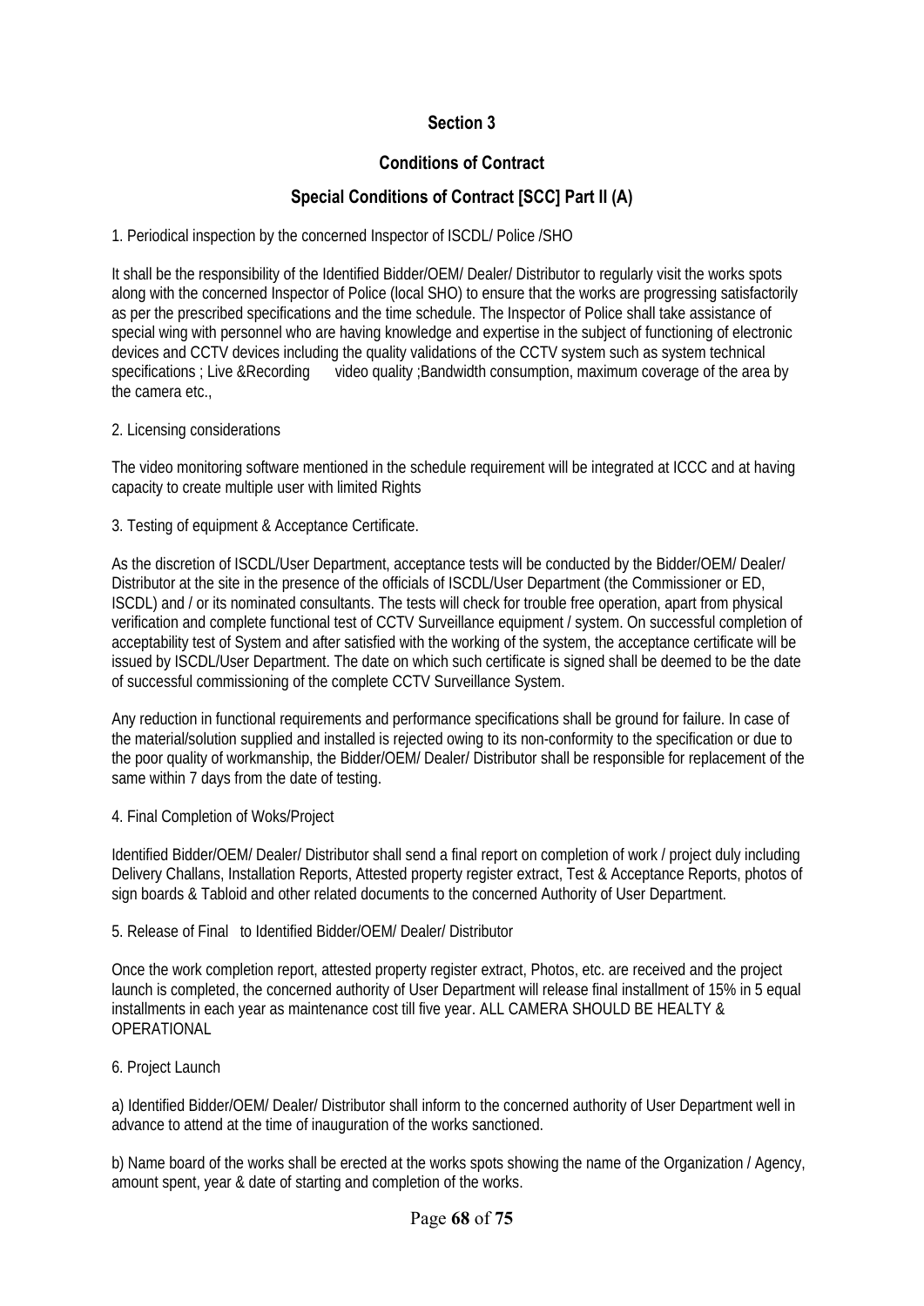## Section 3

## Conditions of Contract

### Special Conditions of Contract [SCC] Part II (A)

1. Periodical inspection by the concerned Inspector of ISCDL/ Police /SHO

It shall be the responsibility of the Identified Bidder/OEM/ Dealer/ Distributor to regularly visit the works spots along with the concerned Inspector of Police (local SHO) to ensure that the works are progressing satisfactorily as per the prescribed specifications and the time schedule. The Inspector of Police shall take assistance of special wing with personnel who are having knowledge and expertise in the subject of functioning of electronic devices and CCTV devices including the quality validations of the CCTV system such as system technical specifications ; Live &Recording video quality ;Bandwidth consumption, maximum coverage of the area by the camera etc.,

2. Licensing considerations

The video monitoring software mentioned in the schedule requirement will be integrated at ICCC and at having capacity to create multiple user with limited Rights

3. Testing of equipment & Acceptance Certificate.

As the discretion of ISCDL/User Department, acceptance tests will be conducted by the Bidder/OEM/ Dealer/ Distributor at the site in the presence of the officials of ISCDL/User Department (the Commissioner or ED, ISCDL) and / or its nominated consultants. The tests will check for trouble free operation, apart from physical verification and complete functional test of CCTV Surveillance equipment / system. On successful completion of acceptability test of System and after satisfied with the working of the system, the acceptance certificate will be issued by ISCDL/User Department. The date on which such certificate is signed shall be deemed to be the date of successful commissioning of the complete CCTV Surveillance System.

Any reduction in functional requirements and performance specifications shall be ground for failure. In case of the material/solution supplied and installed is rejected owing to its non-conformity to the specification or due to the poor quality of workmanship, the Bidder/OEM/ Dealer/ Distributor shall be responsible for replacement of the same within 7 days from the date of testing.

4. Final Completion of Woks/Project

Identified Bidder/OEM/ Dealer/ Distributor shall send a final report on completion of work / project duly including Delivery Challans, Installation Reports, Attested property register extract, Test & Acceptance Reports, photos of sign boards & Tabloid and other related documents to the concerned Authority of User Department.

5. Release of Final to Identified Bidder/OEM/ Dealer/ Distributor

Once the work completion report, attested property register extract, Photos, etc. are received and the project launch is completed, the concerned authority of User Department will release final installment of 15% in 5 equal installments in each year as maintenance cost till five year. ALL CAMERA SHOULD BE HEALTY & OPERATIONAL

6. Project Launch

a) Identified Bidder/OEM/ Dealer/ Distributor shall inform to the concerned authority of User Department well in advance to attend at the time of inauguration of the works sanctioned.

b) Name board of the works shall be erected at the works spots showing the name of the Organization / Agency, amount spent, year & date of starting and completion of the works.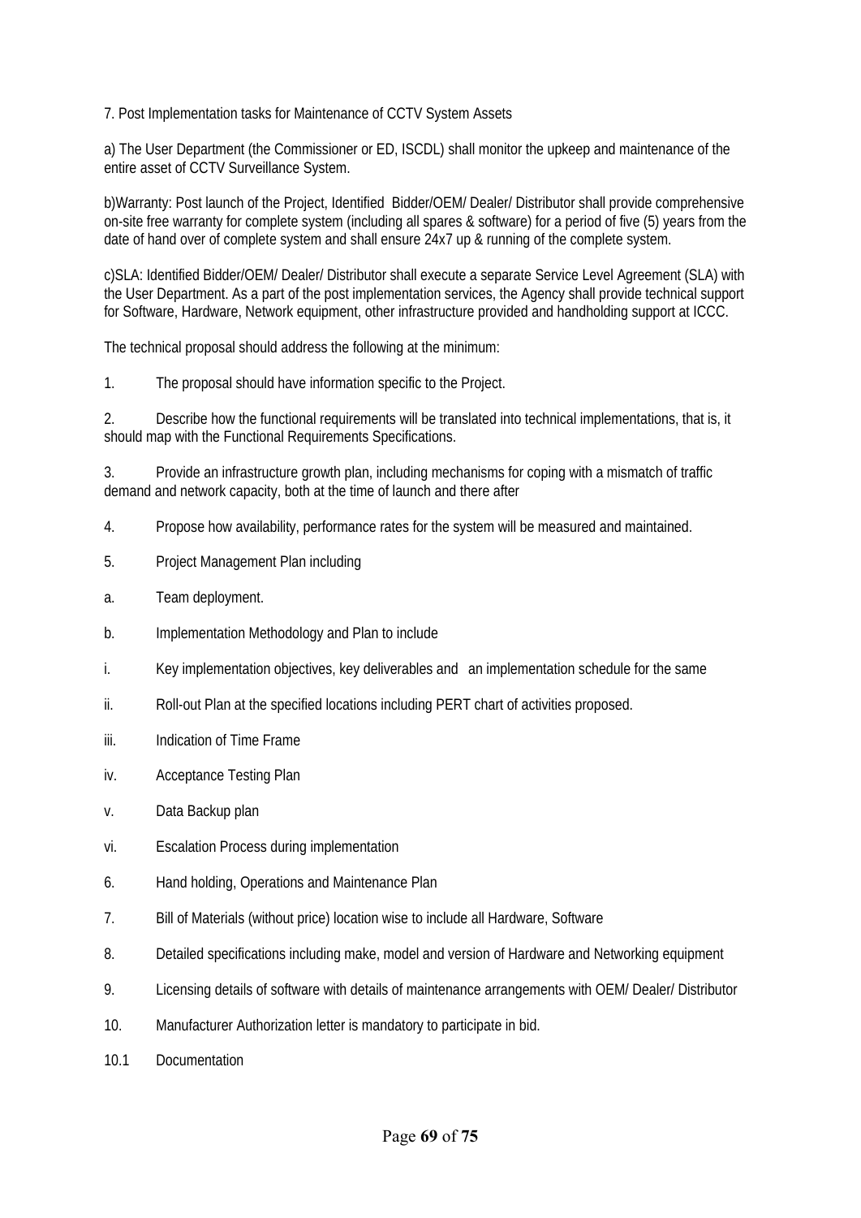7. Post Implementation tasks for Maintenance of CCTV System Assets

a) The User Department (the Commissioner or ED, ISCDL) shall monitor the upkeep and maintenance of the entire asset of CCTV Surveillance System.

b)Warranty: Post launch of the Project, Identified Bidder/OEM/ Dealer/ Distributor shall provide comprehensive on-site free warranty for complete system (including all spares & software) for a period of five (5) years from the date of hand over of complete system and shall ensure 24x7 up & running of the complete system.

c)SLA: Identified Bidder/OEM/ Dealer/ Distributor shall execute a separate Service Level Agreement (SLA) with the User Department. As a part of the post implementation services, the Agency shall provide technical support for Software, Hardware, Network equipment, other infrastructure provided and handholding support at ICCC.

The technical proposal should address the following at the minimum:

1. The proposal should have information specific to the Project.

2. Describe how the functional requirements will be translated into technical implementations, that is, it should map with the Functional Requirements Specifications.

3. Provide an infrastructure growth plan, including mechanisms for coping with a mismatch of traffic demand and network capacity, both at the time of launch and there after

4. Propose how availability, performance rates for the system will be measured and maintained.

5. Project Management Plan including

a. Team deployment.

b. Implementation Methodology and Plan to include

i. Key implementation objectives, key deliverables and an implementation schedule for the same

ii. Roll-out Plan at the specified locations including PERT chart of activities proposed.

iii. Indication of Time Frame

iv. Acceptance Testing Plan

v. Data Backup plan

vi. Escalation Process during implementation

6. Hand holding, Operations and Maintenance Plan

7. Bill of Materials (without price) location wise to include all Hardware, Software

8. Detailed specifications including make, model and version of Hardware and Networking equipment

9. Licensing details of software with details of maintenance arrangements with OEM/ Dealer/ Distributor

10. Manufacturer Authorization letter is mandatory to participate in bid.

10.1 Documentation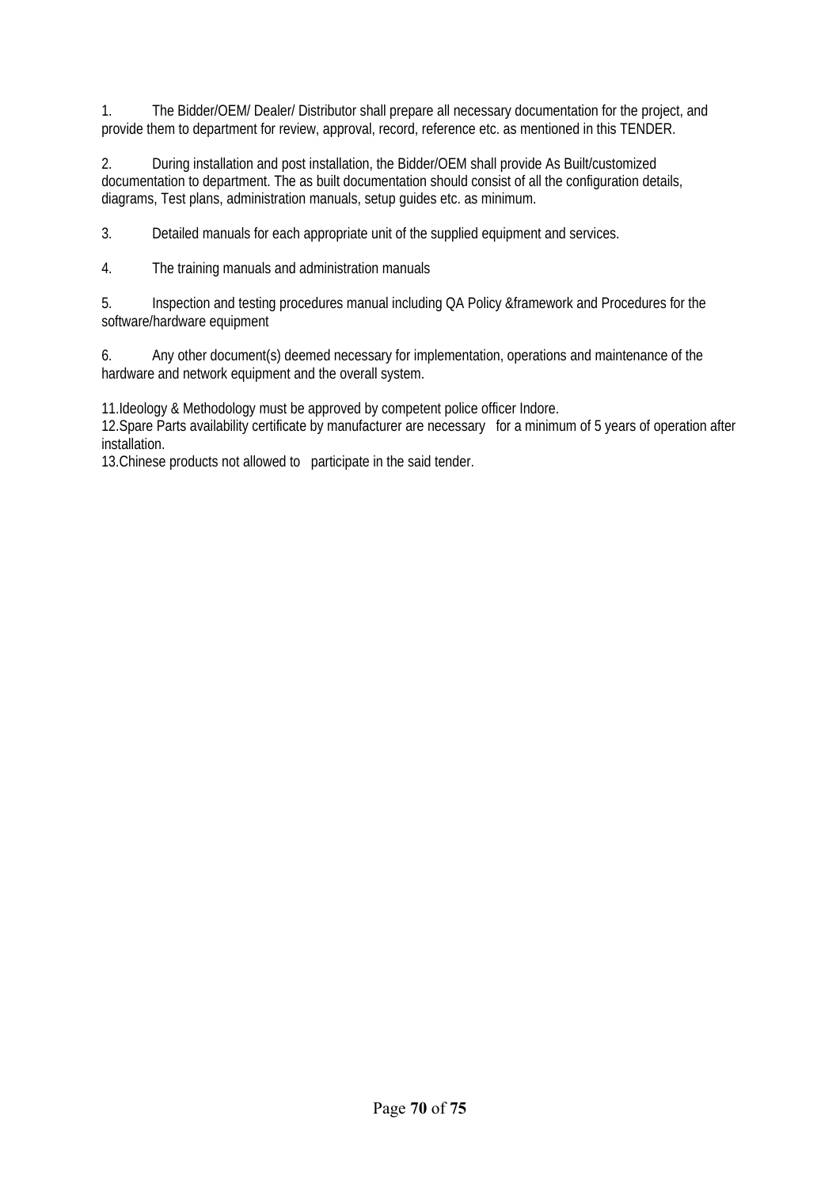1. The Bidder/OEM/ Dealer/ Distributor shall prepare all necessary documentation for the project, and provide them to department for review, approval, record, reference etc. as mentioned in this TENDER.

2. During installation and post installation, the Bidder/OEM shall provide As Built/customized documentation to department. The as built documentation should consist of all the configuration details, diagrams, Test plans, administration manuals, setup guides etc. as minimum.

3. Detailed manuals for each appropriate unit of the supplied equipment and services.

4. The training manuals and administration manuals

5. Inspection and testing procedures manual including QA Policy &framework and Procedures for the software/hardware equipment

6. Any other document(s) deemed necessary for implementation, operations and maintenance of the hardware and network equipment and the overall system.

11.Ideology & Methodology must be approved by competent police officer Indore.
12.Spare Parts availability certificate by manufacturer are necessary for a minimum of 5 years of operation after installation.
13.Chinese products not allowed to participate in the said tender.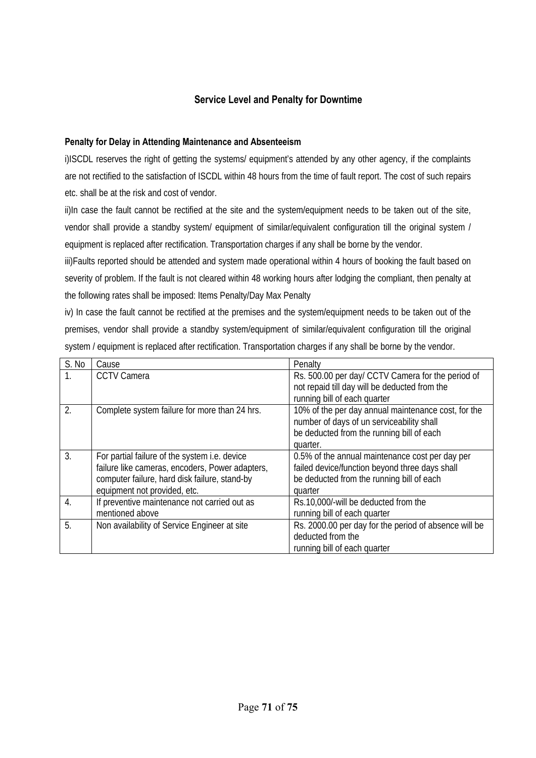## Service Level and Penalty for Downtime

**Penalty for Delay in Attending Maintenance and Absenteeism**

i)ISCDL reserves the right of getting the systems/ equipment's attended by any other agency, if the complaints are not rectified to the satisfaction of ISCDL within 48 hours from the time of fault report. The cost of such repairs etc. shall be at the risk and cost of vendor.

ii)In case the fault cannot be rectified at the site and the system/equipment needs to be taken out of the site, vendor shall provide a standby system/ equipment of similar/equivalent configuration till the original system / equipment is replaced after rectification. Transportation charges if any shall be borne by the vendor.

iii)Faults reported should be attended and system made operational within 4 hours of booking the fault based on severity of problem. If the fault is not cleared within 48 working hours after lodging the compliant, then penalty at the following rates shall be imposed: Items Penalty/Day Max Penalty

iv) In case the fault cannot be rectified at the premises and the system/equipment needs to be taken out of the premises, vendor shall provide a standby system/equipment of similar/equivalent configuration till the original system / equipment is replaced after rectification. Transportation charges if any shall be borne by the vendor.

| S. No | Cause | Penalty |
|---|---|---|
| 1. | CCTV Camera | Rs. 500.00 per day/ CCTV Camera for the period of not repaid till day will be deducted from the running bill of each quarter |
| 2. | Complete system failure for more than 24 hrs. | 10% of the per day annual maintenance cost, for the number of days of un serviceability shall be deducted from the running bill of each quarter. |
| 3. | For partial failure of the system i.e. device failure like cameras, encoders, Power adapters, computer failure, hard disk failure, stand-by equipment not provided, etc. | 0.5% of the annual maintenance cost per day per failed device/function beyond three days shall be deducted from the running bill of each quarter |
| 4. | If preventive maintenance not carried out as mentioned above | Rs.10,000/-will be deducted from the running bill of each quarter |
| 5. | Non availability of Service Engineer at site | Rs. 2000.00 per day for the period of absence will be deducted from the running bill of each quarter |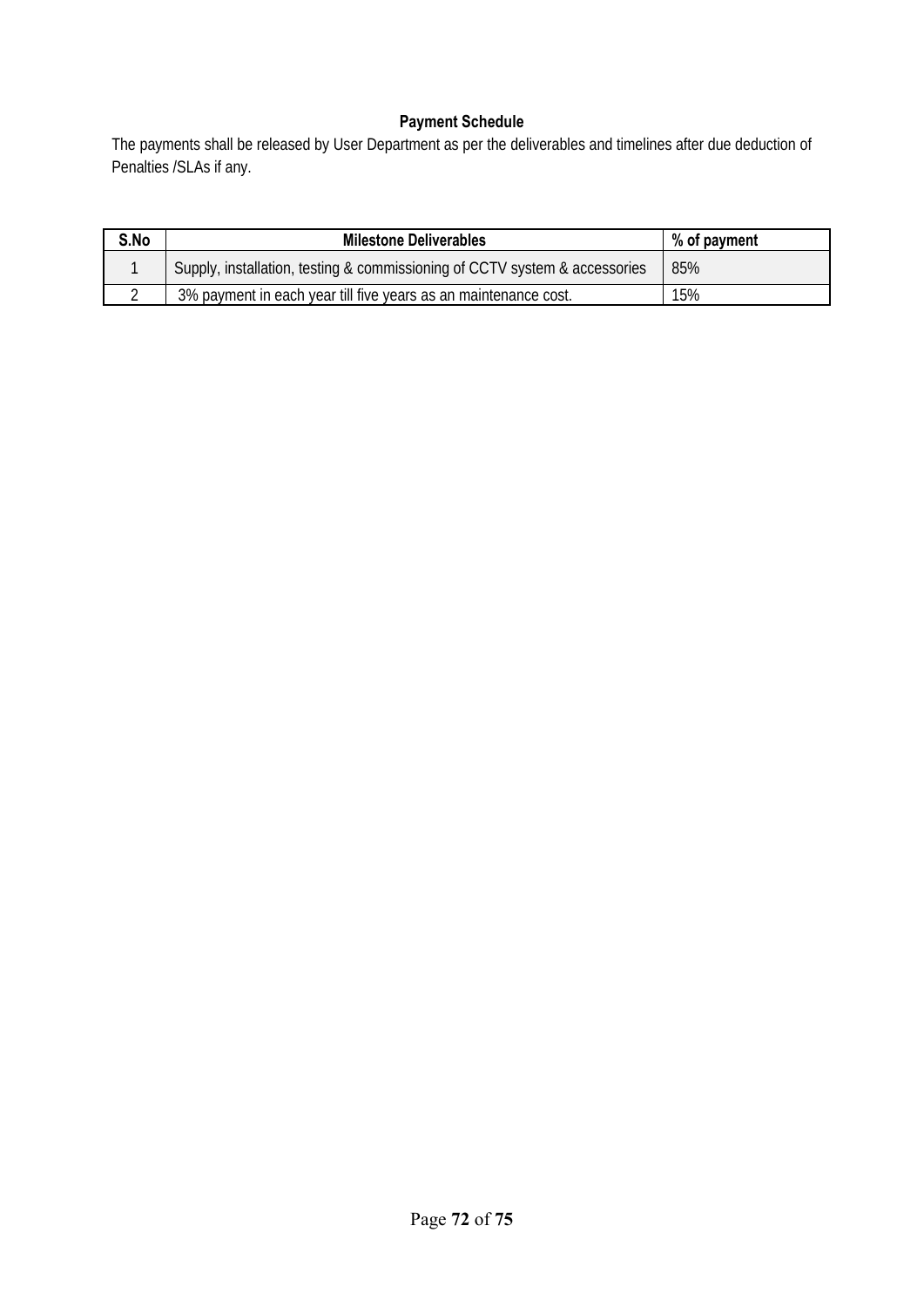## Payment Schedule

The payments shall be released by User Department as per the deliverables and timelines after due deduction of Penalties /SLAs if any.

| S.No | Milestone Deliverables | % of payment |
|---|---|---|
| 1 | Supply, installation, testing & commissioning of CCTV system & accessories | 85% |
| 2 | 3% payment in each year till five years as an maintenance cost. | 15% |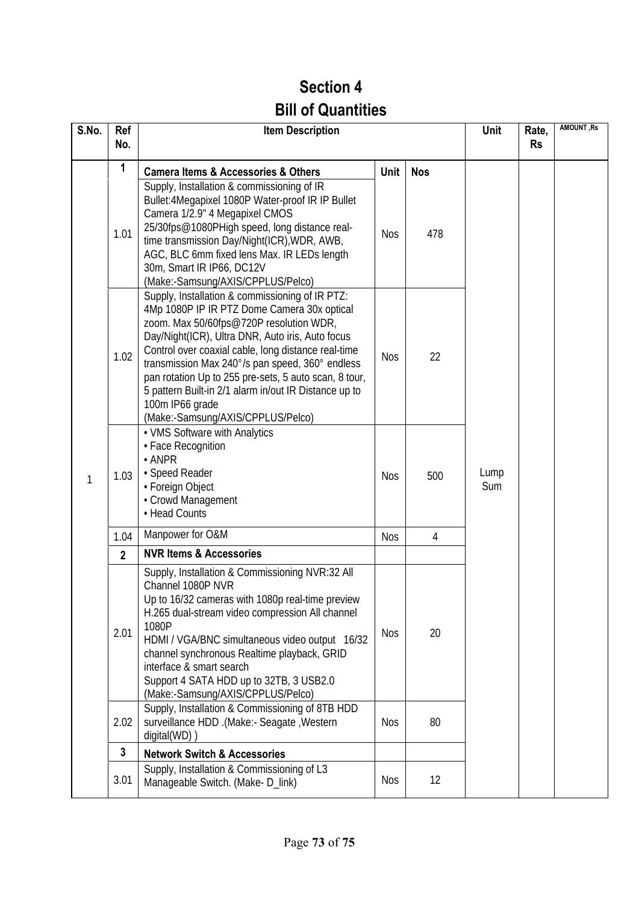# Section 4

## Bill of Quantities

| S.No. | Ref No. | Item Description | | | Unit | Rate, Rs | AMOUNT ,Rs |
|---|---|---|---|---|---|---|---|
| 1 | **1** | **Camera Items & Accessories & Others** | **Unit** | **Nos** | Lump Sum | | |
| | 1.01 | Supply, Installation & commissioning of IR Bullet:4Megapixel 1080P Water-proof IR IP Bullet Camera 1/2.9" 4 Megapixel CMOS 25/30fps@1080PHigh speed, long distance real-time transmission Day/Night(ICR),WDR, AWB, AGC, BLC 6mm fixed lens Max. IR LEDs length 30m, Smart IR IP66, DC12V (Make:-Samsung/AXIS/CPPLUS/Pelco) | Nos | 478 | | | |
| | 1.02 | Supply, Installation & commissioning of IR PTZ: 4Mp 1080P IP IR PTZ Dome Camera 30x optical zoom. Max 50/60fps@720P resolution WDR, Day/Night(ICR), Ultra DNR, Auto iris, Auto focus Control over coaxial cable, long distance real-time transmission Max 240°/s pan speed, 360° endless pan rotation Up to 255 pre-sets, 5 auto scan, 8 tour, 5 pattern Built-in 2/1 alarm in/out IR Distance up to 100m IP66 grade (Make:-Samsung/AXIS/CPPLUS/Pelco) | Nos | 22 | | | |
| | 1.03 | • VMS Software with Analytics<br>• Face Recognition<br>• ANPR<br>• Speed Reader<br>• Foreign Object<br>• Crowd Management<br>• Head Counts | Nos | 500 | | | |
| | 1.04 | Manpower for O&M | Nos | 4 | | | |
| | **2** | **NVR Items & Accessories** | | | | | |
| | 2.01 | Supply, Installation & Commissioning NVR:32 All Channel 1080P NVR<br>Up to 16/32 cameras with 1080p real-time preview H.265 dual-stream video compression All channel 1080P<br>HDMI / VGA/BNC simultaneous video output 16/32 channel synchronous Realtime playback, GRID interface & smart search<br>Support 4 SATA HDD up to 32TB, 3 USB2.0 (Make:-Samsung/AXIS/CPPLUS/Pelco) | Nos | 20 | | | |
| | 2.02 | Supply, Installation & Commissioning of 8TB HDD surveillance HDD .(Make:- Seagate ,Western digital(WD) ) | Nos | 80 | | | |
| | **3** | **Network Switch & Accessories** | | | | | |
| | 3.01 | Supply, Installation & Commissioning of L3 Manageable Switch. (Make- D_link) | Nos | 12 | | | |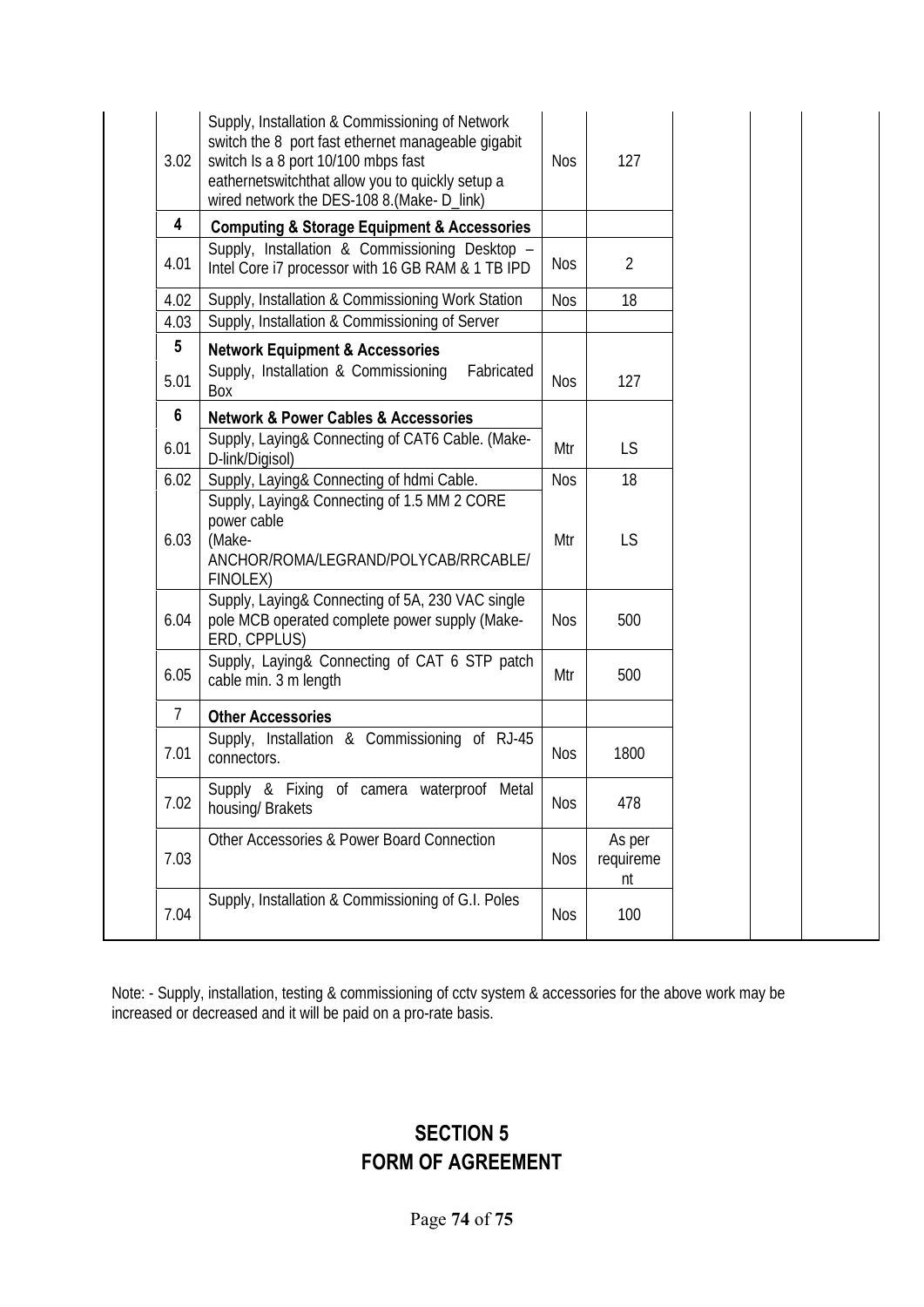| | | | | | | |
|---|---|---|---|---|---|---|
| 3.02 | Supply, Installation & Commissioning of Network switch the 8 port fast ethernet manageable gigabit switch Is a 8 port 10/100 mbps fast eathernetswitchthat allow you to quickly setup a wired network the DES-108 8.(Make- D_link) | Nos | 127 | | | |
| **4** | **Computing & Storage Equipment & Accessories** | | | | | |
| 4.01 | Supply, Installation & Commissioning Desktop – Intel Core i7 processor with 16 GB RAM & 1 TB IPD | Nos | 2 | | | |
| 4.02 | Supply, Installation & Commissioning Work Station | Nos | 18 | | | |
| 4.03 | Supply, Installation & Commissioning of Server | | | | | |
| **5** | **Network Equipment & Accessories** | | | | | |
| 5.01 | Supply, Installation & Commissioning Fabricated Box | Nos | 127 | | | |
| **6** | **Network & Power Cables & Accessories** | | | | | |
| 6.01 | Supply, Laying& Connecting of CAT6 Cable. (Make-D-link/Digisol) | Mtr | LS | | | |
| 6.02 | Supply, Laying& Connecting of hdmi Cable. | Nos | 18 | | | |
| 6.03 | Supply, Laying& Connecting of 1.5 MM 2 CORE power cable (Make-ANCHOR/ROMA/LEGRAND/POLYCAB/RRCABLE/FINOLEX) | Mtr | LS | | | |
| 6.04 | Supply, Laying& Connecting of 5A, 230 VAC single pole MCB operated complete power supply (Make-ERD, CPPLUS) | Nos | 500 | | | |
| 6.05 | Supply, Laying& Connecting of CAT 6 STP patch cable min. 3 m length | Mtr | 500 | | | |
| 7 | **Other Accessories** | | | | | |
| 7.01 | Supply, Installation & Commissioning of RJ-45 connectors. | Nos | 1800 | | | |
| 7.02 | Supply & Fixing of camera waterproof Metal housing/ Brakets | Nos | 478 | | | |
| 7.03 | Other Accessories & Power Board Connection | Nos | As per requirement | | | |
| 7.04 | Supply, Installation & Commissioning of G.I. Poles | Nos | 100 | | | |

Note: - Supply, installation, testing & commissioning of cctv system & accessories for the above work may be increased or decreased and it will be paid on a pro-rate basis.

## SECTION 5
## FORM OF AGREEMENT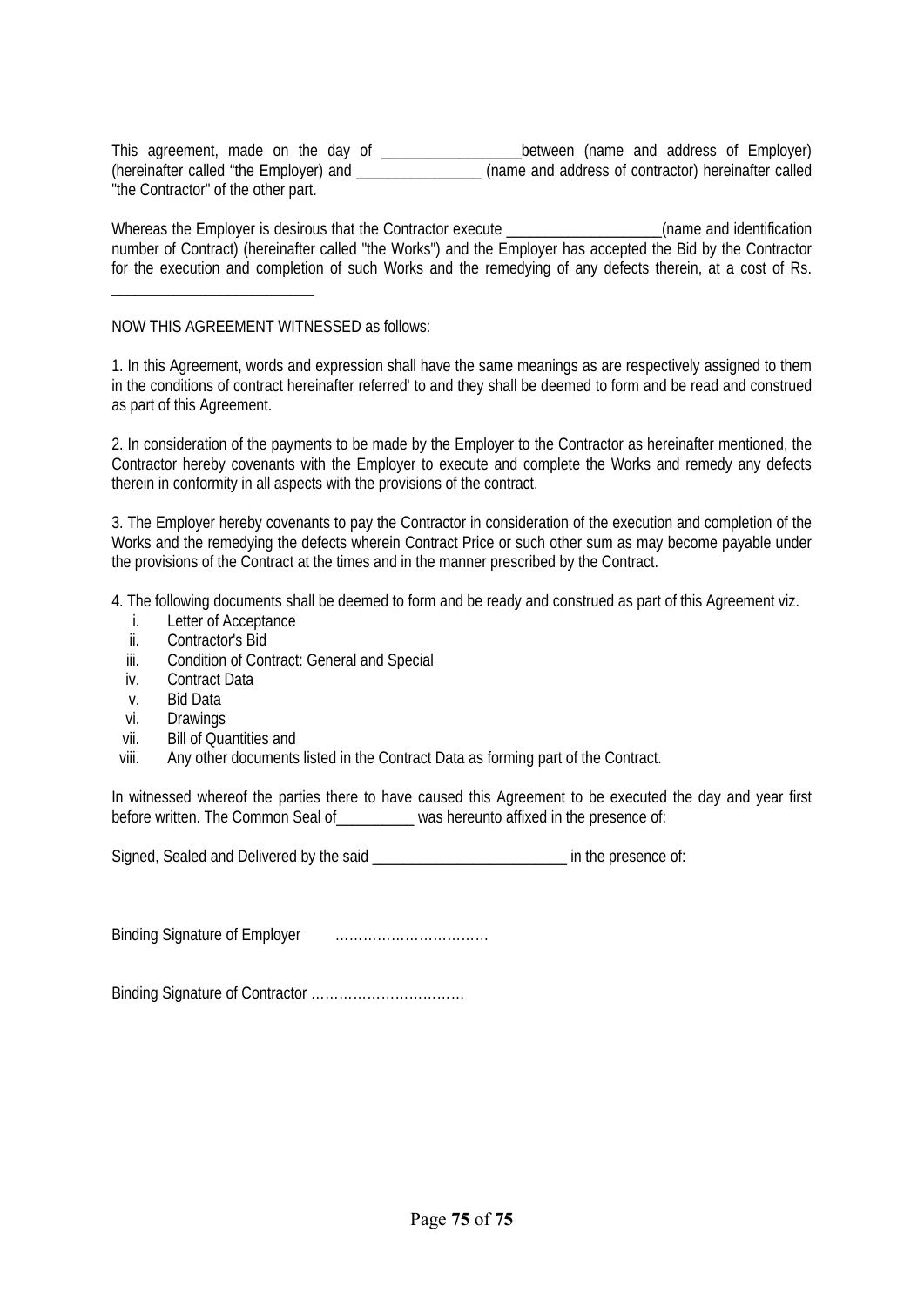This agreement, made on the day of ___________________between (name and address of Employer) (hereinafter called "the Employer) and ________________ (name and address of contractor) hereinafter called "the Contractor" of the other part.

Whereas the Employer is desirous that the Contractor execute ____________________(name and identification number of Contract) (hereinafter called "the Works") and the Employer has accepted the Bid by the Contractor for the execution and completion of such Works and the remedying of any defects therein, at a cost of Rs. ___________________________

NOW THIS AGREEMENT WITNESSED as follows:

1. In this Agreement, words and expression shall have the same meanings as are respectively assigned to them in the conditions of contract hereinafter referred' to and they shall be deemed to form and be read and construed as part of this Agreement.

2. In consideration of the payments to be made by the Employer to the Contractor as hereinafter mentioned, the Contractor hereby covenants with the Employer to execute and complete the Works and remedy any defects therein in conformity in all aspects with the provisions of the contract.

3. The Employer hereby covenants to pay the Contractor in consideration of the execution and completion of the Works and the remedying the defects wherein Contract Price or such other sum as may become payable under the provisions of the Contract at the times and in the manner prescribed by the Contract.

4. The following documents shall be deemed to form and be ready and construed as part of this Agreement viz.

i. Letter of Acceptance
ii. Contractor's Bid
iii. Condition of Contract: General and Special
iv. Contract Data
v. Bid Data
vi. Drawings
vii. Bill of Quantities and
viii. Any other documents listed in the Contract Data as forming part of the Contract.

In witnessed whereof the parties there to have caused this Agreement to be executed the day and year first before written. The Common Seal of__________ was hereunto affixed in the presence of:

Signed, Sealed and Delivered by the said _________________________ in the presence of:

Binding Signature of Employer ……………………………

Binding Signature of Contractor ……………………………